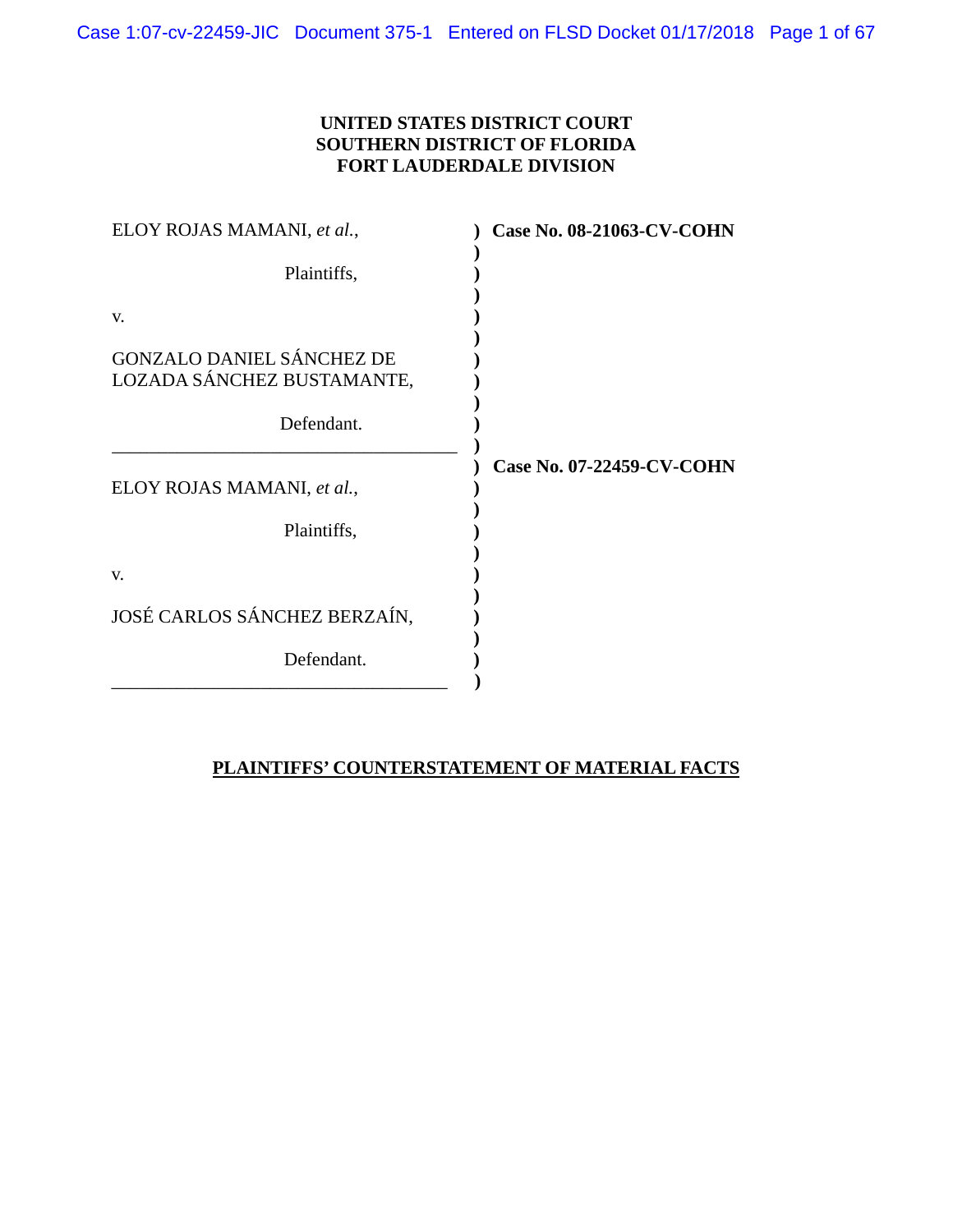**UNITED STATES DISTRICT COURT**
**SOUTHERN DISTRICT OF FLORIDA**
**FORT LAUDERDALE DIVISION**

| | |
|---|---|
| ELOY ROJAS MAMANI, *et al.*, | **Case No. 08-21063-CV-COHN** |
| Plaintiffs, | |
| v. | |
| GONZALO DANIEL SÁNCHEZ DE LOZADA SÁNCHEZ BUSTAMANTE, | |
| Defendant. | |
| ELOY ROJAS MAMANI, *et al.*, | **Case No. 07-22459-CV-COHN** |
| Plaintiffs, | |
| v. | |
| JOSÉ CARLOS SÁNCHEZ BERZAÍN, | |
| Defendant. | |

**PLAINTIFFS' COUNTERSTATEMENT OF MATERIAL FACTS**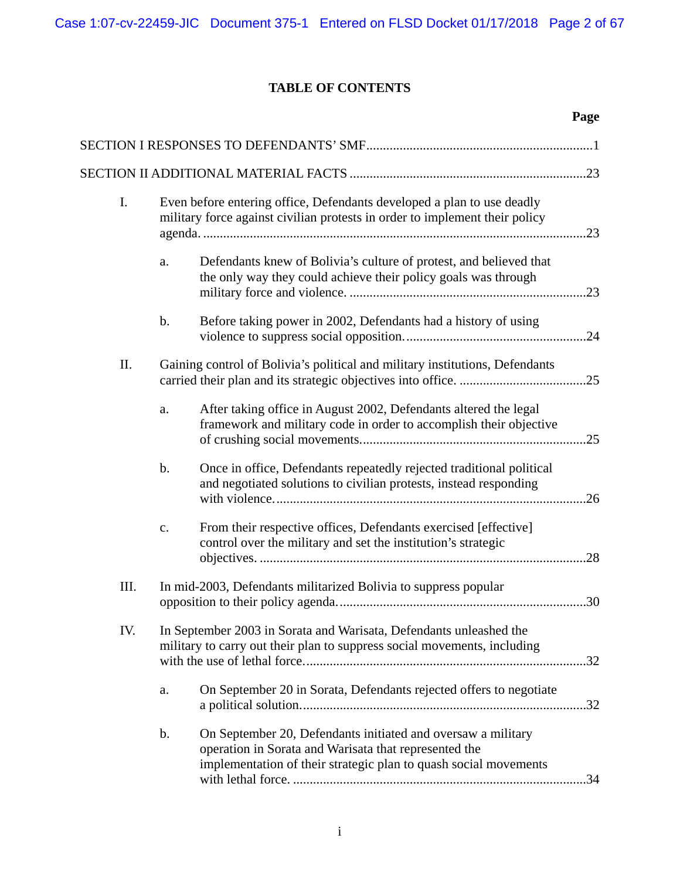## TABLE OF CONTENTS

| | Page |
|---|---|
| SECTION I RESPONSES TO DEFENDANTS' SMF | 1 |
| SECTION II ADDITIONAL MATERIAL FACTS | 23 |
| I. Even before entering office, Defendants developed a plan to use deadly military force against civilian protests in order to implement their policy agenda. | 23 |
| a. Defendants knew of Bolivia's culture of protest, and believed that the only way they could achieve their policy goals was through military force and violence. | 23 |
| b. Before taking power in 2002, Defendants had a history of using violence to suppress social opposition. | 24 |
| II. Gaining control of Bolivia's political and military institutions, Defendants carried their plan and its strategic objectives into office. | 25 |
| a. After taking office in August 2002, Defendants altered the legal framework and military code in order to accomplish their objective of crushing social movements. | 25 |
| b. Once in office, Defendants repeatedly rejected traditional political and negotiated solutions to civilian protests, instead responding with violence. | 26 |
| c. From their respective offices, Defendants exercised [effective] control over the military and set the institution's strategic objectives. | 28 |
| III. In mid-2003, Defendants militarized Bolivia to suppress popular opposition to their policy agenda. | 30 |
| IV. In September 2003 in Sorata and Warisata, Defendants unleashed the military to carry out their plan to suppress social movements, including with the use of lethal force. | 32 |
| a. On September 20 in Sorata, Defendants rejected offers to negotiate a political solution. | 32 |
| b. On September 20, Defendants initiated and oversaw a military operation in Sorata and Warisata that represented the implementation of their strategic plan to quash social movements with lethal force. | 34 |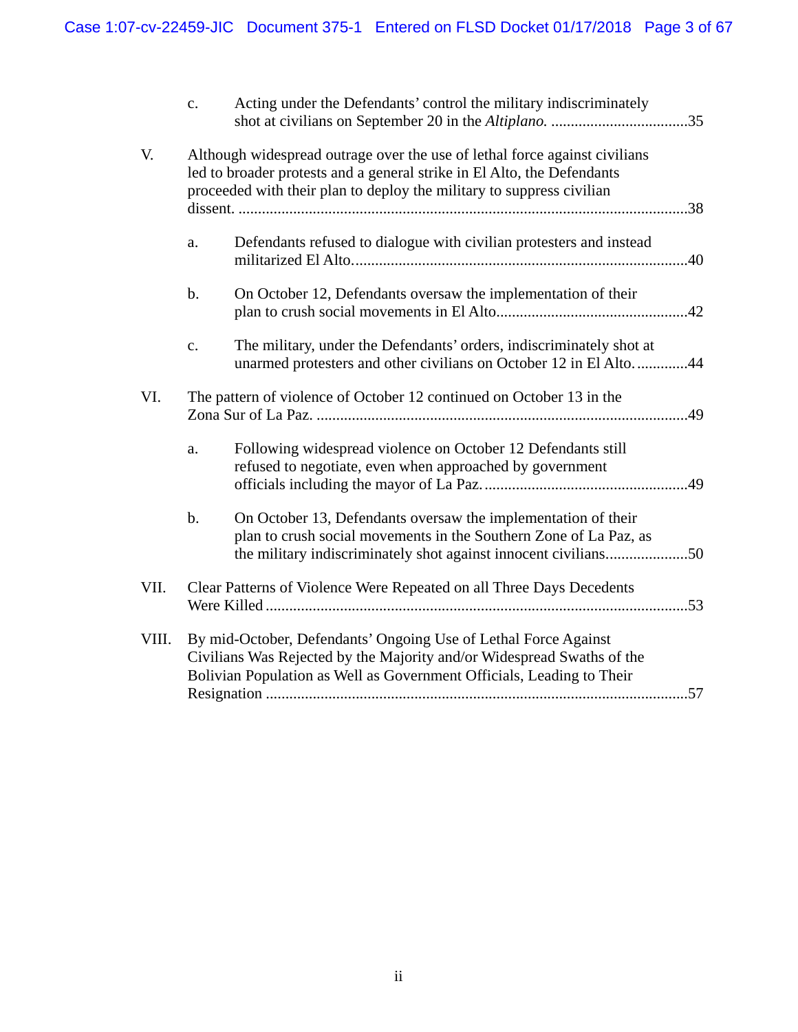c. Acting under the Defendants' control the military indiscriminately shot at civilians on September 20 in the *Altiplano.* ....................................35

V. Although widespread outrage over the use of lethal force against civilians led to broader protests and a general strike in El Alto, the Defendants proceeded with their plan to deploy the military to suppress civilian dissent. ....................................................................................................................38

a. Defendants refused to dialogue with civilian protesters and instead militarized El Alto......................................................................................40

b. On October 12, Defendants oversaw the implementation of their plan to crush social movements in El Alto.................................................42

c. The military, under the Defendants' orders, indiscriminately shot at unarmed protesters and other civilians on October 12 in El Alto. .............44

VI. The pattern of violence of October 12 continued on October 13 in the Zona Sur of La Paz. ...............................................................................................49

a. Following widespread violence on October 12 Defendants still refused to negotiate, even when approached by government officials including the mayor of La Paz. ....................................................49

b. On October 13, Defendants oversaw the implementation of their plan to crush social movements in the Southern Zone of La Paz, as the military indiscriminately shot against innocent civilians.....................50

VII. Clear Patterns of Violence Were Repeated on all Three Days Decedents Were Killed ............................................................................................................53

VIII. By mid-October, Defendants' Ongoing Use of Lethal Force Against Civilians Was Rejected by the Majority and/or Widespread Swaths of the Bolivian Population as Well as Government Officials, Leading to Their Resignation .............................................................................................................57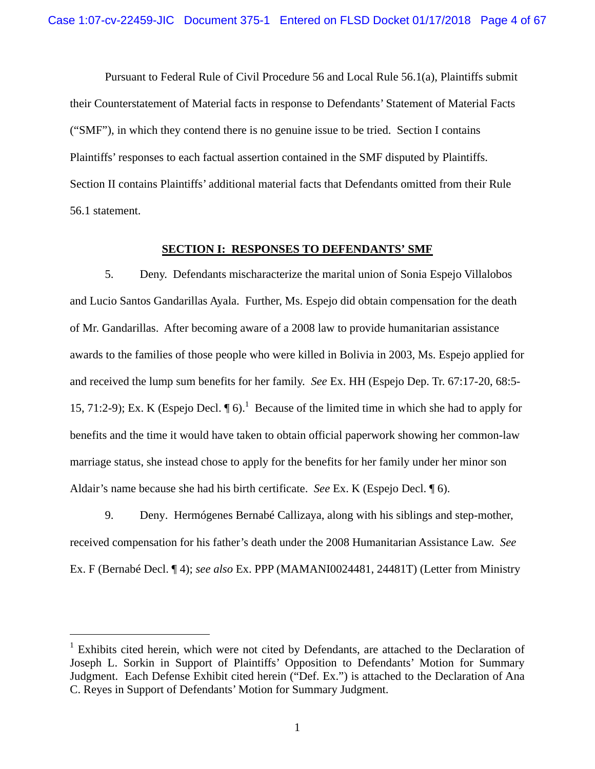Pursuant to Federal Rule of Civil Procedure 56 and Local Rule 56.1(a), Plaintiffs submit their Counterstatement of Material facts in response to Defendants' Statement of Material Facts ("SMF"), in which they contend there is no genuine issue to be tried. Section I contains Plaintiffs' responses to each factual assertion contained in the SMF disputed by Plaintiffs. Section II contains Plaintiffs' additional material facts that Defendants omitted from their Rule 56.1 statement.

## SECTION I: RESPONSES TO DEFENDANTS' SMF

5. Deny. Defendants mischaracterize the marital union of Sonia Espejo Villalobos and Lucio Santos Gandarillas Ayala. Further, Ms. Espejo did obtain compensation for the death of Mr. Gandarillas. After becoming aware of a 2008 law to provide humanitarian assistance awards to the families of those people who were killed in Bolivia in 2003, Ms. Espejo applied for and received the lump sum benefits for her family. *See* Ex. HH (Espejo Dep. Tr. 67:17-20, 68:5-15, 71:2-9); Ex. K (Espejo Decl. ¶ 6).[1] Because of the limited time in which she had to apply for benefits and the time it would have taken to obtain official paperwork showing her common-law marriage status, she instead chose to apply for the benefits for her family under her minor son Aldair's name because she had his birth certificate. *See* Ex. K (Espejo Decl. ¶ 6).

9. Deny. Hermógenes Bernabé Callizaya, along with his siblings and step-mother, received compensation for his father's death under the 2008 Humanitarian Assistance Law. *See* Ex. F (Bernabé Decl. ¶ 4); *see also* Ex. PPP (MAMANI0024481, 24481T) (Letter from Ministry

---

[1] Exhibits cited herein, which were not cited by Defendants, are attached to the Declaration of Joseph L. Sorkin in Support of Plaintiffs' Opposition to Defendants' Motion for Summary Judgment. Each Defense Exhibit cited herein ("Def. Ex.") is attached to the Declaration of Ana C. Reyes in Support of Defendants' Motion for Summary Judgment.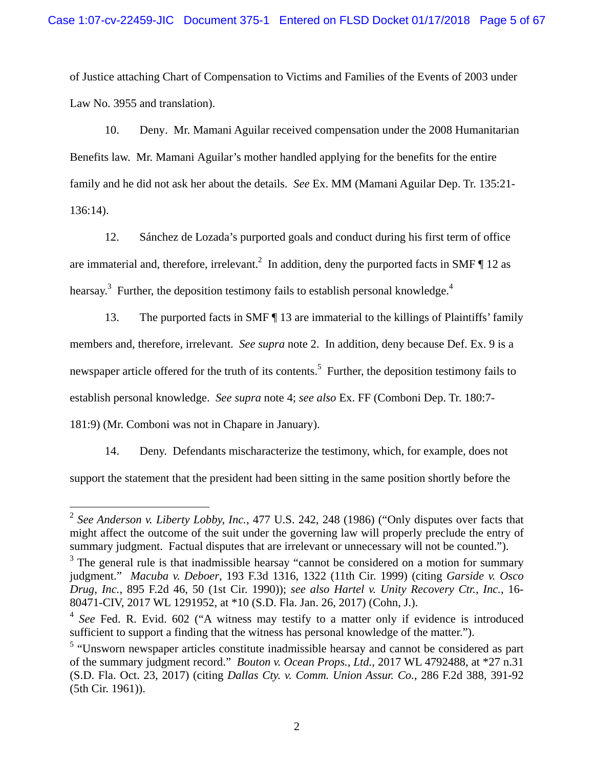of Justice attaching Chart of Compensation to Victims and Families of the Events of 2003 under Law No. 3955 and translation).

10. Deny. Mr. Mamani Aguilar received compensation under the 2008 Humanitarian Benefits law. Mr. Mamani Aguilar's mother handled applying for the benefits for the entire family and he did not ask her about the details. *See* Ex. MM (Mamani Aguilar Dep. Tr. 135:21-136:14).

12. Sánchez de Lozada's purported goals and conduct during his first term of office are immaterial and, therefore, irrelevant.[2] In addition, deny the purported facts in SMF ¶ 12 as hearsay.[3] Further, the deposition testimony fails to establish personal knowledge.[4]

13. The purported facts in SMF ¶ 13 are immaterial to the killings of Plaintiffs' family members and, therefore, irrelevant. *See supra* note 2. In addition, deny because Def. Ex. 9 is a newspaper article offered for the truth of its contents.[5] Further, the deposition testimony fails to establish personal knowledge. *See supra* note 4; *see also* Ex. FF (Comboni Dep. Tr. 180:7-181:9) (Mr. Comboni was not in Chapare in January).

14. Deny. Defendants mischaracterize the testimony, which, for example, does not support the statement that the president had been sitting in the same position shortly before the

---

[2] *See Anderson v. Liberty Lobby, Inc.*, 477 U.S. 242, 248 (1986) ("Only disputes over facts that might affect the outcome of the suit under the governing law will properly preclude the entry of summary judgment. Factual disputes that are irrelevant or unnecessary will not be counted.").

[3] The general rule is that inadmissible hearsay "cannot be considered on a motion for summary judgment." *Macuba v. Deboer*, 193 F.3d 1316, 1322 (11th Cir. 1999) (citing *Garside v. Osco Drug, Inc.*, 895 F.2d 46, 50 (1st Cir. 1990)); *see also Hartel v. Unity Recovery Ctr., Inc.*, 16-80471-CIV, 2017 WL 1291952, at *10 (S.D. Fla. Jan. 26, 2017) (Cohn, J.).

[4] *See* Fed. R. Evid. 602 ("A witness may testify to a matter only if evidence is introduced sufficient to support a finding that the witness has personal knowledge of the matter.").

[5] "Unsworn newspaper articles constitute inadmissible hearsay and cannot be considered as part of the summary judgment record." *Bouton v. Ocean Props., Ltd.*, 2017 WL 4792488, at *27 n.31 (S.D. Fla. Oct. 23, 2017) (citing *Dallas Cty. v. Comm. Union Assur. Co.*, 286 F.2d 388, 391-92 (5th Cir. 1961)).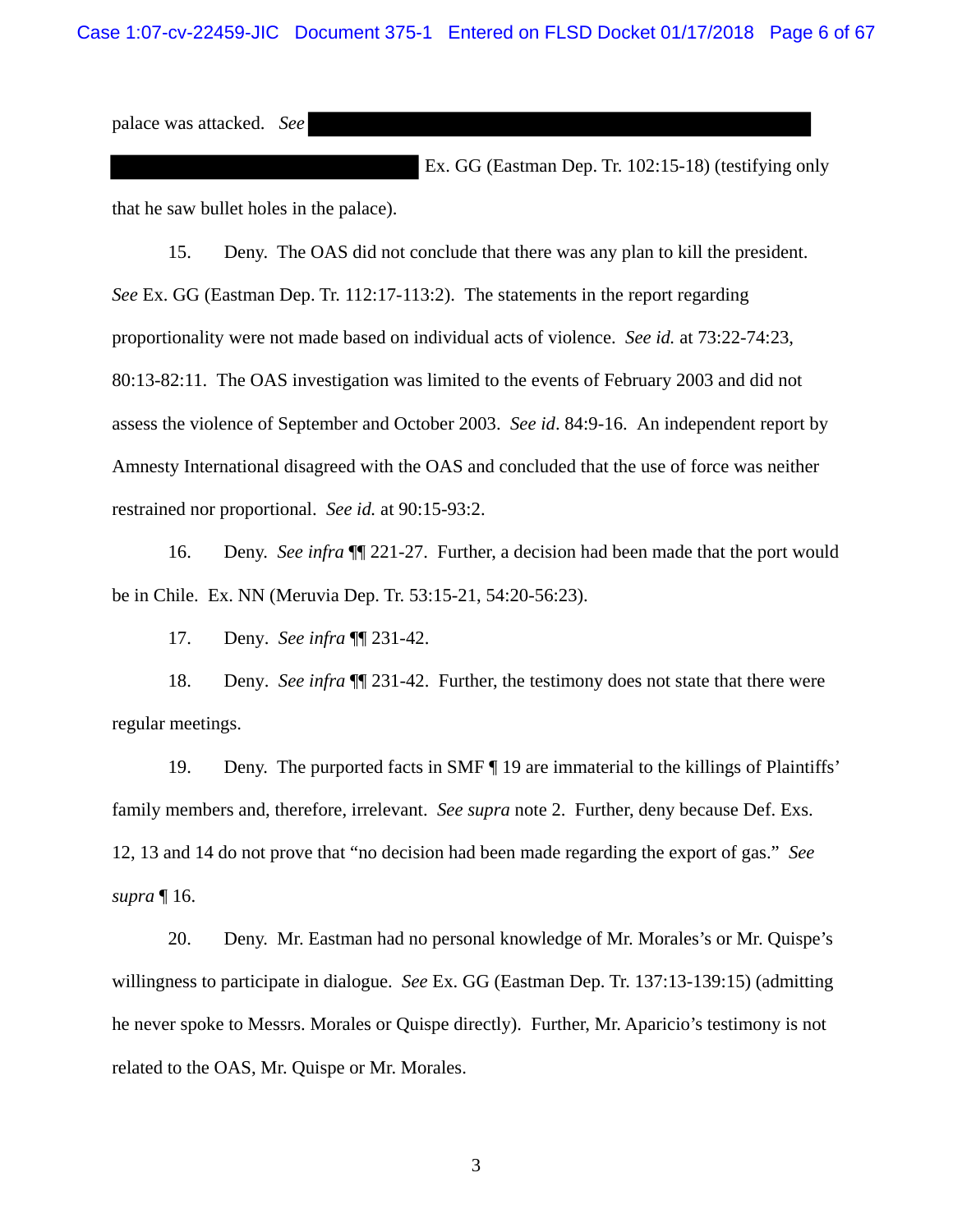palace was attacked. *See* [REDACTED] Ex. GG (Eastman Dep. Tr. 102:15-18) (testifying only that he saw bullet holes in the palace).

15. Deny. The OAS did not conclude that there was any plan to kill the president. *See* Ex. GG (Eastman Dep. Tr. 112:17-113:2). The statements in the report regarding proportionality were not made based on individual acts of violence. *See id.* at 73:22-74:23, 80:13-82:11. The OAS investigation was limited to the events of February 2003 and did not assess the violence of September and October 2003. *See id*. 84:9-16. An independent report by Amnesty International disagreed with the OAS and concluded that the use of force was neither restrained nor proportional. *See id.* at 90:15-93:2.

16. Deny. *See infra* ¶¶ 221-27. Further, a decision had been made that the port would be in Chile. Ex. NN (Meruvia Dep. Tr. 53:15-21, 54:20-56:23).

17. Deny. *See infra* ¶¶ 231-42.

18. Deny. *See infra* ¶¶ 231-42. Further, the testimony does not state that there were regular meetings.

19. Deny. The purported facts in SMF ¶ 19 are immaterial to the killings of Plaintiffs' family members and, therefore, irrelevant. *See supra* note 2. Further, deny because Def. Exs. 12, 13 and 14 do not prove that "no decision had been made regarding the export of gas." *See supra* ¶ 16.

20. Deny. Mr. Eastman had no personal knowledge of Mr. Morales's or Mr. Quispe's willingness to participate in dialogue. *See* Ex. GG (Eastman Dep. Tr. 137:13-139:15) (admitting he never spoke to Messrs. Morales or Quispe directly). Further, Mr. Aparicio's testimony is not related to the OAS, Mr. Quispe or Mr. Morales.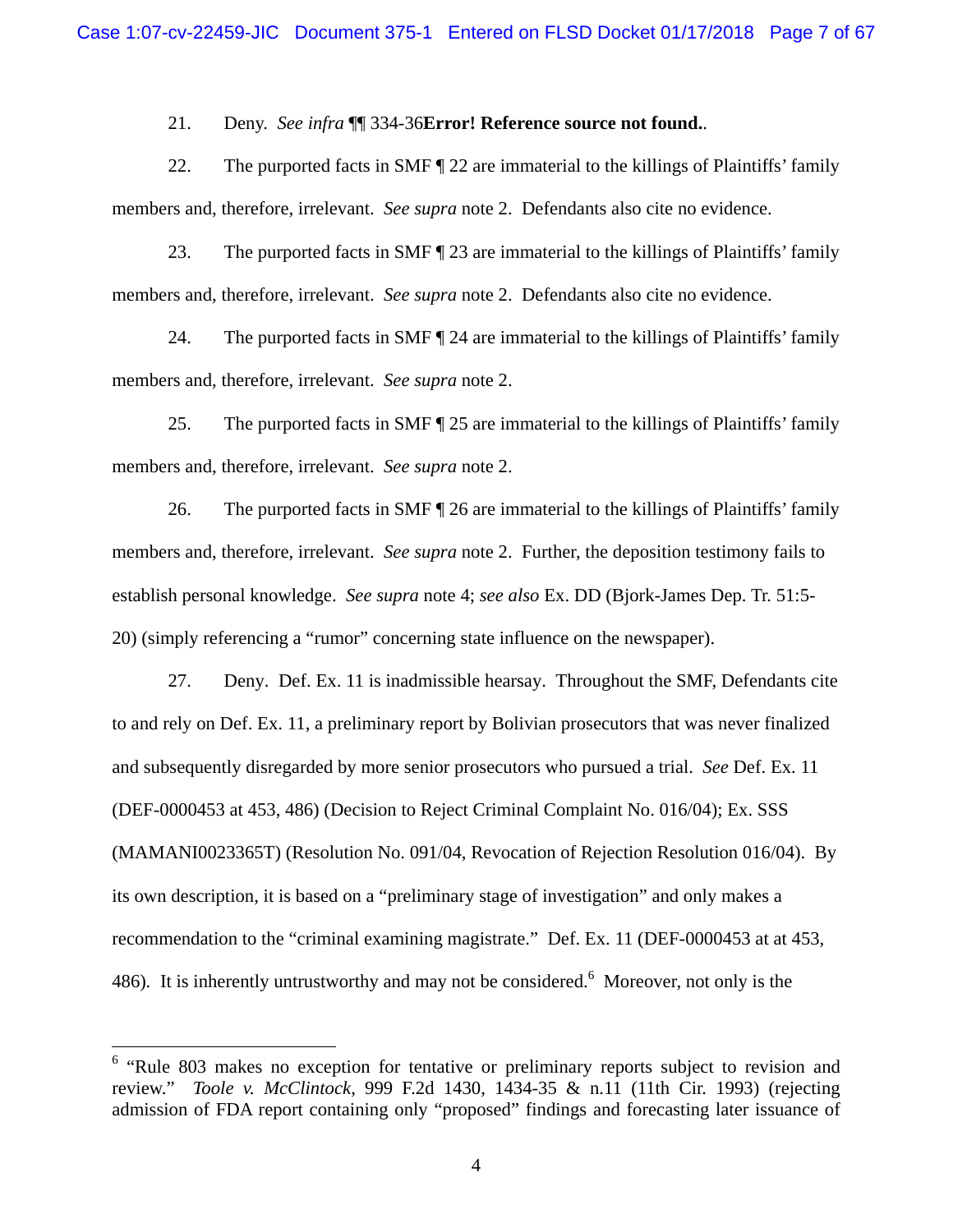21. Deny. *See infra* ¶¶ 334-36**Error! Reference source not found.**.

22. The purported facts in SMF ¶ 22 are immaterial to the killings of Plaintiffs' family members and, therefore, irrelevant. *See supra* note 2. Defendants also cite no evidence.

23. The purported facts in SMF ¶ 23 are immaterial to the killings of Plaintiffs' family members and, therefore, irrelevant. *See supra* note 2. Defendants also cite no evidence.

24. The purported facts in SMF ¶ 24 are immaterial to the killings of Plaintiffs' family members and, therefore, irrelevant. *See supra* note 2.

25. The purported facts in SMF ¶ 25 are immaterial to the killings of Plaintiffs' family members and, therefore, irrelevant. *See supra* note 2.

26. The purported facts in SMF ¶ 26 are immaterial to the killings of Plaintiffs' family members and, therefore, irrelevant. *See supra* note 2. Further, the deposition testimony fails to establish personal knowledge. *See supra* note 4; *see also* Ex. DD (Bjork-James Dep. Tr. 51:5-20) (simply referencing a "rumor" concerning state influence on the newspaper).

27. Deny. Def. Ex. 11 is inadmissible hearsay. Throughout the SMF, Defendants cite to and rely on Def. Ex. 11, a preliminary report by Bolivian prosecutors that was never finalized and subsequently disregarded by more senior prosecutors who pursued a trial. *See* Def. Ex. 11 (DEF-0000453 at 453, 486) (Decision to Reject Criminal Complaint No. 016/04); Ex. SSS (MAMANI0023365T) (Resolution No. 091/04, Revocation of Rejection Resolution 016/04). By its own description, it is based on a "preliminary stage of investigation" and only makes a recommendation to the "criminal examining magistrate." Def. Ex. 11 (DEF-0000453 at at 453, 486). It is inherently untrustworthy and may not be considered.[6] Moreover, not only is the

[6] "Rule 803 makes no exception for tentative or preliminary reports subject to revision and review." *Toole v. McClintock*, 999 F.2d 1430, 1434-35 & n.11 (11th Cir. 1993) (rejecting admission of FDA report containing only "proposed" findings and forecasting later issuance of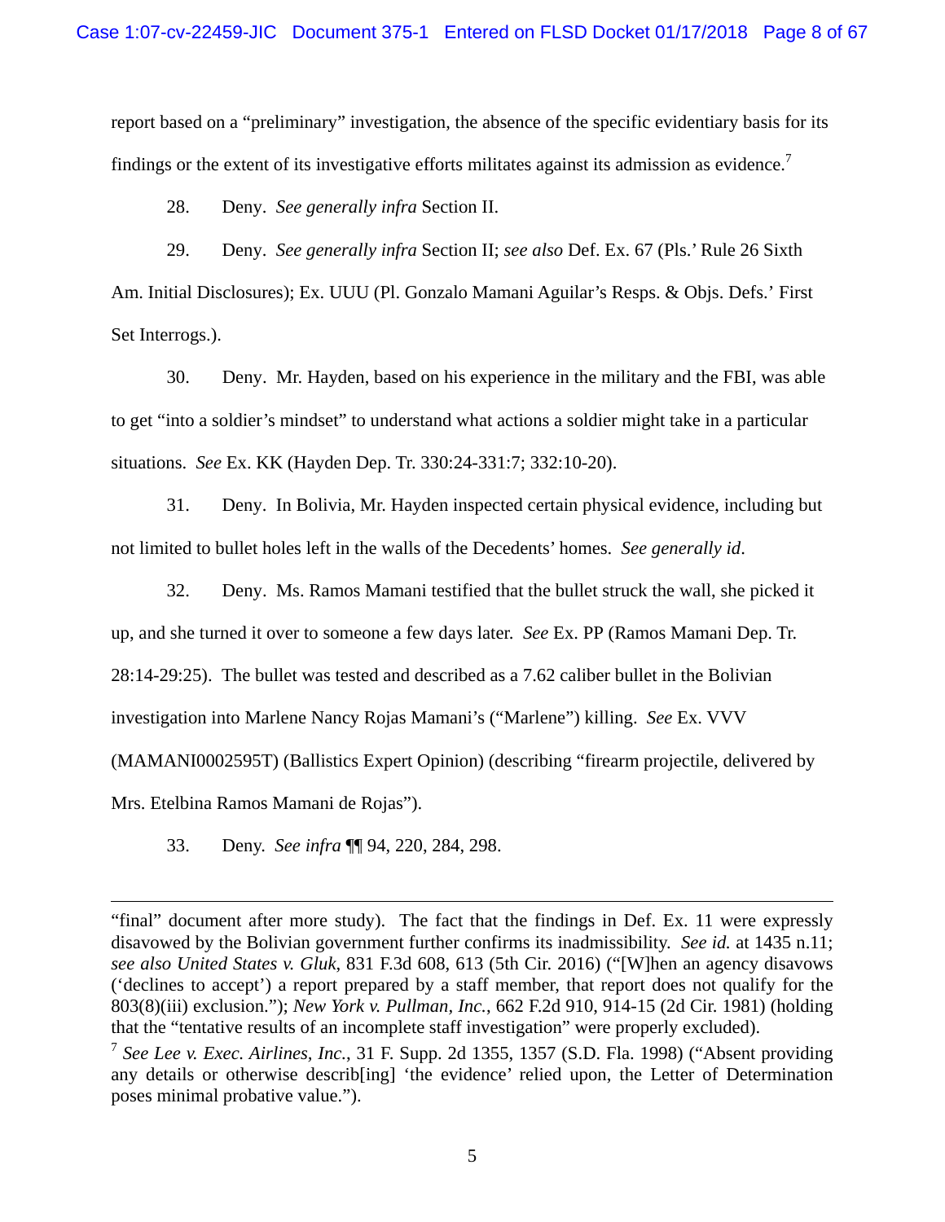report based on a "preliminary" investigation, the absence of the specific evidentiary basis for its findings or the extent of its investigative efforts militates against its admission as evidence.[7]

28. Deny. *See generally infra* Section II.

29. Deny. *See generally infra* Section II; *see also* Def. Ex. 67 (Pls.' Rule 26 Sixth Am. Initial Disclosures); Ex. UUU (Pl. Gonzalo Mamani Aguilar's Resps. & Objs. Defs.' First Set Interrogs.).

30. Deny. Mr. Hayden, based on his experience in the military and the FBI, was able to get "into a soldier's mindset" to understand what actions a soldier might take in a particular situations. *See* Ex. KK (Hayden Dep. Tr. 330:24-331:7; 332:10-20).

31. Deny. In Bolivia, Mr. Hayden inspected certain physical evidence, including but not limited to bullet holes left in the walls of the Decedents' homes. *See generally id*.

32. Deny. Ms. Ramos Mamani testified that the bullet struck the wall, she picked it up, and she turned it over to someone a few days later. *See* Ex. PP (Ramos Mamani Dep. Tr. 28:14-29:25). The bullet was tested and described as a 7.62 caliber bullet in the Bolivian investigation into Marlene Nancy Rojas Mamani's ("Marlene") killing. *See* Ex. VVV (MAMANI0002595T) (Ballistics Expert Opinion) (describing "firearm projectile, delivered by Mrs. Etelbina Ramos Mamani de Rojas").

33. Deny. *See infra* ¶¶ 94, 220, 284, 298.

---

"final" document after more study). The fact that the findings in Def. Ex. 11 were expressly disavowed by the Bolivian government further confirms its inadmissibility. *See id.* at 1435 n.11; *see also United States v. Gluk*, 831 F.3d 608, 613 (5th Cir. 2016) ("[W]hen an agency disavows ('declines to accept') a report prepared by a staff member, that report does not qualify for the 803(8)(iii) exclusion."); *New York v. Pullman, Inc.*, 662 F.2d 910, 914-15 (2d Cir. 1981) (holding that the "tentative results of an incomplete staff investigation" were properly excluded).

[7] *See Lee v. Exec. Airlines, Inc.*, 31 F. Supp. 2d 1355, 1357 (S.D. Fla. 1998) ("Absent providing any details or otherwise describ[ing] 'the evidence' relied upon, the Letter of Determination poses minimal probative value.").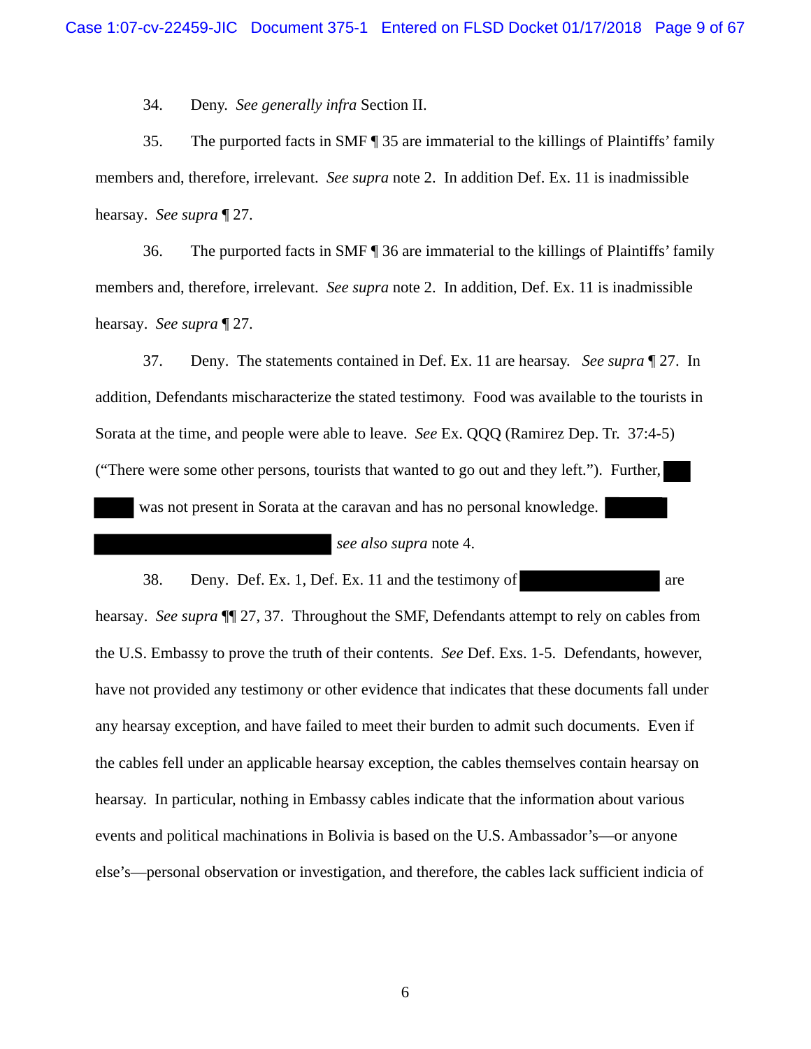34. Deny. *See generally infra* Section II.

35. The purported facts in SMF ¶ 35 are immaterial to the killings of Plaintiffs' family members and, therefore, irrelevant. *See supra* note 2. In addition Def. Ex. 11 is inadmissible hearsay. *See supra* ¶ 27.

36. The purported facts in SMF ¶ 36 are immaterial to the killings of Plaintiffs' family members and, therefore, irrelevant. *See supra* note 2. In addition, Def. Ex. 11 is inadmissible hearsay. *See supra* ¶ 27.

37. Deny. The statements contained in Def. Ex. 11 are hearsay. *See supra* ¶ 27. In addition, Defendants mischaracterize the stated testimony. Food was available to the tourists in Sorata at the time, and people were able to leave. *See* Ex. QQQ (Ramirez Dep. Tr. 37:4-5) ("There were some other persons, tourists that wanted to go out and they left."). Further, ██████ ██████ was not present in Sorata at the caravan and has no personal knowledge. ██████ ██████████████████ *see also supra* note 4.

38. Deny. Def. Ex. 1, Def. Ex. 11 and the testimony of ██████████ are hearsay. *See supra* ¶¶ 27, 37. Throughout the SMF, Defendants attempt to rely on cables from the U.S. Embassy to prove the truth of their contents. *See* Def. Exs. 1-5. Defendants, however, have not provided any testimony or other evidence that indicates that these documents fall under any hearsay exception, and have failed to meet their burden to admit such documents. Even if the cables fell under an applicable hearsay exception, the cables themselves contain hearsay on hearsay. In particular, nothing in Embassy cables indicate that the information about various events and political machinations in Bolivia is based on the U.S. Ambassador's—or anyone else's—personal observation or investigation, and therefore, the cables lack sufficient indicia of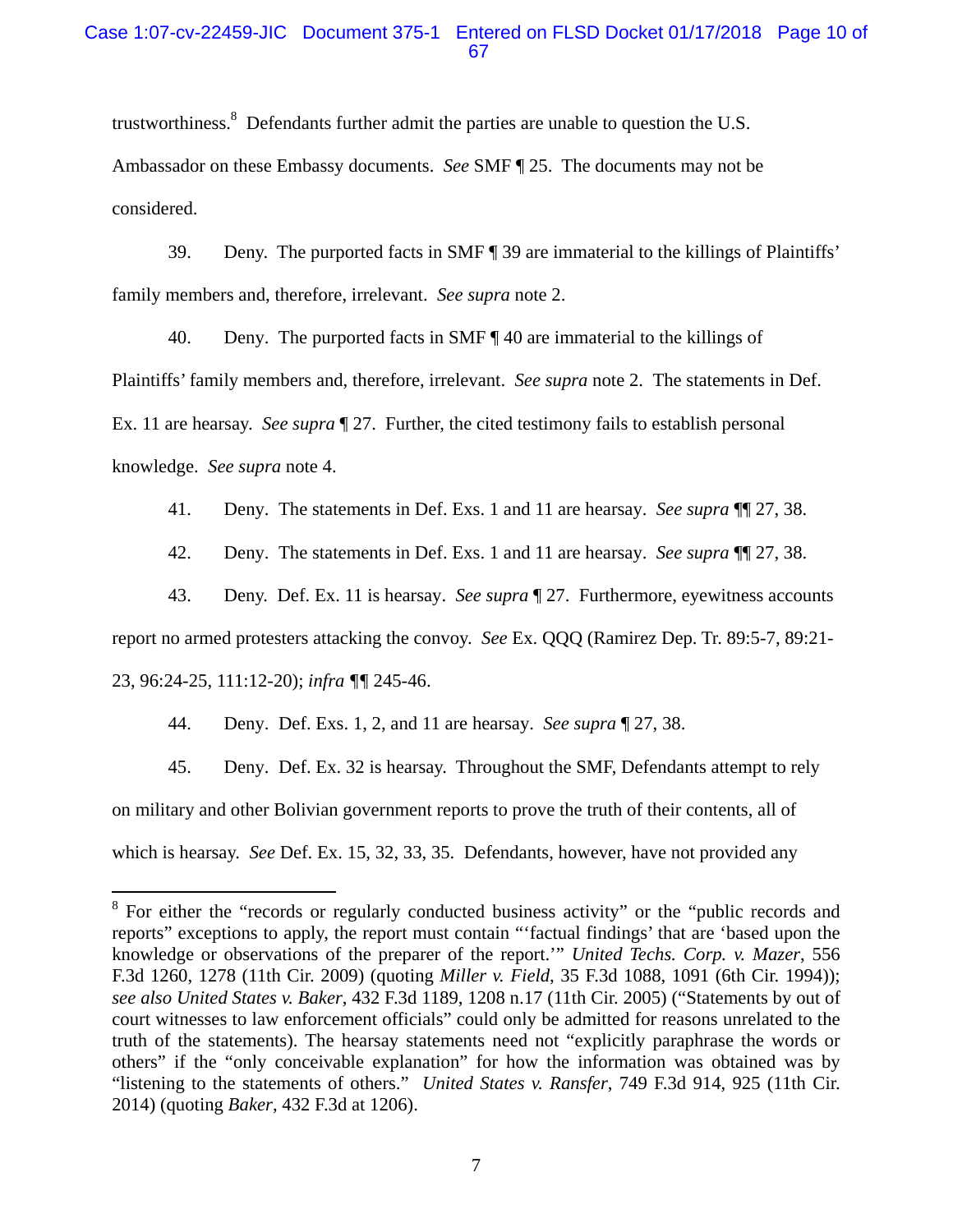trustworthiness.[8] Defendants further admit the parties are unable to question the U.S. Ambassador on these Embassy documents. *See* SMF ¶ 25. The documents may not be considered.

39. Deny. The purported facts in SMF ¶ 39 are immaterial to the killings of Plaintiffs' family members and, therefore, irrelevant. *See supra* note 2.

40. Deny. The purported facts in SMF ¶ 40 are immaterial to the killings of Plaintiffs' family members and, therefore, irrelevant. *See supra* note 2. The statements in Def. Ex. 11 are hearsay. *See supra* ¶ 27. Further, the cited testimony fails to establish personal knowledge. *See supra* note 4.

41. Deny. The statements in Def. Exs. 1 and 11 are hearsay. *See supra* ¶¶ 27, 38.

42. Deny. The statements in Def. Exs. 1 and 11 are hearsay. *See supra* ¶¶ 27, 38.

43. Deny. Def. Ex. 11 is hearsay. *See supra* ¶ 27. Furthermore, eyewitness accounts report no armed protesters attacking the convoy. *See* Ex. QQQ (Ramirez Dep. Tr. 89:5-7, 89:21-23, 96:24-25, 111:12-20); *infra* ¶¶ 245-46.

44. Deny. Def. Exs. 1, 2, and 11 are hearsay. *See supra* ¶ 27, 38.

45. Deny. Def. Ex. 32 is hearsay. Throughout the SMF, Defendants attempt to rely on military and other Bolivian government reports to prove the truth of their contents, all of which is hearsay. *See* Def. Ex. 15, 32, 33, 35. Defendants, however, have not provided any

---

[8] For either the "records or regularly conducted business activity" or the "public records and reports" exceptions to apply, the report must contain "'factual findings' that are 'based upon the knowledge or observations of the preparer of the report.'" *United Techs. Corp. v. Mazer*, 556 F.3d 1260, 1278 (11th Cir. 2009) (quoting *Miller v. Field*, 35 F.3d 1088, 1091 (6th Cir. 1994)); *see also United States v. Baker*, 432 F.3d 1189, 1208 n.17 (11th Cir. 2005) ("Statements by out of court witnesses to law enforcement officials" could only be admitted for reasons unrelated to the truth of the statements). The hearsay statements need not "explicitly paraphrase the words or others" if the "only conceivable explanation" for how the information was obtained was by "listening to the statements of others." *United States v. Ransfer*, 749 F.3d 914, 925 (11th Cir. 2014) (quoting *Baker*, 432 F.3d at 1206).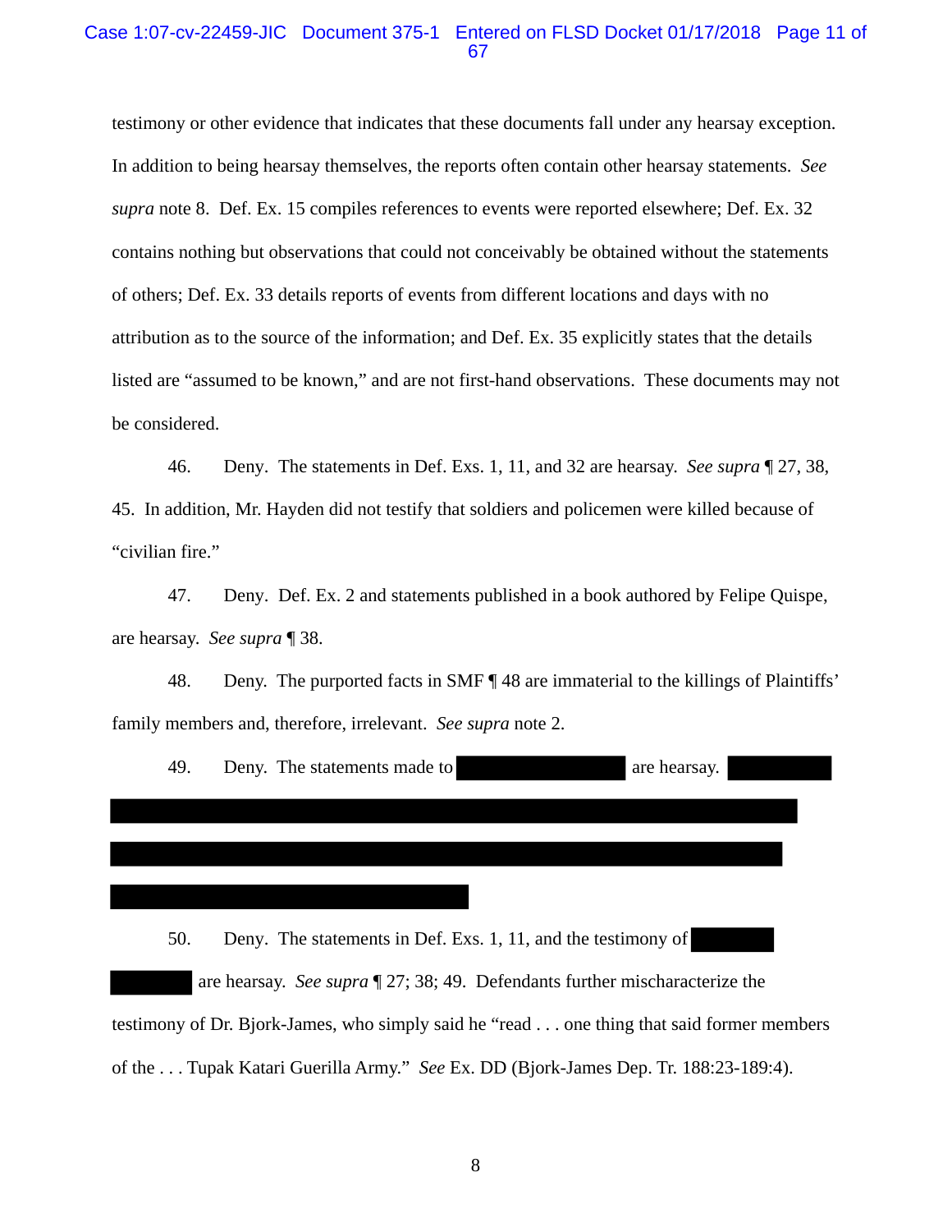testimony or other evidence that indicates that these documents fall under any hearsay exception. In addition to being hearsay themselves, the reports often contain other hearsay statements. *See supra* note 8. Def. Ex. 15 compiles references to events were reported elsewhere; Def. Ex. 32 contains nothing but observations that could not conceivably be obtained without the statements of others; Def. Ex. 33 details reports of events from different locations and days with no attribution as to the source of the information; and Def. Ex. 35 explicitly states that the details listed are "assumed to be known," and are not first-hand observations. These documents may not be considered.

46. Deny. The statements in Def. Exs. 1, 11, and 32 are hearsay. *See supra* ¶ 27, 38, 45. In addition, Mr. Hayden did not testify that soldiers and policemen were killed because of "civilian fire."

47. Deny. Def. Ex. 2 and statements published in a book authored by Felipe Quispe, are hearsay. *See supra* ¶ 38.

48. Deny. The purported facts in SMF ¶ 48 are immaterial to the killings of Plaintiffs' family members and, therefore, irrelevant. *See supra* note 2.

49. Deny. The statements made to [REDACTED] are hearsay. [REDACTED]

50. Deny. The statements in Def. Exs. 1, 11, and the testimony of [REDACTED] are hearsay. *See supra* ¶ 27; 38; 49. Defendants further mischaracterize the testimony of Dr. Bjork-James, who simply said he "read . . . one thing that said former members of the . . . Tupak Katari Guerilla Army." *See* Ex. DD (Bjork-James Dep. Tr. 188:23-189:4).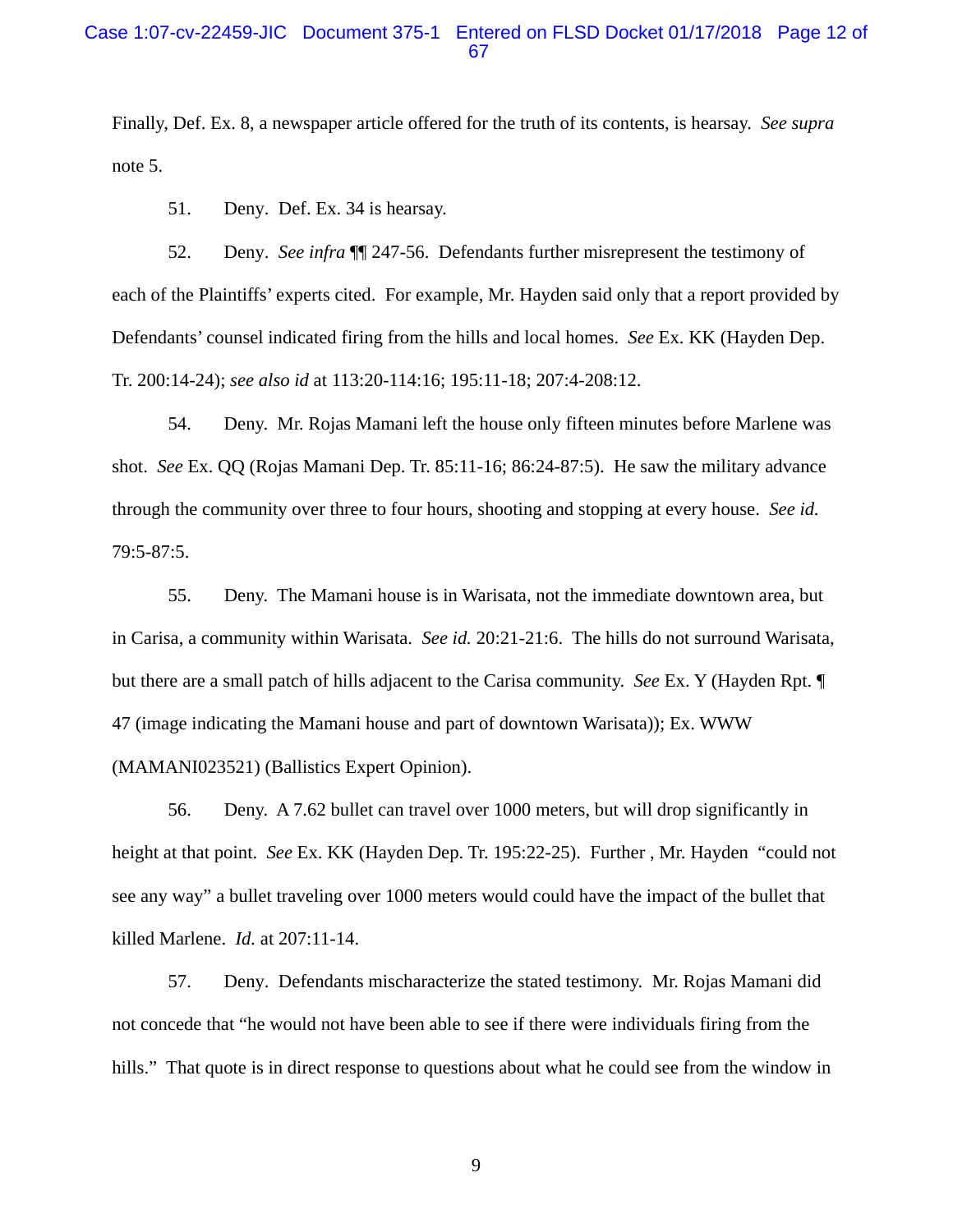Finally, Def. Ex. 8, a newspaper article offered for the truth of its contents, is hearsay. *See supra* note 5.

51. Deny. Def. Ex. 34 is hearsay.

52. Deny. *See infra* ¶¶ 247-56. Defendants further misrepresent the testimony of each of the Plaintiffs' experts cited. For example, Mr. Hayden said only that a report provided by Defendants' counsel indicated firing from the hills and local homes. *See* Ex. KK (Hayden Dep. Tr. 200:14-24); *see also id* at 113:20-114:16; 195:11-18; 207:4-208:12.

54. Deny. Mr. Rojas Mamani left the house only fifteen minutes before Marlene was shot. *See* Ex. QQ (Rojas Mamani Dep. Tr. 85:11-16; 86:24-87:5). He saw the military advance through the community over three to four hours, shooting and stopping at every house. *See id.* 79:5-87:5.

55. Deny. The Mamani house is in Warisata, not the immediate downtown area, but in Carisa, a community within Warisata. *See id.* 20:21-21:6. The hills do not surround Warisata, but there are a small patch of hills adjacent to the Carisa community. *See* Ex. Y (Hayden Rpt. ¶ 47 (image indicating the Mamani house and part of downtown Warisata)); Ex. WWW (MAMANI023521) (Ballistics Expert Opinion).

56. Deny. A 7.62 bullet can travel over 1000 meters, but will drop significantly in height at that point. *See* Ex. KK (Hayden Dep. Tr. 195:22-25). Further , Mr. Hayden "could not see any way" a bullet traveling over 1000 meters would could have the impact of the bullet that killed Marlene. *Id.* at 207:11-14.

57. Deny. Defendants mischaracterize the stated testimony. Mr. Rojas Mamani did not concede that "he would not have been able to see if there were individuals firing from the hills." That quote is in direct response to questions about what he could see from the window in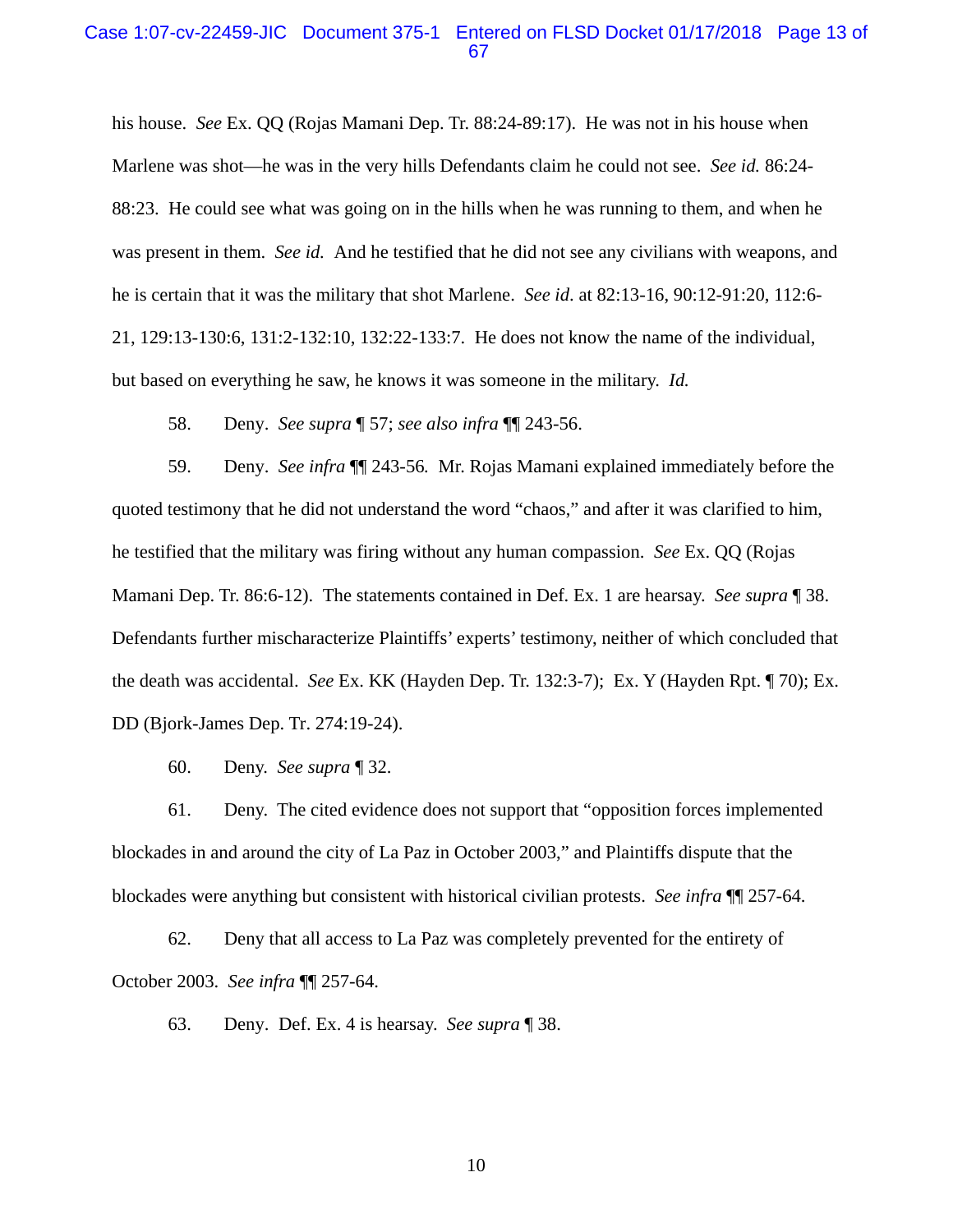his house. *See* Ex. QQ (Rojas Mamani Dep. Tr. 88:24-89:17). He was not in his house when Marlene was shot—he was in the very hills Defendants claim he could not see. *See id.* 86:24-88:23. He could see what was going on in the hills when he was running to them, and when he was present in them. *See id.* And he testified that he did not see any civilians with weapons, and he is certain that it was the military that shot Marlene. *See id*. at 82:13-16, 90:12-91:20, 112:6-21, 129:13-130:6, 131:2-132:10, 132:22-133:7. He does not know the name of the individual, but based on everything he saw, he knows it was someone in the military. *Id.*

58. Deny. *See supra* ¶ 57; *see also infra* ¶¶ 243-56.

59. Deny. *See infra* ¶¶ 243-56*.* Mr. Rojas Mamani explained immediately before the quoted testimony that he did not understand the word "chaos," and after it was clarified to him, he testified that the military was firing without any human compassion. *See* Ex. QQ (Rojas Mamani Dep. Tr. 86:6-12). The statements contained in Def. Ex. 1 are hearsay. *See supra* ¶ 38. Defendants further mischaracterize Plaintiffs' experts' testimony, neither of which concluded that the death was accidental. *See* Ex. KK (Hayden Dep. Tr. 132:3-7); Ex. Y (Hayden Rpt. ¶ 70); Ex. DD (Bjork-James Dep. Tr. 274:19-24).

60. Deny. *See supra* ¶ 32.

61. Deny. The cited evidence does not support that "opposition forces implemented blockades in and around the city of La Paz in October 2003," and Plaintiffs dispute that the blockades were anything but consistent with historical civilian protests. *See infra* ¶¶ 257-64.

62. Deny that all access to La Paz was completely prevented for the entirety of October 2003. *See infra* ¶¶ 257-64.

63. Deny. Def. Ex. 4 is hearsay. *See supra* ¶ 38.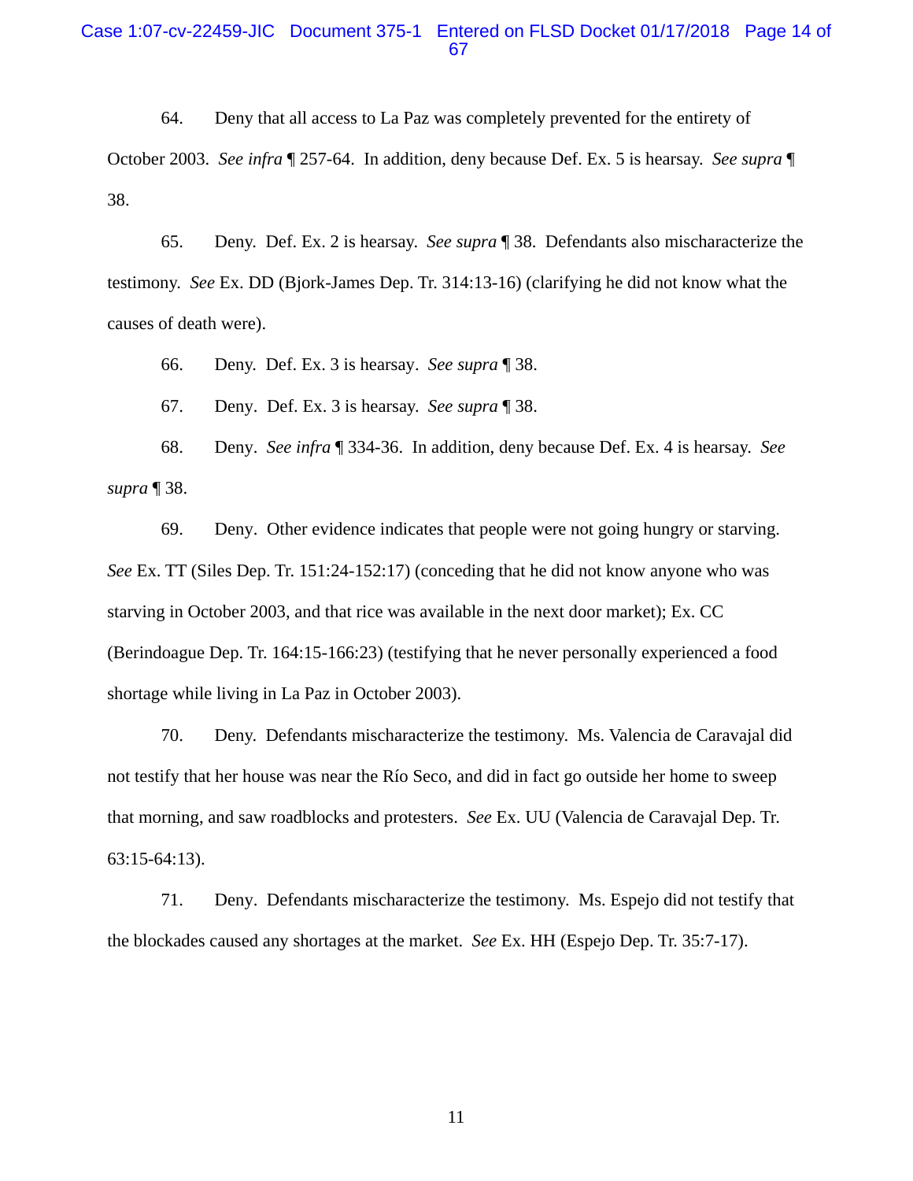64. Deny that all access to La Paz was completely prevented for the entirety of October 2003. *See infra* ¶ 257-64. In addition, deny because Def. Ex. 5 is hearsay. *See supra* ¶ 38.

65. Deny. Def. Ex. 2 is hearsay. *See supra* ¶ 38. Defendants also mischaracterize the testimony. *See* Ex. DD (Bjork-James Dep. Tr. 314:13-16) (clarifying he did not know what the causes of death were).

66. Deny. Def. Ex. 3 is hearsay. *See supra* ¶ 38.

67. Deny. Def. Ex. 3 is hearsay. *See supra* ¶ 38.

68. Deny. *See infra* ¶ 334-36. In addition, deny because Def. Ex. 4 is hearsay. *See supra* ¶ 38.

69. Deny. Other evidence indicates that people were not going hungry or starving. *See* Ex. TT (Siles Dep. Tr. 151:24-152:17) (conceding that he did not know anyone who was starving in October 2003, and that rice was available in the next door market); Ex. CC (Berindoague Dep. Tr. 164:15-166:23) (testifying that he never personally experienced a food shortage while living in La Paz in October 2003).

70. Deny. Defendants mischaracterize the testimony. Ms. Valencia de Caravajal did not testify that her house was near the Río Seco, and did in fact go outside her home to sweep that morning, and saw roadblocks and protesters. *See* Ex. UU (Valencia de Caravajal Dep. Tr. 63:15-64:13).

71. Deny. Defendants mischaracterize the testimony. Ms. Espejo did not testify that the blockades caused any shortages at the market. *See* Ex. HH (Espejo Dep. Tr. 35:7-17).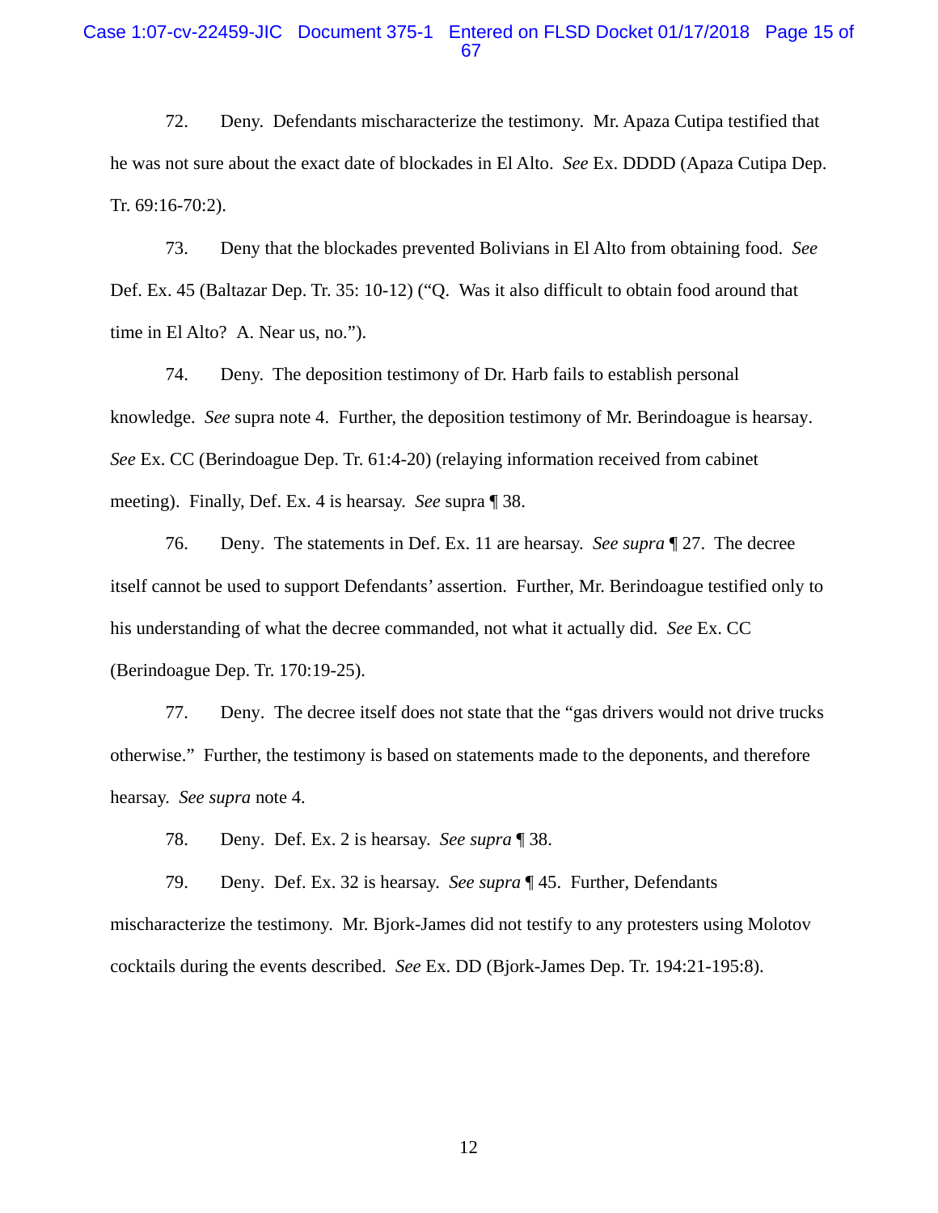72. Deny. Defendants mischaracterize the testimony. Mr. Apaza Cutipa testified that he was not sure about the exact date of blockades in El Alto. *See* Ex. DDDD (Apaza Cutipa Dep. Tr. 69:16-70:2).

73. Deny that the blockades prevented Bolivians in El Alto from obtaining food. *See* Def. Ex. 45 (Baltazar Dep. Tr. 35: 10-12) ("Q. Was it also difficult to obtain food around that time in El Alto? A. Near us, no.").

74. Deny. The deposition testimony of Dr. Harb fails to establish personal knowledge. *See* supra note 4. Further, the deposition testimony of Mr. Berindoague is hearsay. *See* Ex. CC (Berindoague Dep. Tr. 61:4-20) (relaying information received from cabinet meeting). Finally, Def. Ex. 4 is hearsay. *See* supra ¶ 38.

76. Deny. The statements in Def. Ex. 11 are hearsay. *See supra* ¶ 27. The decree itself cannot be used to support Defendants' assertion. Further, Mr. Berindoague testified only to his understanding of what the decree commanded, not what it actually did. *See* Ex. CC (Berindoague Dep. Tr. 170:19-25).

77. Deny. The decree itself does not state that the "gas drivers would not drive trucks otherwise." Further, the testimony is based on statements made to the deponents, and therefore hearsay. *See supra* note 4.

78. Deny. Def. Ex. 2 is hearsay. *See supra* ¶ 38.

79. Deny. Def. Ex. 32 is hearsay. *See supra* ¶ 45. Further, Defendants mischaracterize the testimony. Mr. Bjork-James did not testify to any protesters using Molotov cocktails during the events described. *See* Ex. DD (Bjork-James Dep. Tr. 194:21-195:8).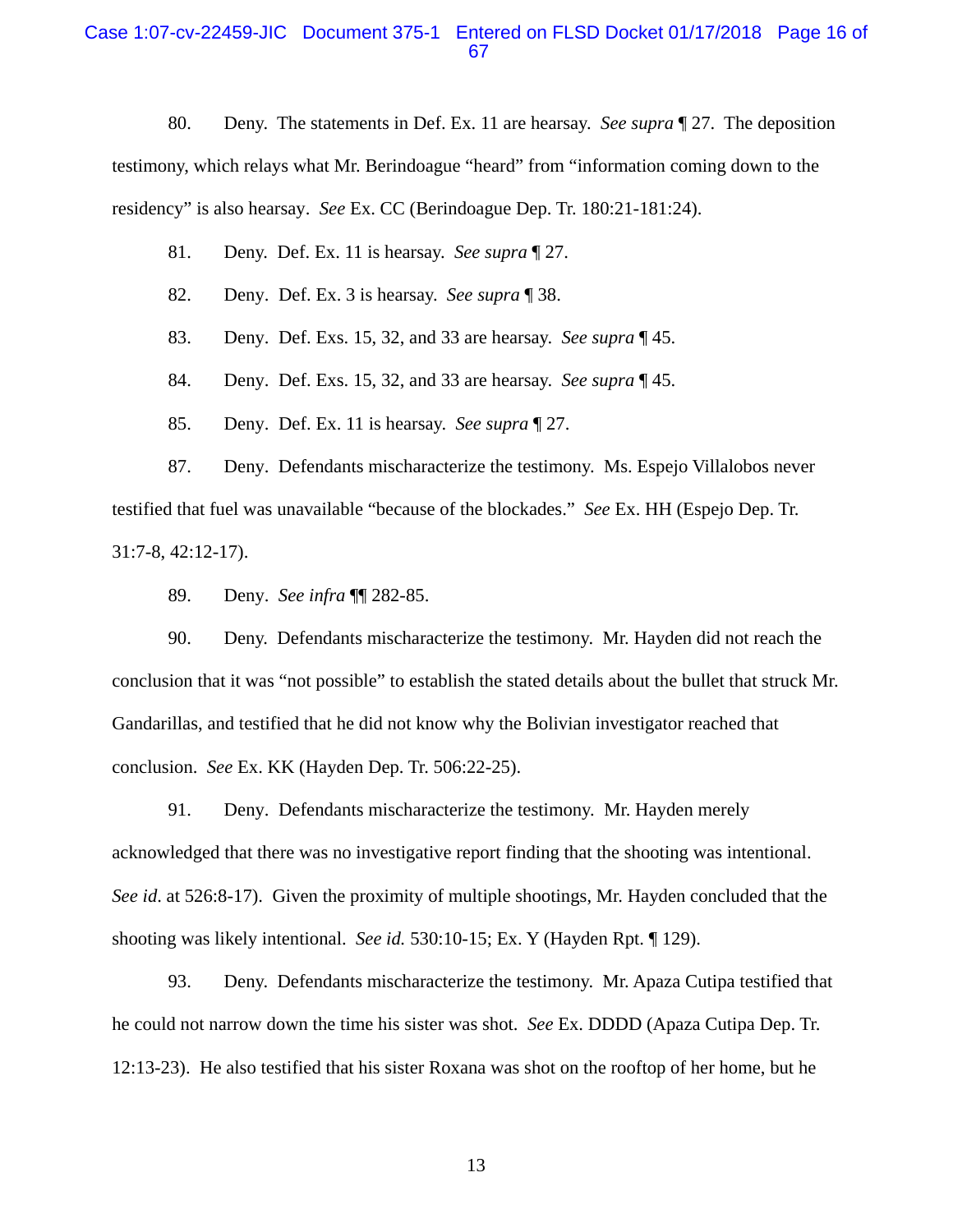80. Deny. The statements in Def. Ex. 11 are hearsay. *See supra* ¶ 27. The deposition testimony, which relays what Mr. Berindoague "heard" from "information coming down to the residency" is also hearsay. *See* Ex. CC (Berindoague Dep. Tr. 180:21-181:24).

81. Deny. Def. Ex. 11 is hearsay. *See supra* ¶ 27.

82. Deny. Def. Ex. 3 is hearsay. *See supra* ¶ 38.

83. Deny. Def. Exs. 15, 32, and 33 are hearsay. *See supra* ¶ 45.

84. Deny. Def. Exs. 15, 32, and 33 are hearsay. *See supra* ¶ 45.

85. Deny. Def. Ex. 11 is hearsay. *See supra* ¶ 27.

87. Deny. Defendants mischaracterize the testimony. Ms. Espejo Villalobos never testified that fuel was unavailable "because of the blockades." *See* Ex. HH (Espejo Dep. Tr. 31:7-8, 42:12-17).

89. Deny. *See infra* ¶¶ 282-85.

90. Deny. Defendants mischaracterize the testimony. Mr. Hayden did not reach the conclusion that it was "not possible" to establish the stated details about the bullet that struck Mr. Gandarillas, and testified that he did not know why the Bolivian investigator reached that conclusion. *See* Ex. KK (Hayden Dep. Tr. 506:22-25).

91. Deny. Defendants mischaracterize the testimony. Mr. Hayden merely acknowledged that there was no investigative report finding that the shooting was intentional. *See id*. at 526:8-17). Given the proximity of multiple shootings, Mr. Hayden concluded that the shooting was likely intentional. *See id.* 530:10-15; Ex. Y (Hayden Rpt. ¶ 129).

93. Deny. Defendants mischaracterize the testimony. Mr. Apaza Cutipa testified that he could not narrow down the time his sister was shot. *See* Ex. DDDD (Apaza Cutipa Dep. Tr. 12:13-23). He also testified that his sister Roxana was shot on the rooftop of her home, but he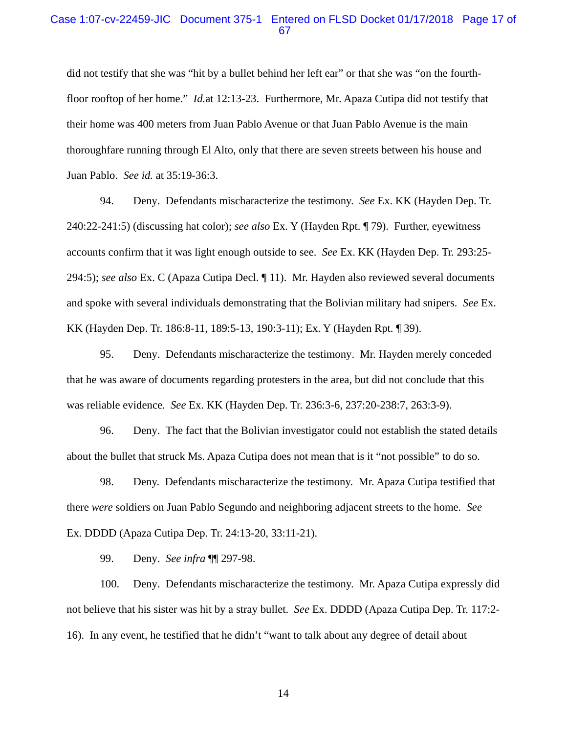did not testify that she was "hit by a bullet behind her left ear" or that she was "on the fourth-floor rooftop of her home." *Id.*at 12:13-23. Furthermore, Mr. Apaza Cutipa did not testify that their home was 400 meters from Juan Pablo Avenue or that Juan Pablo Avenue is the main thoroughfare running through El Alto, only that there are seven streets between his house and Juan Pablo. *See id.* at 35:19-36:3.

94. Deny. Defendants mischaracterize the testimony. *See* Ex. KK (Hayden Dep. Tr. 240:22-241:5) (discussing hat color); *see also* Ex. Y (Hayden Rpt. ¶ 79). Further, eyewitness accounts confirm that it was light enough outside to see. *See* Ex. KK (Hayden Dep. Tr. 293:25-294:5); *see also* Ex. C (Apaza Cutipa Decl. ¶ 11). Mr. Hayden also reviewed several documents and spoke with several individuals demonstrating that the Bolivian military had snipers. *See* Ex. KK (Hayden Dep. Tr. 186:8-11, 189:5-13, 190:3-11); Ex. Y (Hayden Rpt. ¶ 39).

95. Deny. Defendants mischaracterize the testimony. Mr. Hayden merely conceded that he was aware of documents regarding protesters in the area, but did not conclude that this was reliable evidence. *See* Ex. KK (Hayden Dep. Tr. 236:3-6, 237:20-238:7, 263:3-9).

96. Deny. The fact that the Bolivian investigator could not establish the stated details about the bullet that struck Ms. Apaza Cutipa does not mean that is it "not possible" to do so.

98. Deny. Defendants mischaracterize the testimony. Mr. Apaza Cutipa testified that there *were* soldiers on Juan Pablo Segundo and neighboring adjacent streets to the home. *See* Ex. DDDD (Apaza Cutipa Dep. Tr. 24:13-20, 33:11-21).

99. Deny. *See infra* ¶¶ 297-98.

100. Deny. Defendants mischaracterize the testimony. Mr. Apaza Cutipa expressly did not believe that his sister was hit by a stray bullet. *See* Ex. DDDD (Apaza Cutipa Dep. Tr. 117:2-16). In any event, he testified that he didn't "want to talk about any degree of detail about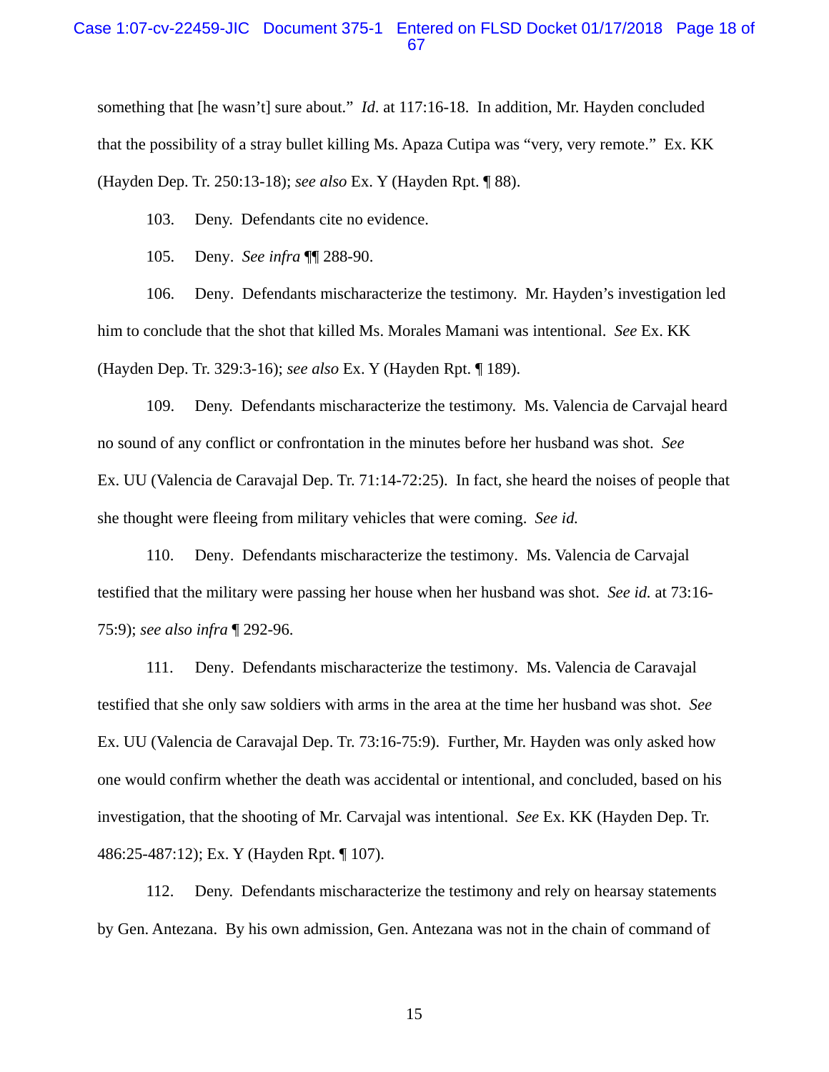something that [he wasn't] sure about." *Id*. at 117:16-18. In addition, Mr. Hayden concluded that the possibility of a stray bullet killing Ms. Apaza Cutipa was "very, very remote." Ex. KK (Hayden Dep. Tr. 250:13-18); *see also* Ex. Y (Hayden Rpt. ¶ 88).

103. Deny. Defendants cite no evidence.

105. Deny. *See infra* ¶¶ 288-90.

106. Deny. Defendants mischaracterize the testimony. Mr. Hayden's investigation led him to conclude that the shot that killed Ms. Morales Mamani was intentional. *See* Ex. KK (Hayden Dep. Tr. 329:3-16); *see also* Ex. Y (Hayden Rpt. ¶ 189).

109. Deny. Defendants mischaracterize the testimony. Ms. Valencia de Carvajal heard no sound of any conflict or confrontation in the minutes before her husband was shot. *See* Ex. UU (Valencia de Caravajal Dep. Tr. 71:14-72:25). In fact, she heard the noises of people that she thought were fleeing from military vehicles that were coming. *See id.*

110. Deny. Defendants mischaracterize the testimony. Ms. Valencia de Carvajal testified that the military were passing her house when her husband was shot. *See id.* at 73:16-75:9); *see also infra* ¶ 292-96.

111. Deny. Defendants mischaracterize the testimony. Ms. Valencia de Caravajal testified that she only saw soldiers with arms in the area at the time her husband was shot. *See* Ex. UU (Valencia de Caravajal Dep. Tr. 73:16-75:9). Further, Mr. Hayden was only asked how one would confirm whether the death was accidental or intentional, and concluded, based on his investigation, that the shooting of Mr. Carvajal was intentional. *See* Ex. KK (Hayden Dep. Tr. 486:25-487:12); Ex. Y (Hayden Rpt. ¶ 107).

112. Deny. Defendants mischaracterize the testimony and rely on hearsay statements by Gen. Antezana. By his own admission, Gen. Antezana was not in the chain of command of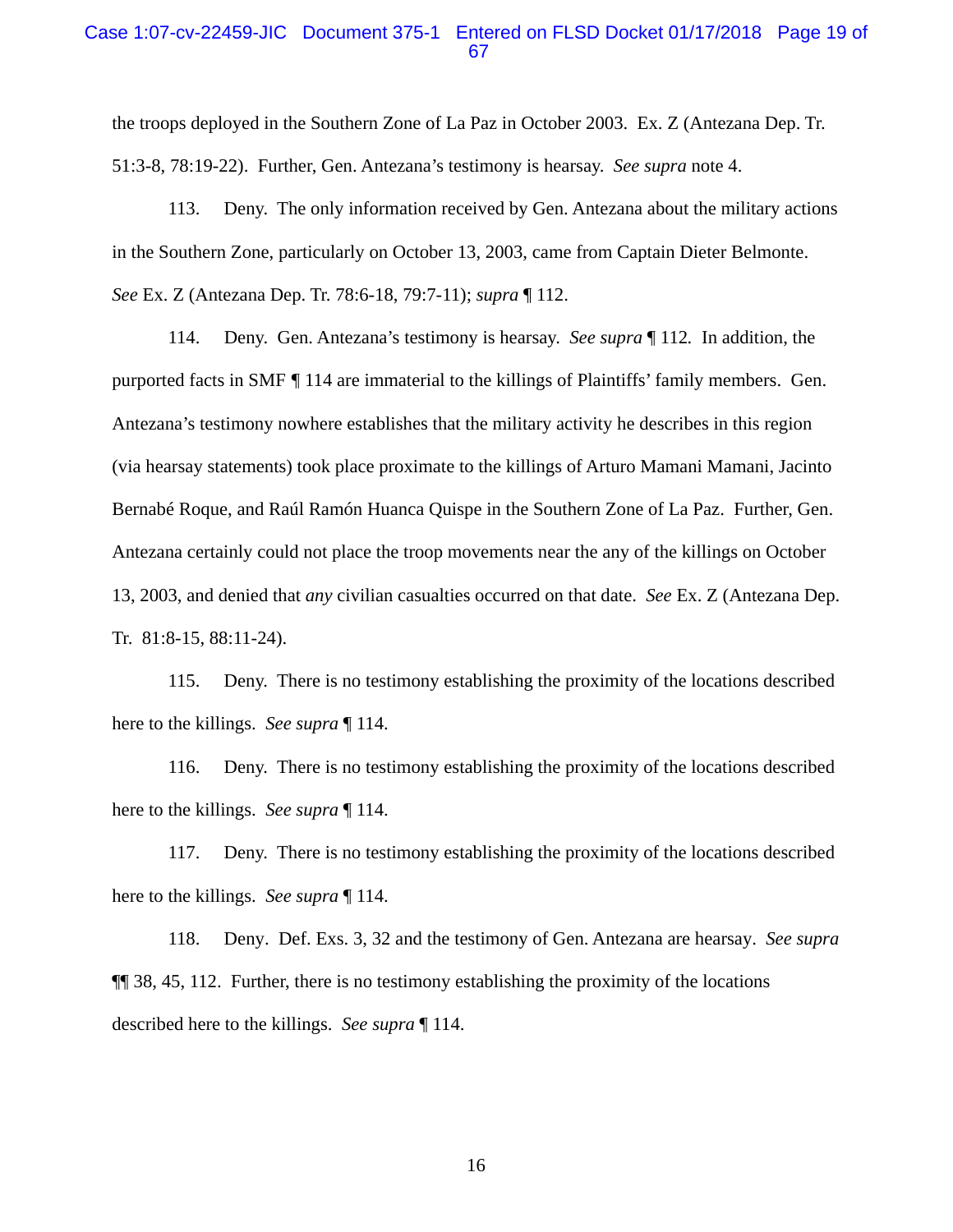the troops deployed in the Southern Zone of La Paz in October 2003. Ex. Z (Antezana Dep. Tr. 51:3-8, 78:19-22). Further, Gen. Antezana's testimony is hearsay. *See supra* note 4.

113. Deny. The only information received by Gen. Antezana about the military actions in the Southern Zone, particularly on October 13, 2003, came from Captain Dieter Belmonte. *See* Ex. Z (Antezana Dep. Tr. 78:6-18, 79:7-11); *supra* ¶ 112.

114. Deny. Gen. Antezana's testimony is hearsay. *See supra* ¶ 112. In addition, the purported facts in SMF ¶ 114 are immaterial to the killings of Plaintiffs' family members. Gen. Antezana's testimony nowhere establishes that the military activity he describes in this region (via hearsay statements) took place proximate to the killings of Arturo Mamani Mamani, Jacinto Bernabé Roque, and Raúl Ramón Huanca Quispe in the Southern Zone of La Paz. Further, Gen. Antezana certainly could not place the troop movements near the any of the killings on October 13, 2003, and denied that *any* civilian casualties occurred on that date. *See* Ex. Z (Antezana Dep. Tr. 81:8-15, 88:11-24).

115. Deny. There is no testimony establishing the proximity of the locations described here to the killings. *See supra* ¶ 114.

116. Deny. There is no testimony establishing the proximity of the locations described here to the killings. *See supra* ¶ 114.

117. Deny. There is no testimony establishing the proximity of the locations described here to the killings. *See supra* ¶ 114.

118. Deny. Def. Exs. 3, 32 and the testimony of Gen. Antezana are hearsay. *See supra* ¶¶ 38, 45, 112. Further, there is no testimony establishing the proximity of the locations described here to the killings. *See supra* ¶ 114.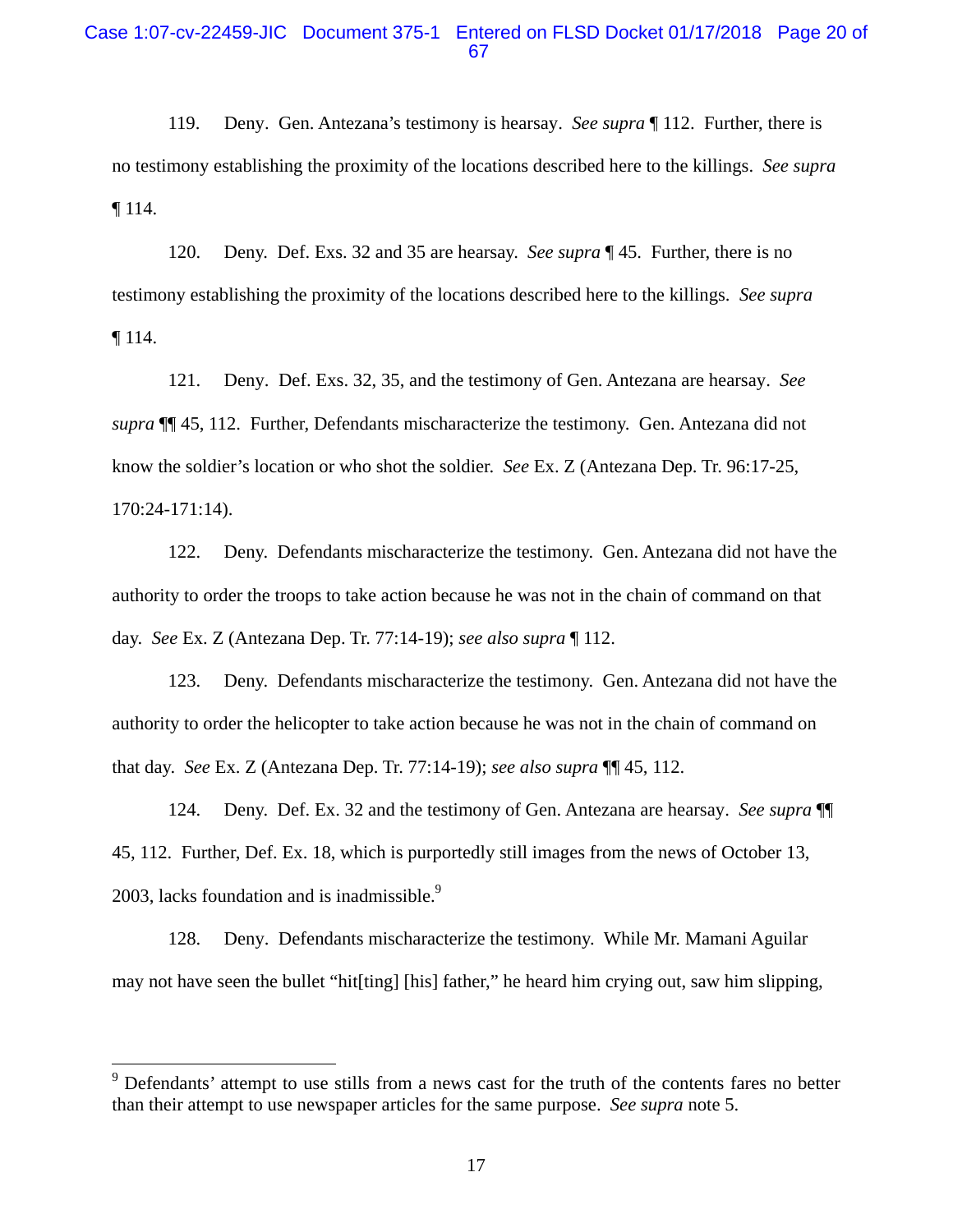119. Deny. Gen. Antezana's testimony is hearsay. *See supra* ¶ 112. Further, there is no testimony establishing the proximity of the locations described here to the killings. *See supra* ¶ 114.

120. Deny. Def. Exs. 32 and 35 are hearsay. *See supra* ¶ 45. Further, there is no testimony establishing the proximity of the locations described here to the killings. *See supra* ¶ 114.

121. Deny. Def. Exs. 32, 35, and the testimony of Gen. Antezana are hearsay. *See supra* ¶¶ 45, 112. Further, Defendants mischaracterize the testimony. Gen. Antezana did not know the soldier's location or who shot the soldier. *See* Ex. Z (Antezana Dep. Tr. 96:17-25, 170:24-171:14).

122. Deny. Defendants mischaracterize the testimony. Gen. Antezana did not have the authority to order the troops to take action because he was not in the chain of command on that day. *See* Ex. Z (Antezana Dep. Tr. 77:14-19); *see also supra* ¶ 112.

123. Deny. Defendants mischaracterize the testimony. Gen. Antezana did not have the authority to order the helicopter to take action because he was not in the chain of command on that day. *See* Ex. Z (Antezana Dep. Tr. 77:14-19); *see also supra* ¶¶ 45, 112.

124. Deny. Def. Ex. 32 and the testimony of Gen. Antezana are hearsay. *See supra* ¶¶ 45, 112. Further, Def. Ex. 18, which is purportedly still images from the news of October 13, 2003, lacks foundation and is inadmissible.[9]

128. Deny. Defendants mischaracterize the testimony. While Mr. Mamani Aguilar may not have seen the bullet "hit[ting] [his] father," he heard him crying out, saw him slipping,

[9] Defendants' attempt to use stills from a news cast for the truth of the contents fares no better than their attempt to use newspaper articles for the same purpose. *See supra* note 5.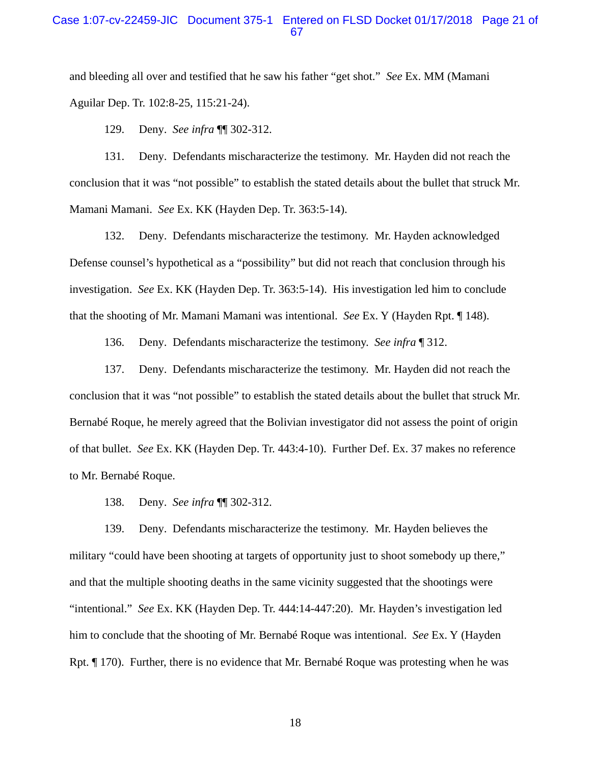and bleeding all over and testified that he saw his father "get shot." *See* Ex. MM (Mamani Aguilar Dep. Tr. 102:8-25, 115:21-24).

129. Deny. *See infra* ¶¶ 302-312.

131. Deny. Defendants mischaracterize the testimony. Mr. Hayden did not reach the conclusion that it was "not possible" to establish the stated details about the bullet that struck Mr. Mamani Mamani. *See* Ex. KK (Hayden Dep. Tr. 363:5-14).

132. Deny. Defendants mischaracterize the testimony. Mr. Hayden acknowledged Defense counsel's hypothetical as a "possibility" but did not reach that conclusion through his investigation. *See* Ex. KK (Hayden Dep. Tr. 363:5-14). His investigation led him to conclude that the shooting of Mr. Mamani Mamani was intentional. *See* Ex. Y (Hayden Rpt. ¶ 148).

136. Deny. Defendants mischaracterize the testimony. *See infra* ¶ 312.

137. Deny. Defendants mischaracterize the testimony. Mr. Hayden did not reach the conclusion that it was "not possible" to establish the stated details about the bullet that struck Mr. Bernabé Roque, he merely agreed that the Bolivian investigator did not assess the point of origin of that bullet. *See* Ex. KK (Hayden Dep. Tr. 443:4-10). Further Def. Ex. 37 makes no reference to Mr. Bernabé Roque.

138. Deny. *See infra* ¶¶ 302-312.

139. Deny. Defendants mischaracterize the testimony. Mr. Hayden believes the military "could have been shooting at targets of opportunity just to shoot somebody up there," and that the multiple shooting deaths in the same vicinity suggested that the shootings were "intentional." *See* Ex. KK (Hayden Dep. Tr. 444:14-447:20). Mr. Hayden's investigation led him to conclude that the shooting of Mr. Bernabé Roque was intentional. *See* Ex. Y (Hayden Rpt. ¶ 170). Further, there is no evidence that Mr. Bernabé Roque was protesting when he was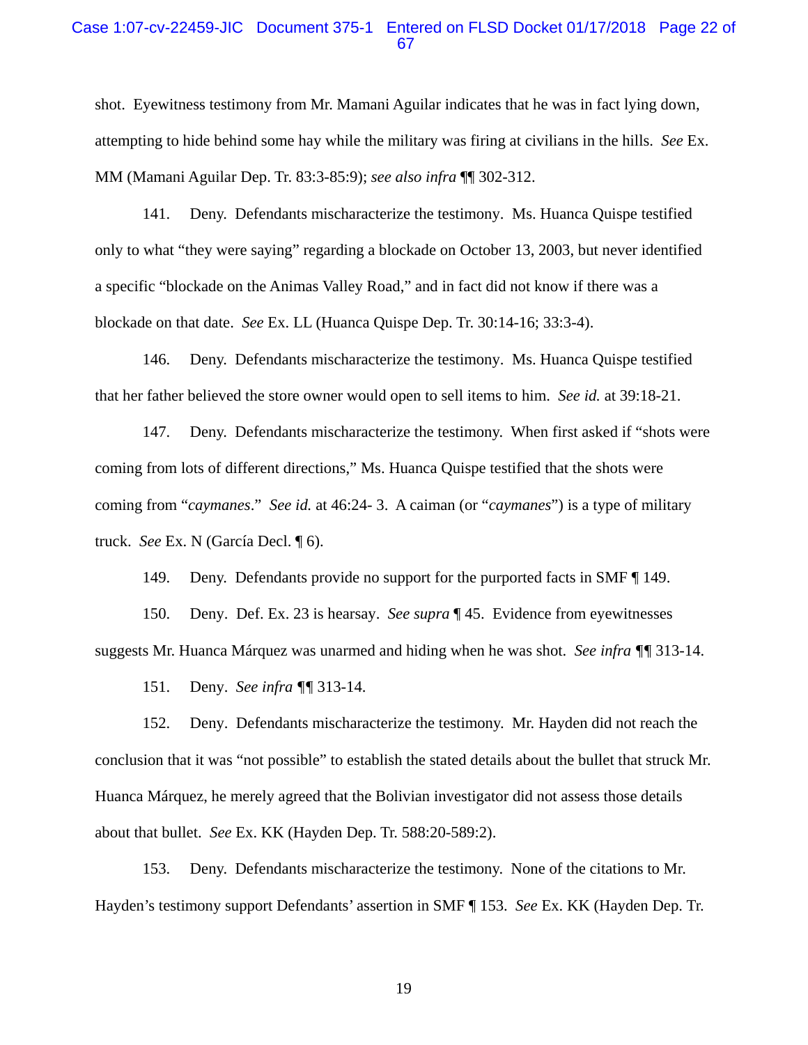shot. Eyewitness testimony from Mr. Mamani Aguilar indicates that he was in fact lying down, attempting to hide behind some hay while the military was firing at civilians in the hills. *See* Ex. MM (Mamani Aguilar Dep. Tr. 83:3-85:9); *see also infra* ¶¶ 302-312.

141. Deny. Defendants mischaracterize the testimony. Ms. Huanca Quispe testified only to what "they were saying" regarding a blockade on October 13, 2003, but never identified a specific "blockade on the Animas Valley Road," and in fact did not know if there was a blockade on that date. *See* Ex. LL (Huanca Quispe Dep. Tr. 30:14-16; 33:3-4).

146. Deny. Defendants mischaracterize the testimony. Ms. Huanca Quispe testified that her father believed the store owner would open to sell items to him. *See id.* at 39:18-21.

147. Deny. Defendants mischaracterize the testimony. When first asked if "shots were coming from lots of different directions," Ms. Huanca Quispe testified that the shots were coming from "*caymanes*." *See id.* at 46:24- 3. A caiman (or "*caymanes*") is a type of military truck. *See* Ex. N (García Decl. ¶ 6).

149. Deny. Defendants provide no support for the purported facts in SMF ¶ 149.

150. Deny. Def. Ex. 23 is hearsay. *See supra* ¶ 45. Evidence from eyewitnesses suggests Mr. Huanca Márquez was unarmed and hiding when he was shot. *See infra* ¶¶ 313-14.

151. Deny. *See infra* ¶¶ 313-14.

152. Deny. Defendants mischaracterize the testimony. Mr. Hayden did not reach the conclusion that it was "not possible" to establish the stated details about the bullet that struck Mr. Huanca Márquez, he merely agreed that the Bolivian investigator did not assess those details about that bullet. *See* Ex. KK (Hayden Dep. Tr. 588:20-589:2).

153. Deny. Defendants mischaracterize the testimony. None of the citations to Mr. Hayden's testimony support Defendants' assertion in SMF ¶ 153. *See* Ex. KK (Hayden Dep. Tr.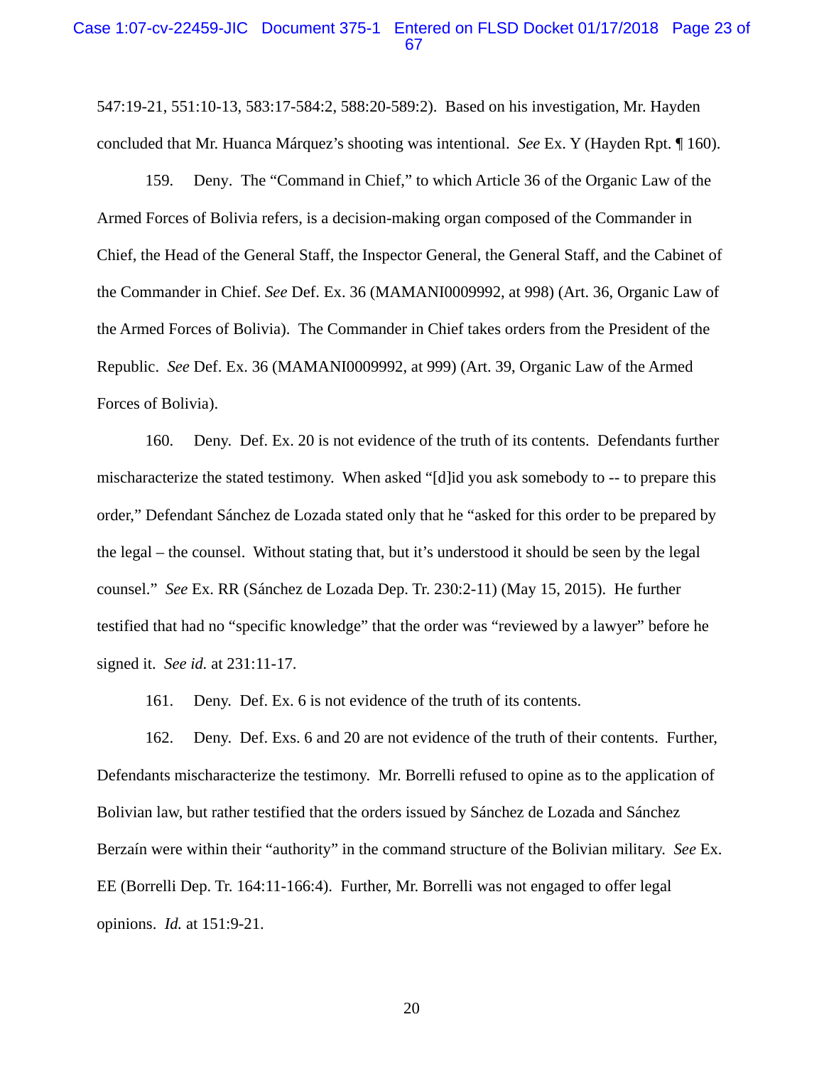547:19-21, 551:10-13, 583:17-584:2, 588:20-589:2). Based on his investigation, Mr. Hayden concluded that Mr. Huanca Márquez's shooting was intentional. *See* Ex. Y (Hayden Rpt. ¶ 160).

159. Deny. The "Command in Chief," to which Article 36 of the Organic Law of the Armed Forces of Bolivia refers, is a decision-making organ composed of the Commander in Chief, the Head of the General Staff, the Inspector General, the General Staff, and the Cabinet of the Commander in Chief. *See* Def. Ex. 36 (MAMANI0009992, at 998) (Art. 36, Organic Law of the Armed Forces of Bolivia). The Commander in Chief takes orders from the President of the Republic. *See* Def. Ex. 36 (MAMANI0009992, at 999) (Art. 39, Organic Law of the Armed Forces of Bolivia).

160. Deny. Def. Ex. 20 is not evidence of the truth of its contents. Defendants further mischaracterize the stated testimony. When asked "[d]id you ask somebody to -- to prepare this order," Defendant Sánchez de Lozada stated only that he "asked for this order to be prepared by the legal – the counsel. Without stating that, but it's understood it should be seen by the legal counsel." *See* Ex. RR (Sánchez de Lozada Dep. Tr. 230:2-11) (May 15, 2015). He further testified that had no "specific knowledge" that the order was "reviewed by a lawyer" before he signed it. *See id.* at 231:11-17.

161. Deny. Def. Ex. 6 is not evidence of the truth of its contents.

162. Deny. Def. Exs. 6 and 20 are not evidence of the truth of their contents. Further, Defendants mischaracterize the testimony. Mr. Borrelli refused to opine as to the application of Bolivian law, but rather testified that the orders issued by Sánchez de Lozada and Sánchez Berzaín were within their "authority" in the command structure of the Bolivian military. *See* Ex. EE (Borrelli Dep. Tr. 164:11-166:4). Further, Mr. Borrelli was not engaged to offer legal opinions. *Id.* at 151:9-21.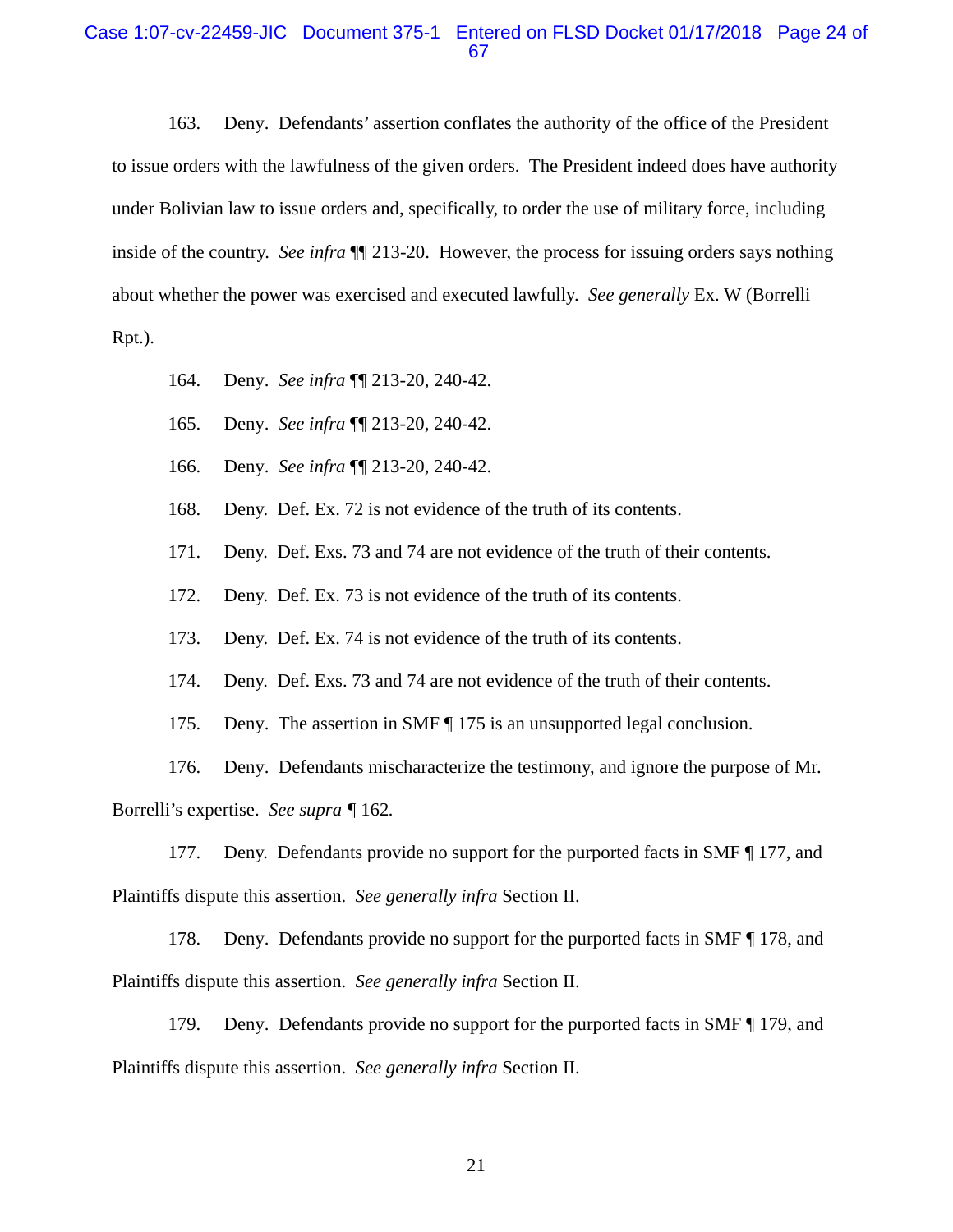163. Deny. Defendants' assertion conflates the authority of the office of the President to issue orders with the lawfulness of the given orders. The President indeed does have authority under Bolivian law to issue orders and, specifically, to order the use of military force, including inside of the country. *See infra* ¶¶ 213-20. However, the process for issuing orders says nothing about whether the power was exercised and executed lawfully. *See generally* Ex. W (Borrelli Rpt.).

164. Deny. *See infra* ¶¶ 213-20, 240-42.

165. Deny. *See infra* ¶¶ 213-20, 240-42.

166. Deny. *See infra* ¶¶ 213-20, 240-42.

168. Deny. Def. Ex. 72 is not evidence of the truth of its contents.

171. Deny. Def. Exs. 73 and 74 are not evidence of the truth of their contents.

172. Deny. Def. Ex. 73 is not evidence of the truth of its contents.

173. Deny. Def. Ex. 74 is not evidence of the truth of its contents.

174. Deny. Def. Exs. 73 and 74 are not evidence of the truth of their contents.

175. Deny. The assertion in SMF ¶ 175 is an unsupported legal conclusion.

176. Deny. Defendants mischaracterize the testimony, and ignore the purpose of Mr. Borrelli's expertise. *See supra* ¶ 162.

177. Deny. Defendants provide no support for the purported facts in SMF ¶ 177, and Plaintiffs dispute this assertion. *See generally infra* Section II.

178. Deny. Defendants provide no support for the purported facts in SMF ¶ 178, and Plaintiffs dispute this assertion. *See generally infra* Section II.

179. Deny. Defendants provide no support for the purported facts in SMF ¶ 179, and Plaintiffs dispute this assertion. *See generally infra* Section II.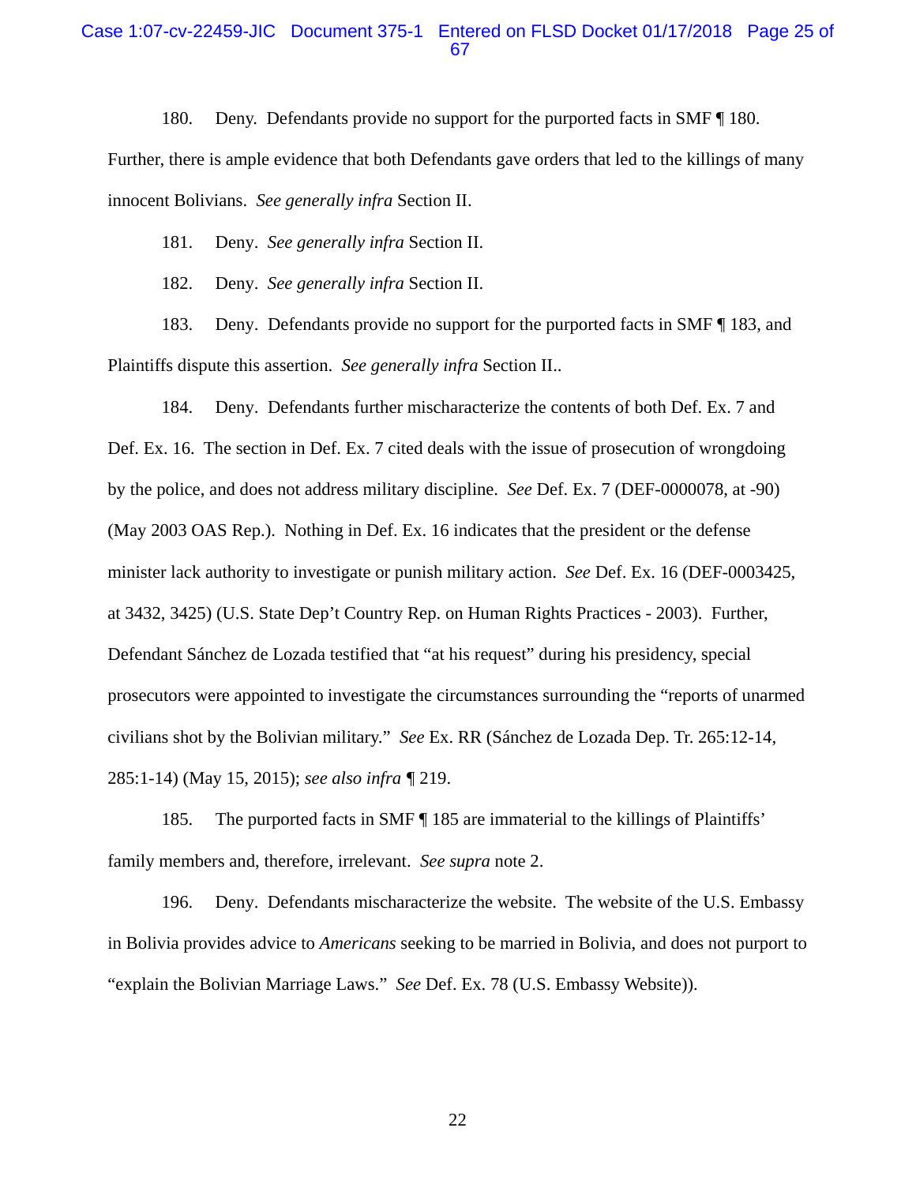180. Deny. Defendants provide no support for the purported facts in SMF ¶ 180. Further, there is ample evidence that both Defendants gave orders that led to the killings of many innocent Bolivians. *See generally infra* Section II.

181. Deny. *See generally infra* Section II.

182. Deny. *See generally infra* Section II.

183. Deny. Defendants provide no support for the purported facts in SMF ¶ 183, and Plaintiffs dispute this assertion. *See generally infra* Section II..

184. Deny. Defendants further mischaracterize the contents of both Def. Ex. 7 and Def. Ex. 16. The section in Def. Ex. 7 cited deals with the issue of prosecution of wrongdoing by the police, and does not address military discipline. *See* Def. Ex. 7 (DEF-0000078, at -90) (May 2003 OAS Rep.). Nothing in Def. Ex. 16 indicates that the president or the defense minister lack authority to investigate or punish military action. *See* Def. Ex. 16 (DEF-0003425, at 3432, 3425) (U.S. State Dep't Country Rep. on Human Rights Practices - 2003). Further, Defendant Sánchez de Lozada testified that "at his request" during his presidency, special prosecutors were appointed to investigate the circumstances surrounding the "reports of unarmed civilians shot by the Bolivian military." *See* Ex. RR (Sánchez de Lozada Dep. Tr. 265:12-14, 285:1-14) (May 15, 2015); *see also infra* ¶ 219.

185. The purported facts in SMF ¶ 185 are immaterial to the killings of Plaintiffs' family members and, therefore, irrelevant. *See supra* note 2.

196. Deny. Defendants mischaracterize the website. The website of the U.S. Embassy in Bolivia provides advice to *Americans* seeking to be married in Bolivia, and does not purport to "explain the Bolivian Marriage Laws." *See* Def. Ex. 78 (U.S. Embassy Website)).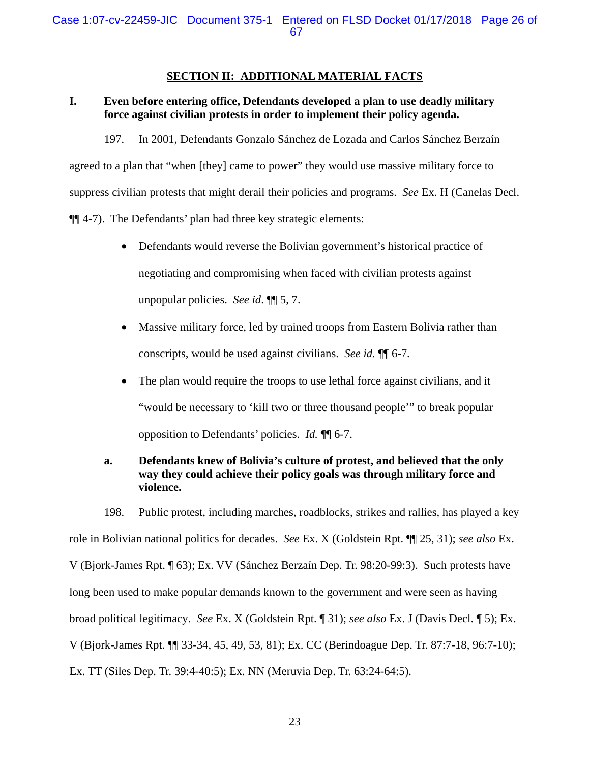## SECTION II: ADDITIONAL MATERIAL FACTS

### I. Even before entering office, Defendants developed a plan to use deadly military force against civilian protests in order to implement their policy agenda.

197. In 2001, Defendants Gonzalo Sánchez de Lozada and Carlos Sánchez Berzaín agreed to a plan that "when [they] came to power" they would use massive military force to suppress civilian protests that might derail their policies and programs. *See* Ex. H (Canelas Decl. ¶¶ 4-7). The Defendants' plan had three key strategic elements:

- Defendants would reverse the Bolivian government's historical practice of negotiating and compromising when faced with civilian protests against unpopular policies. *See id.* ¶¶ 5, 7.
- Massive military force, led by trained troops from Eastern Bolivia rather than conscripts, would be used against civilians. *See id.* ¶¶ 6-7.
- The plan would require the troops to use lethal force against civilians, and it "would be necessary to 'kill two or three thousand people'" to break popular opposition to Defendants' policies. *Id.* ¶¶ 6-7.

#### a. Defendants knew of Bolivia's culture of protest, and believed that the only way they could achieve their policy goals was through military force and violence.

198. Public protest, including marches, roadblocks, strikes and rallies, has played a key role in Bolivian national politics for decades. *See* Ex. X (Goldstein Rpt. ¶¶ 25, 31); *see also* Ex. V (Bjork-James Rpt. ¶ 63); Ex. VV (Sánchez Berzaín Dep. Tr. 98:20-99:3). Such protests have long been used to make popular demands known to the government and were seen as having broad political legitimacy. *See* Ex. X (Goldstein Rpt. ¶ 31); *see also* Ex. J (Davis Decl. ¶ 5); Ex. V (Bjork-James Rpt. ¶¶ 33-34, 45, 49, 53, 81); Ex. CC (Berindoague Dep. Tr. 87:7-18, 96:7-10); Ex. TT (Siles Dep. Tr. 39:4-40:5); Ex. NN (Meruvia Dep. Tr. 63:24-64:5).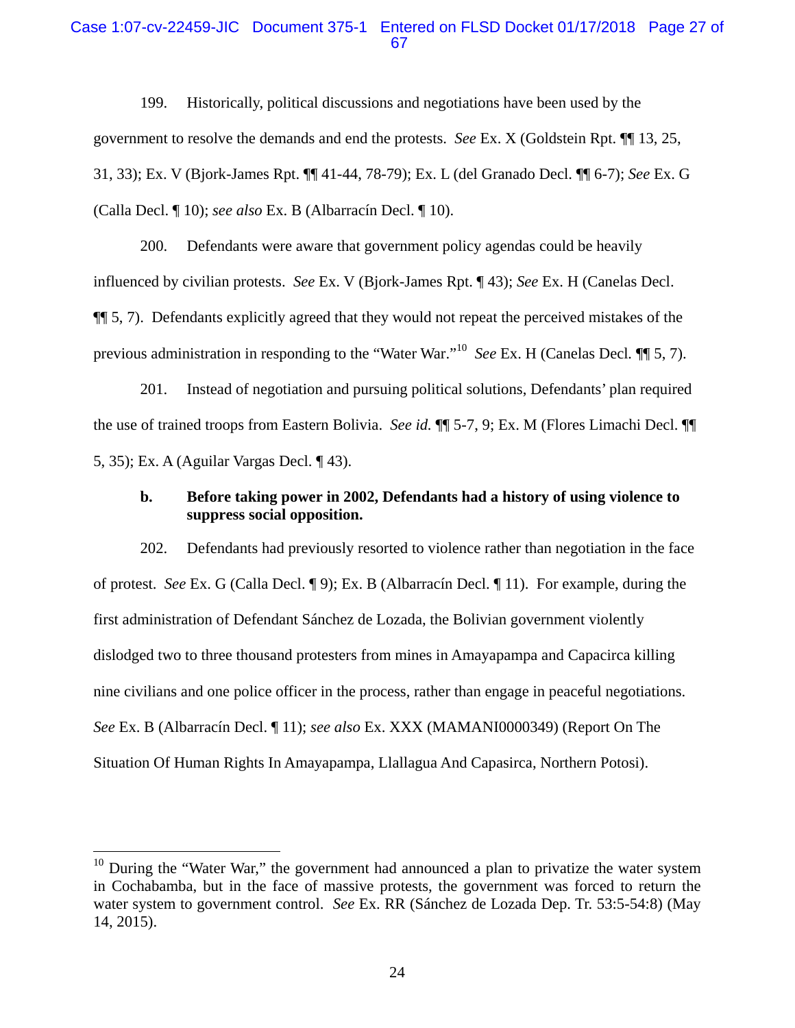199. Historically, political discussions and negotiations have been used by the government to resolve the demands and end the protests. *See* Ex. X (Goldstein Rpt. ¶¶ 13, 25, 31, 33); Ex. V (Bjork-James Rpt. ¶¶ 41-44, 78-79); Ex. L (del Granado Decl. ¶¶ 6-7); *See* Ex. G (Calla Decl. ¶ 10); *see also* Ex. B (Albarracín Decl. ¶ 10).

200. Defendants were aware that government policy agendas could be heavily influenced by civilian protests. *See* Ex. V (Bjork-James Rpt. ¶ 43); *See* Ex. H (Canelas Decl. ¶¶ 5, 7). Defendants explicitly agreed that they would not repeat the perceived mistakes of the previous administration in responding to the "Water War."[10] *See* Ex. H (Canelas Decl. ¶¶ 5, 7).

201. Instead of negotiation and pursuing political solutions, Defendants' plan required the use of trained troops from Eastern Bolivia. *See id.* ¶¶ 5-7, 9; Ex. M (Flores Limachi Decl. ¶¶ 5, 35); Ex. A (Aguilar Vargas Decl. ¶ 43).

**b. Before taking power in 2002, Defendants had a history of using violence to suppress social opposition.**

202. Defendants had previously resorted to violence rather than negotiation in the face of protest. *See* Ex. G (Calla Decl. ¶ 9); Ex. B (Albarracín Decl. ¶ 11). For example, during the first administration of Defendant Sánchez de Lozada, the Bolivian government violently dislodged two to three thousand protesters from mines in Amayapampa and Capacirca killing nine civilians and one police officer in the process, rather than engage in peaceful negotiations. *See* Ex. B (Albarracín Decl. ¶ 11); *see also* Ex. XXX (MAMANI0000349) (Report On The Situation Of Human Rights In Amayapampa, Llallagua And Capasirca, Northern Potosi).

---

[10] During the "Water War," the government had announced a plan to privatize the water system in Cochabamba, but in the face of massive protests, the government was forced to return the water system to government control. *See* Ex. RR (Sánchez de Lozada Dep. Tr. 53:5-54:8) (May 14, 2015).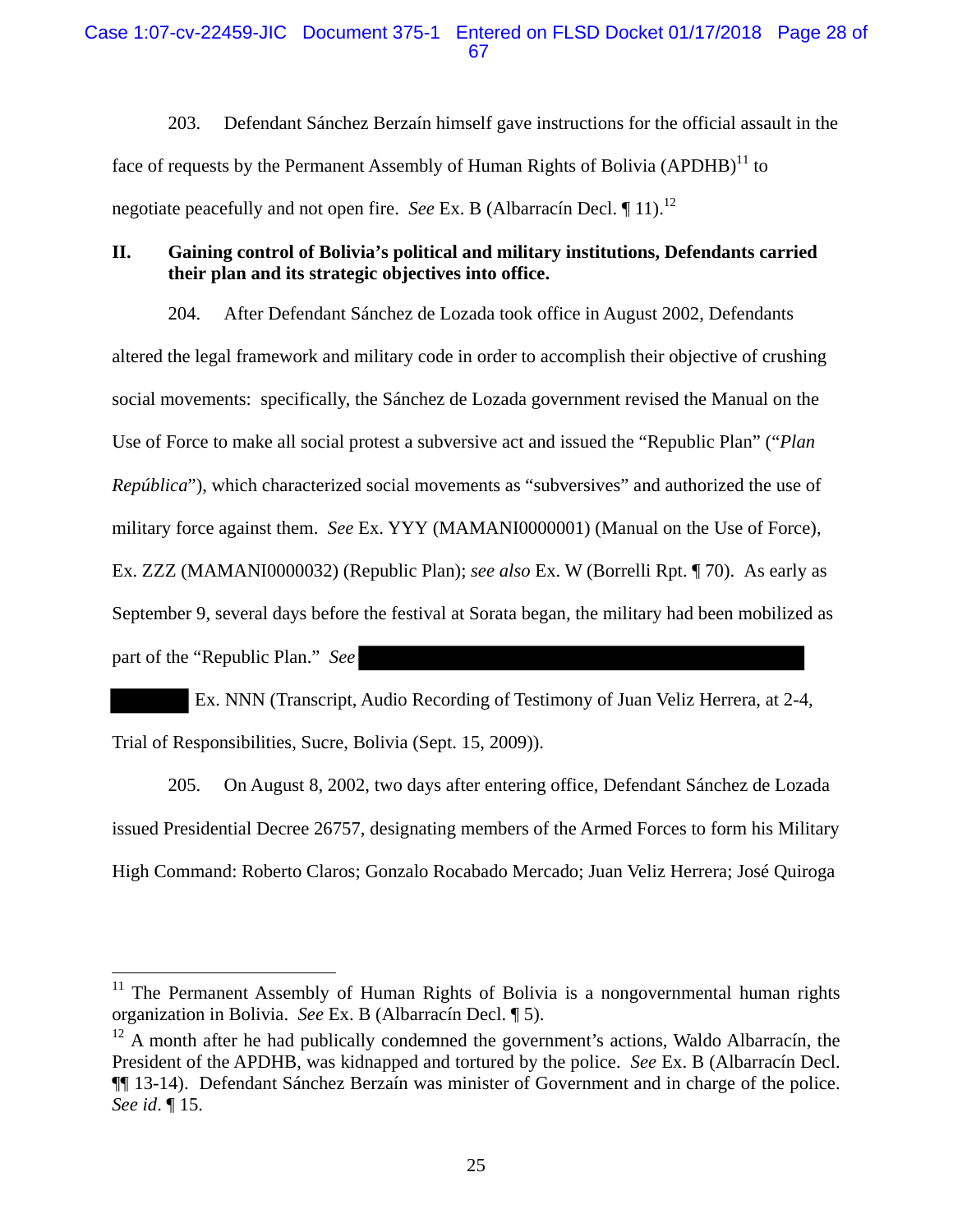203. Defendant Sánchez Berzaín himself gave instructions for the official assault in the face of requests by the Permanent Assembly of Human Rights of Bolivia (APDHB)[11] to negotiate peacefully and not open fire. *See* Ex. B (Albarracín Decl. ¶ 11).[12]

## II. Gaining control of Bolivia's political and military institutions, Defendants carried their plan and its strategic objectives into office.

204. After Defendant Sánchez de Lozada took office in August 2002, Defendants altered the legal framework and military code in order to accomplish their objective of crushing social movements: specifically, the Sánchez de Lozada government revised the Manual on the Use of Force to make all social protest a subversive act and issued the "Republic Plan" ("*Plan República*"), which characterized social movements as "subversives" and authorized the use of military force against them. *See* Ex. YYY (MAMANI0000001) (Manual on the Use of Force), Ex. ZZZ (MAMANI0000032) (Republic Plan); *see also* Ex. W (Borrelli Rpt. ¶ 70). As early as September 9, several days before the festival at Sorata began, the military had been mobilized as part of the "Republic Plan." *See* [REDACTED] Ex. NNN (Transcript, Audio Recording of Testimony of Juan Veliz Herrera, at 2-4, Trial of Responsibilities, Sucre, Bolivia (Sept. 15, 2009)).

205. On August 8, 2002, two days after entering office, Defendant Sánchez de Lozada issued Presidential Decree 26757, designating members of the Armed Forces to form his Military High Command: Roberto Claros; Gonzalo Rocabado Mercado; Juan Veliz Herrera; José Quiroga

---

[11] The Permanent Assembly of Human Rights of Bolivia is a nongovernmental human rights organization in Bolivia. *See* Ex. B (Albarracín Decl. ¶ 5).

[12] A month after he had publically condemned the government's actions, Waldo Albarracín, the President of the APDHB, was kidnapped and tortured by the police. *See* Ex. B (Albarracín Decl. ¶¶ 13-14). Defendant Sánchez Berzaín was minister of Government and in charge of the police. *See id*. ¶ 15.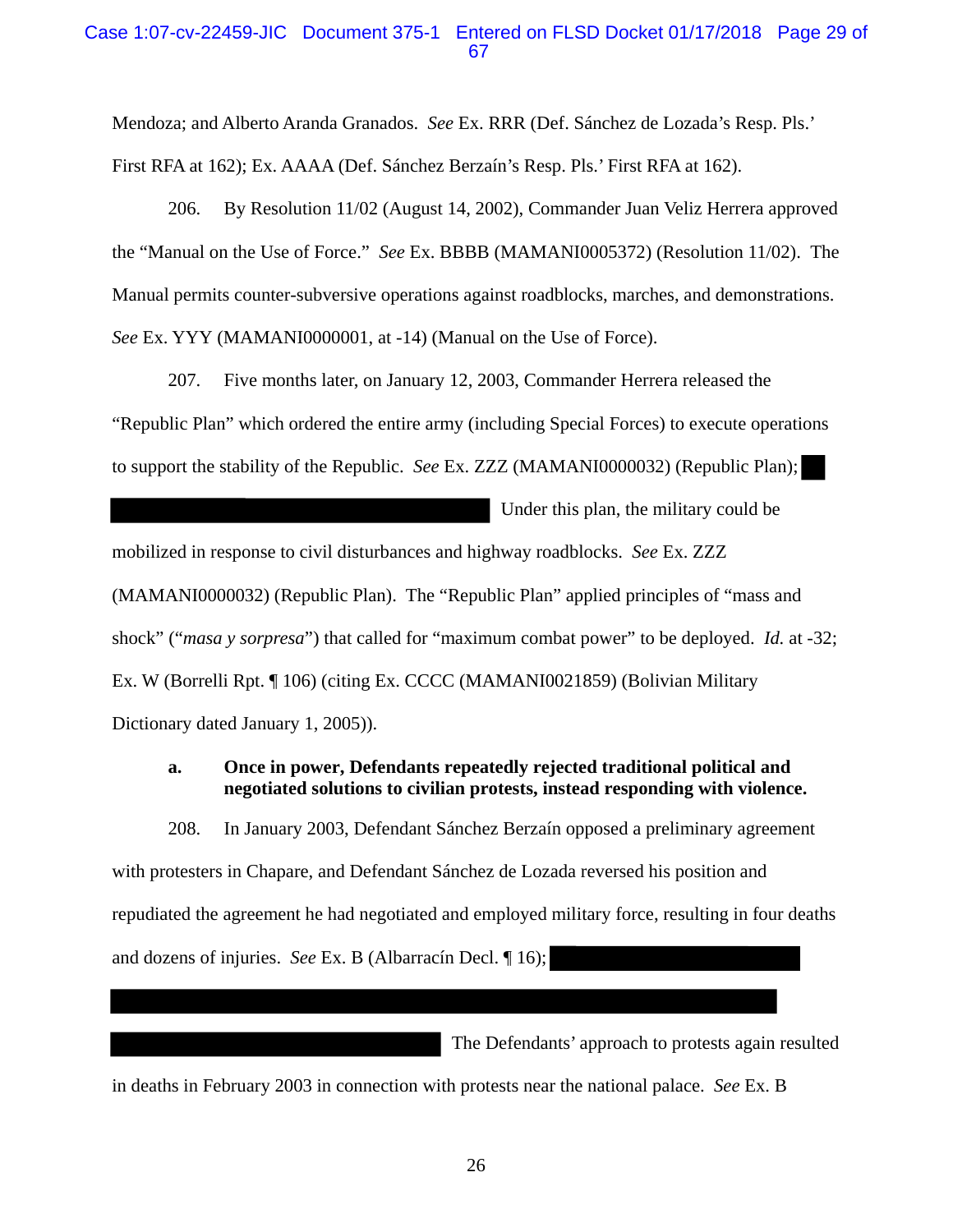Mendoza; and Alberto Aranda Granados. *See* Ex. RRR (Def. Sánchez de Lozada's Resp. Pls.' First RFA at 162); Ex. AAAA (Def. Sánchez Berzaín's Resp. Pls.' First RFA at 162).

206. By Resolution 11/02 (August 14, 2002), Commander Juan Veliz Herrera approved the "Manual on the Use of Force." *See* Ex. BBBB (MAMANI0005372) (Resolution 11/02). The Manual permits counter-subversive operations against roadblocks, marches, and demonstrations. *See* Ex. YYY (MAMANI0000001, at -14) (Manual on the Use of Force).

207. Five months later, on January 12, 2003, Commander Herrera released the "Republic Plan" which ordered the entire army (including Special Forces) to execute operations to support the stability of the Republic. *See* Ex. ZZZ (MAMANI0000032) (Republic Plan); [REDACTED] Under this plan, the military could be mobilized in response to civil disturbances and highway roadblocks. *See* Ex. ZZZ (MAMANI0000032) (Republic Plan). The "Republic Plan" applied principles of "mass and shock" ("*masa y sorpresa*") that called for "maximum combat power" to be deployed. *Id.* at -32; Ex. W (Borrelli Rpt. ¶ 106) (citing Ex. CCCC (MAMANI0021859) (Bolivian Military Dictionary dated January 1, 2005)).

**a. Once in power, Defendants repeatedly rejected traditional political and negotiated solutions to civilian protests, instead responding with violence.**

208. In January 2003, Defendant Sánchez Berzaín opposed a preliminary agreement with protesters in Chapare, and Defendant Sánchez de Lozada reversed his position and repudiated the agreement he had negotiated and employed military force, resulting in four deaths and dozens of injuries. *See* Ex. B (Albarracín Decl. ¶ 16); [REDACTED] The Defendants' approach to protests again resulted in deaths in February 2003 in connection with protests near the national palace. *See* Ex. B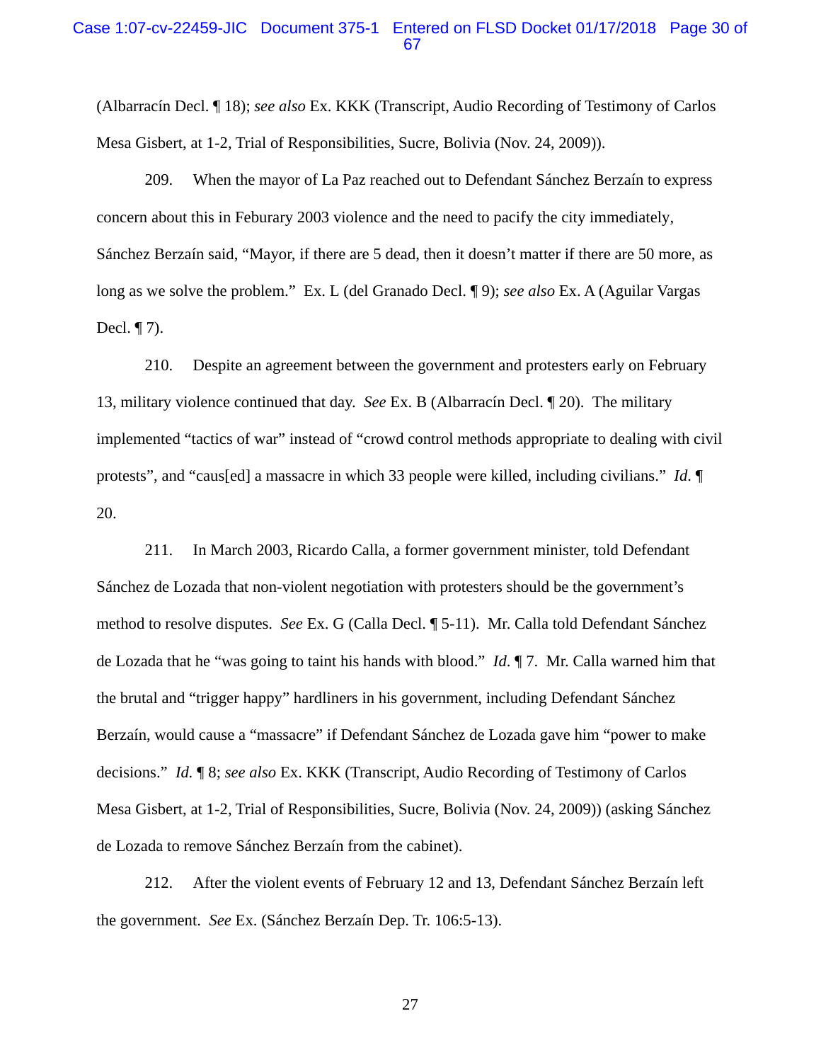(Albarracín Decl. ¶ 18); *see also* Ex. KKK (Transcript, Audio Recording of Testimony of Carlos Mesa Gisbert, at 1-2, Trial of Responsibilities, Sucre, Bolivia (Nov. 24, 2009)).

209. When the mayor of La Paz reached out to Defendant Sánchez Berzaín to express concern about this in Feburary 2003 violence and the need to pacify the city immediately, Sánchez Berzaín said, "Mayor, if there are 5 dead, then it doesn't matter if there are 50 more, as long as we solve the problem." Ex. L (del Granado Decl. ¶ 9); *see also* Ex. A (Aguilar Vargas Decl. ¶ 7).

210. Despite an agreement between the government and protesters early on February 13, military violence continued that day. *See* Ex. B (Albarracín Decl. ¶ 20). The military implemented "tactics of war" instead of "crowd control methods appropriate to dealing with civil protests", and "caus[ed] a massacre in which 33 people were killed, including civilians." *Id.* ¶ 20.

211. In March 2003, Ricardo Calla, a former government minister, told Defendant Sánchez de Lozada that non-violent negotiation with protesters should be the government's method to resolve disputes. *See* Ex. G (Calla Decl. ¶ 5-11). Mr. Calla told Defendant Sánchez de Lozada that he "was going to taint his hands with blood." *Id.* ¶ 7. Mr. Calla warned him that the brutal and "trigger happy" hardliners in his government, including Defendant Sánchez Berzaín, would cause a "massacre" if Defendant Sánchez de Lozada gave him "power to make decisions." *Id.* ¶ 8; *see also* Ex. KKK (Transcript, Audio Recording of Testimony of Carlos Mesa Gisbert, at 1-2, Trial of Responsibilities, Sucre, Bolivia (Nov. 24, 2009)) (asking Sánchez de Lozada to remove Sánchez Berzaín from the cabinet).

212. After the violent events of February 12 and 13, Defendant Sánchez Berzaín left the government. *See* Ex. (Sánchez Berzaín Dep. Tr. 106:5-13).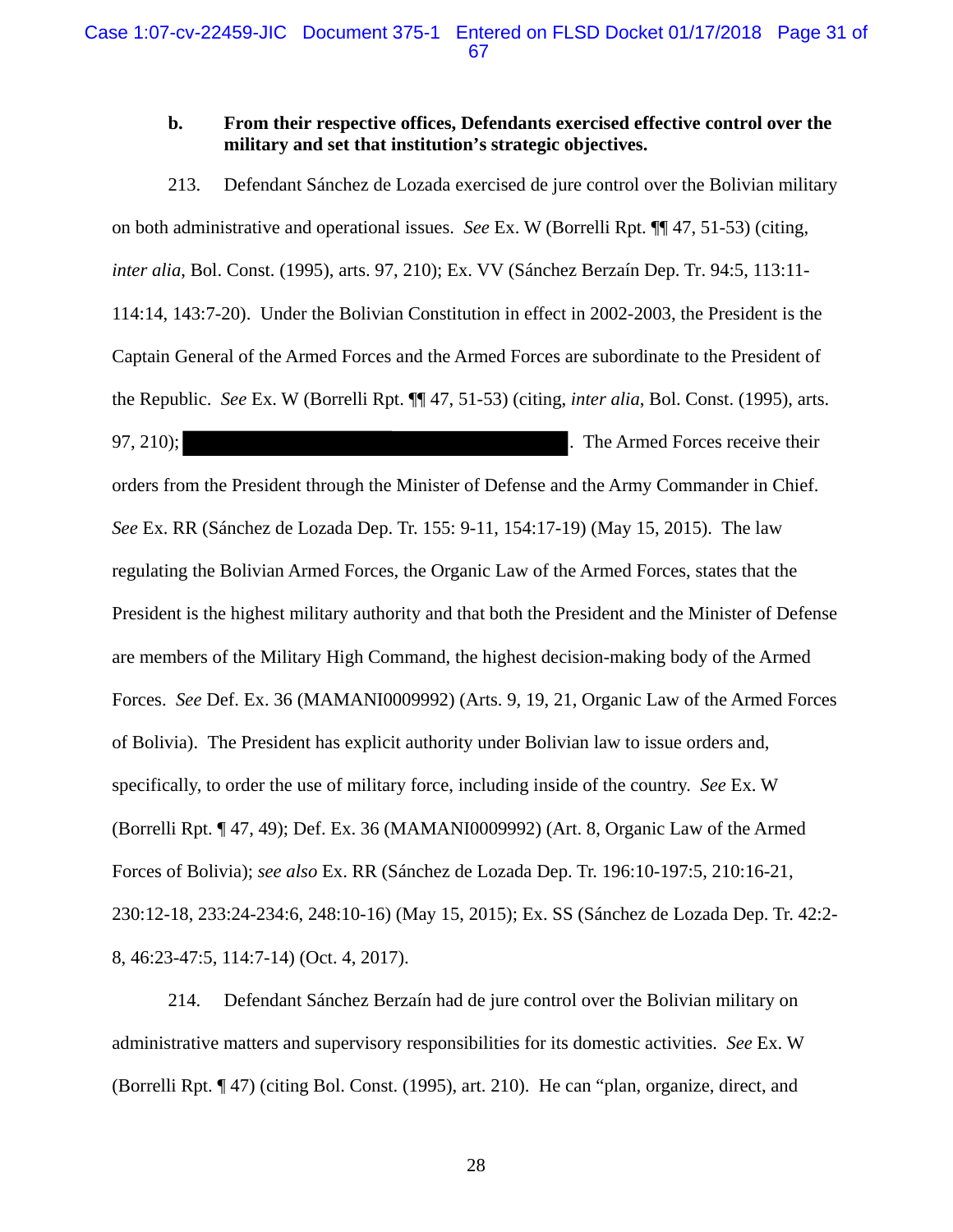**b. From their respective offices, Defendants exercised effective control over the military and set that institution's strategic objectives.**

213. Defendant Sánchez de Lozada exercised de jure control over the Bolivian military on both administrative and operational issues. *See* Ex. W (Borrelli Rpt. ¶¶ 47, 51-53) (citing, *inter alia,* Bol. Const. (1995), arts. 97, 210); Ex. VV (Sánchez Berzaín Dep. Tr. 94:5, 113:11-114:14, 143:7-20). Under the Bolivian Constitution in effect in 2002-2003, the President is the Captain General of the Armed Forces and the Armed Forces are subordinate to the President of the Republic. *See* Ex. W (Borrelli Rpt. ¶¶ 47, 51-53) (citing, *inter alia*, Bol. Const. (1995), arts. 97, 210); [REDACTED]. The Armed Forces receive their orders from the President through the Minister of Defense and the Army Commander in Chief. *See* Ex. RR (Sánchez de Lozada Dep. Tr. 155: 9-11, 154:17-19) (May 15, 2015). The law regulating the Bolivian Armed Forces, the Organic Law of the Armed Forces, states that the President is the highest military authority and that both the President and the Minister of Defense are members of the Military High Command, the highest decision-making body of the Armed Forces. *See* Def. Ex. 36 (MAMANI0009992) (Arts. 9, 19, 21, Organic Law of the Armed Forces of Bolivia). The President has explicit authority under Bolivian law to issue orders and, specifically, to order the use of military force, including inside of the country. *See* Ex. W (Borrelli Rpt. ¶ 47, 49); Def. Ex. 36 (MAMANI0009992) (Art. 8, Organic Law of the Armed Forces of Bolivia); *see also* Ex. RR (Sánchez de Lozada Dep. Tr. 196:10-197:5, 210:16-21, 230:12-18, 233:24-234:6, 248:10-16) (May 15, 2015); Ex. SS (Sánchez de Lozada Dep. Tr. 42:2-8, 46:23-47:5, 114:7-14) (Oct. 4, 2017).

214. Defendant Sánchez Berzaín had de jure control over the Bolivian military on administrative matters and supervisory responsibilities for its domestic activities. *See* Ex. W (Borrelli Rpt. ¶ 47) (citing Bol. Const. (1995), art. 210). He can "plan, organize, direct, and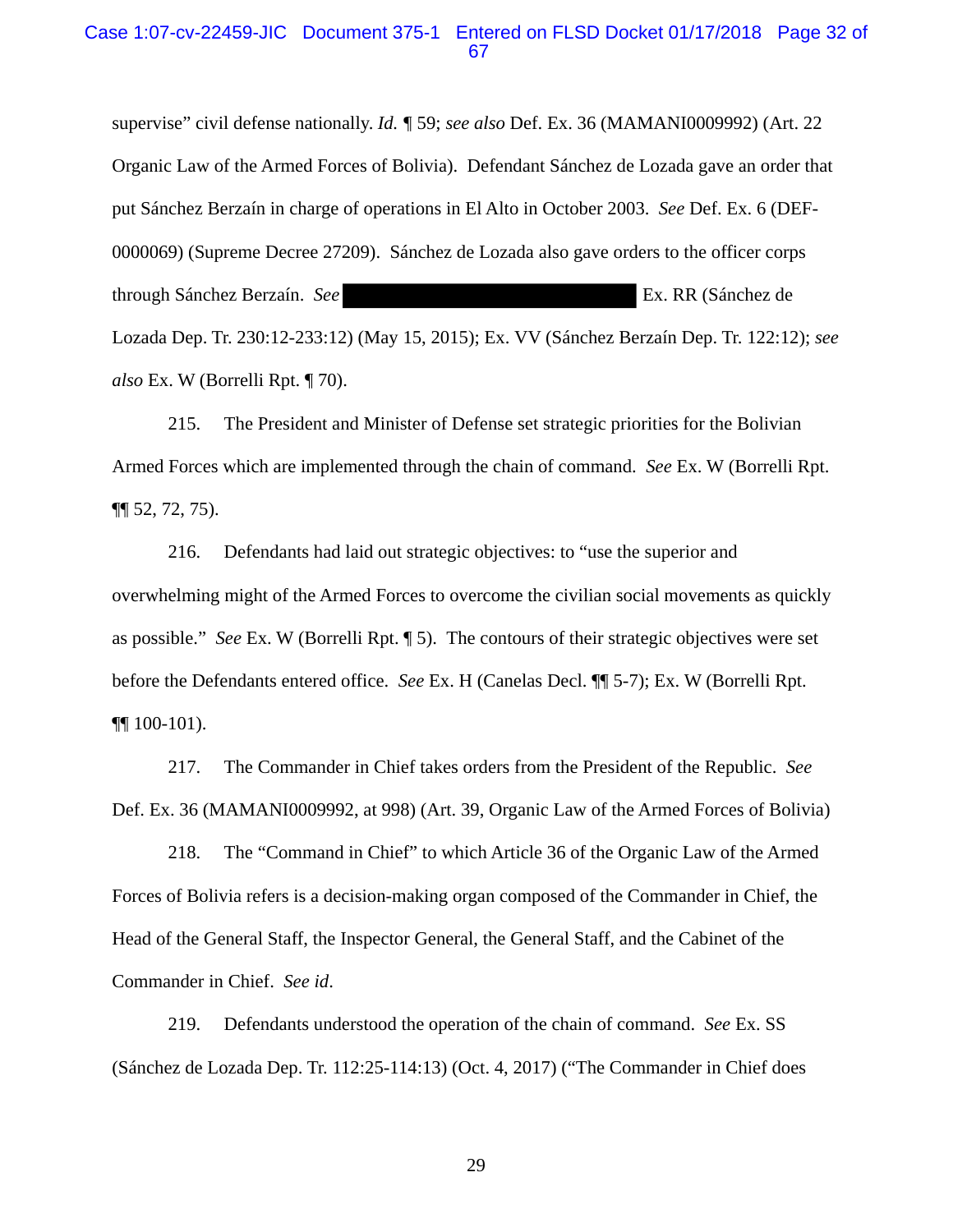supervise" civil defense nationally. *Id.* ¶ 59; *see also* Def. Ex. 36 (MAMANI0009992) (Art. 22 Organic Law of the Armed Forces of Bolivia). Defendant Sánchez de Lozada gave an order that put Sánchez Berzaín in charge of operations in El Alto in October 2003. *See* Def. Ex. 6 (DEF-0000069) (Supreme Decree 27209). Sánchez de Lozada also gave orders to the officer corps through Sánchez Berzaín. *See* ██████████████████ Ex. RR (Sánchez de Lozada Dep. Tr. 230:12-233:12) (May 15, 2015); Ex. VV (Sánchez Berzaín Dep. Tr. 122:12); *see also* Ex. W (Borrelli Rpt. ¶ 70).

215. The President and Minister of Defense set strategic priorities for the Bolivian Armed Forces which are implemented through the chain of command. *See* Ex. W (Borrelli Rpt. ¶¶ 52, 72, 75).

216. Defendants had laid out strategic objectives: to "use the superior and overwhelming might of the Armed Forces to overcome the civilian social movements as quickly as possible." *See* Ex. W (Borrelli Rpt. ¶ 5). The contours of their strategic objectives were set before the Defendants entered office. *See* Ex. H (Canelas Decl. ¶¶ 5-7); Ex. W (Borrelli Rpt. ¶¶ 100-101).

217. The Commander in Chief takes orders from the President of the Republic. *See* Def. Ex. 36 (MAMANI0009992, at 998) (Art. 39, Organic Law of the Armed Forces of Bolivia)

218. The "Command in Chief" to which Article 36 of the Organic Law of the Armed Forces of Bolivia refers is a decision-making organ composed of the Commander in Chief, the Head of the General Staff, the Inspector General, the General Staff, and the Cabinet of the Commander in Chief. *See id*.

219. Defendants understood the operation of the chain of command. *See* Ex. SS (Sánchez de Lozada Dep. Tr. 112:25-114:13) (Oct. 4, 2017) ("The Commander in Chief does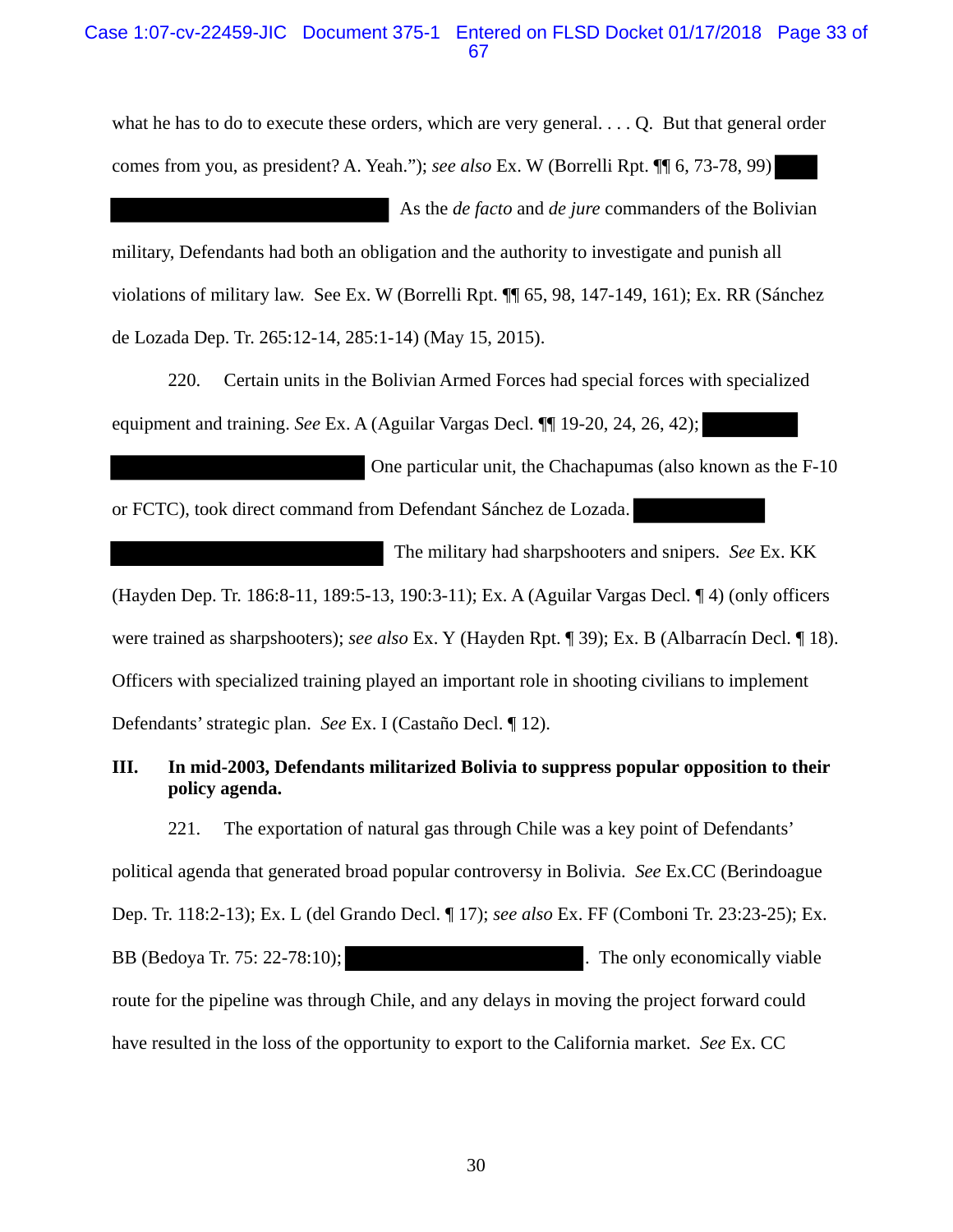what he has to do to execute these orders, which are very general. . . . Q. But that general order comes from you, as president? A. Yeah."); *see also* Ex. W (Borrelli Rpt. ¶¶ 6, 73-78, 99) [REDACTED] As the *de facto* and *de jure* commanders of the Bolivian military, Defendants had both an obligation and the authority to investigate and punish all violations of military law. See Ex. W (Borrelli Rpt. ¶¶ 65, 98, 147-149, 161); Ex. RR (Sánchez de Lozada Dep. Tr. 265:12-14, 285:1-14) (May 15, 2015).

220. Certain units in the Bolivian Armed Forces had special forces with specialized equipment and training. *See* Ex. A (Aguilar Vargas Decl. ¶¶ 19-20, 24, 26, 42); [REDACTED] One particular unit, the Chachapumas (also known as the F-10 or FCTC), took direct command from Defendant Sánchez de Lozada. [REDACTED] The military had sharpshooters and snipers. *See* Ex. KK (Hayden Dep. Tr. 186:8-11, 189:5-13, 190:3-11); Ex. A (Aguilar Vargas Decl. ¶ 4) (only officers were trained as sharpshooters); *see also* Ex. Y (Hayden Rpt. ¶ 39); Ex. B (Albarracín Decl. ¶ 18). Officers with specialized training played an important role in shooting civilians to implement Defendants' strategic plan. *See* Ex. I (Castaño Decl. ¶ 12).

## III. In mid-2003, Defendants militarized Bolivia to suppress popular opposition to their policy agenda.

221. The exportation of natural gas through Chile was a key point of Defendants' political agenda that generated broad popular controversy in Bolivia. *See* Ex.CC (Berindoague Dep. Tr. 118:2-13); Ex. L (del Grando Decl. ¶ 17); *see also* Ex. FF (Comboni Tr. 23:23-25); Ex. BB (Bedoya Tr. 75: 22-78:10); [REDACTED]. The only economically viable route for the pipeline was through Chile, and any delays in moving the project forward could have resulted in the loss of the opportunity to export to the California market. *See* Ex. CC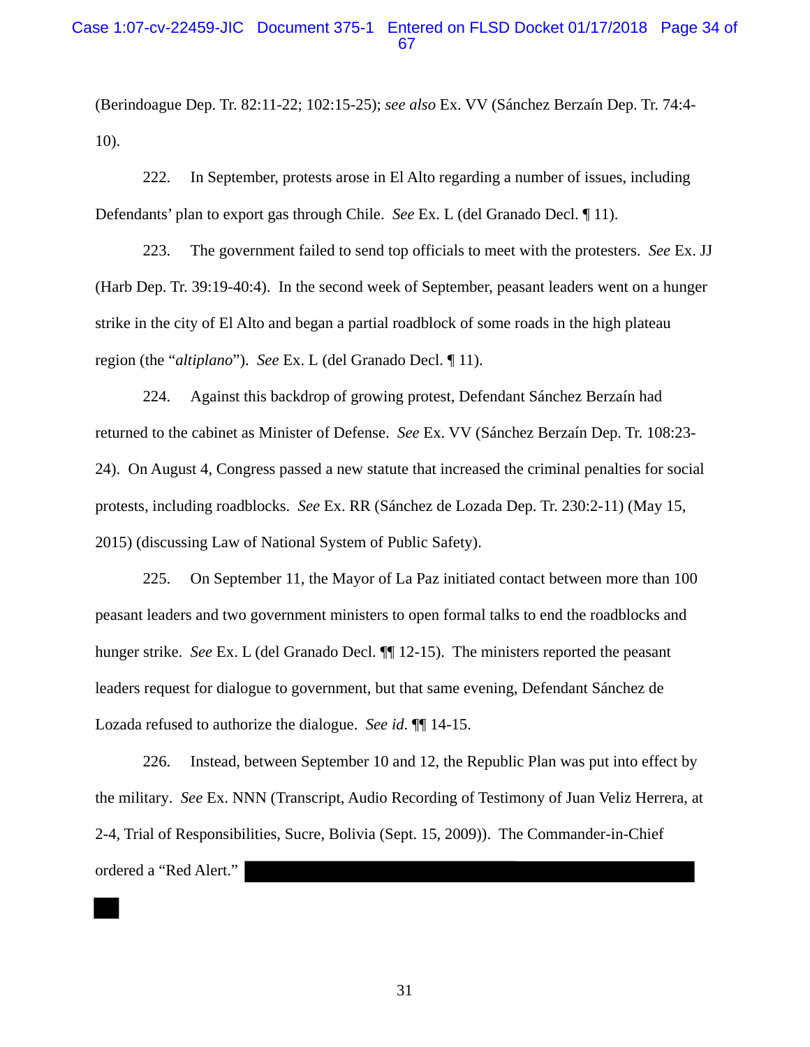(Berindoague Dep. Tr. 82:11-22; 102:15-25); *see also* Ex. VV (Sánchez Berzaín Dep. Tr. 74:4-10).

222. In September, protests arose in El Alto regarding a number of issues, including Defendants' plan to export gas through Chile. *See* Ex. L (del Granado Decl. ¶ 11).

223. The government failed to send top officials to meet with the protesters. *See* Ex. JJ (Harb Dep. Tr. 39:19-40:4). In the second week of September, peasant leaders went on a hunger strike in the city of El Alto and began a partial roadblock of some roads in the high plateau region (the "*altiplano*"). *See* Ex. L (del Granado Decl. ¶ 11).

224. Against this backdrop of growing protest, Defendant Sánchez Berzaín had returned to the cabinet as Minister of Defense. *See* Ex. VV (Sánchez Berzaín Dep. Tr. 108:23-24). On August 4, Congress passed a new statute that increased the criminal penalties for social protests, including roadblocks. *See* Ex. RR (Sánchez de Lozada Dep. Tr. 230:2-11) (May 15, 2015) (discussing Law of National System of Public Safety).

225. On September 11, the Mayor of La Paz initiated contact between more than 100 peasant leaders and two government ministers to open formal talks to end the roadblocks and hunger strike. *See* Ex. L (del Granado Decl. ¶¶ 12-15). The ministers reported the peasant leaders request for dialogue to government, but that same evening, Defendant Sánchez de Lozada refused to authorize the dialogue. *See id.* ¶¶ 14-15.

226. Instead, between September 10 and 12, the Republic Plan was put into effect by the military. *See* Ex. NNN (Transcript, Audio Recording of Testimony of Juan Veliz Herrera, at 2-4, Trial of Responsibilities, Sucre, Bolivia (Sept. 15, 2009)). The Commander-in-Chief ordered a "Red Alert." [REDACTED]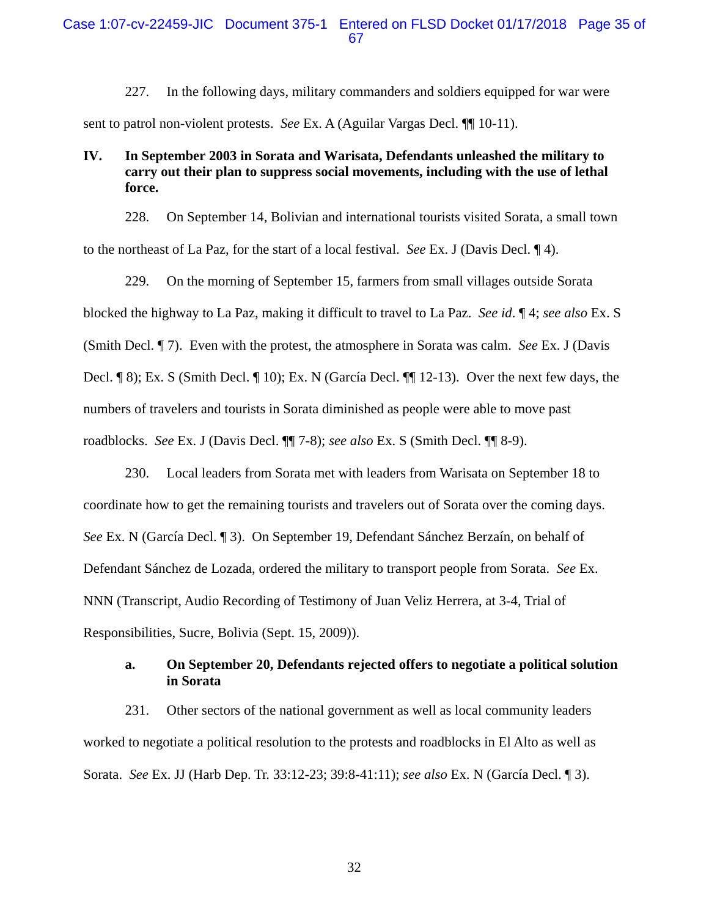227. In the following days, military commanders and soldiers equipped for war were sent to patrol non-violent protests. *See* Ex. A (Aguilar Vargas Decl. ¶¶ 10-11).

## IV. In September 2003 in Sorata and Warisata, Defendants unleashed the military to carry out their plan to suppress social movements, including with the use of lethal force.

228. On September 14, Bolivian and international tourists visited Sorata, a small town to the northeast of La Paz, for the start of a local festival. *See* Ex. J (Davis Decl. ¶ 4).

229. On the morning of September 15, farmers from small villages outside Sorata blocked the highway to La Paz, making it difficult to travel to La Paz. *See id*. ¶ 4; *see also* Ex. S (Smith Decl. ¶ 7). Even with the protest, the atmosphere in Sorata was calm. *See* Ex. J (Davis Decl. ¶ 8); Ex. S (Smith Decl. ¶ 10); Ex. N (García Decl. ¶¶ 12-13). Over the next few days, the numbers of travelers and tourists in Sorata diminished as people were able to move past roadblocks. *See* Ex. J (Davis Decl. ¶¶ 7-8); *see also* Ex. S (Smith Decl. ¶¶ 8-9).

230. Local leaders from Sorata met with leaders from Warisata on September 18 to coordinate how to get the remaining tourists and travelers out of Sorata over the coming days. *See* Ex. N (García Decl. ¶ 3). On September 19, Defendant Sánchez Berzaín, on behalf of Defendant Sánchez de Lozada, ordered the military to transport people from Sorata. *See* Ex. NNN (Transcript, Audio Recording of Testimony of Juan Veliz Herrera, at 3-4, Trial of Responsibilities, Sucre, Bolivia (Sept. 15, 2009)).

### a. On September 20, Defendants rejected offers to negotiate a political solution in Sorata

231. Other sectors of the national government as well as local community leaders worked to negotiate a political resolution to the protests and roadblocks in El Alto as well as Sorata. *See* Ex. JJ (Harb Dep. Tr. 33:12-23; 39:8-41:11); *see also* Ex. N (García Decl. ¶ 3).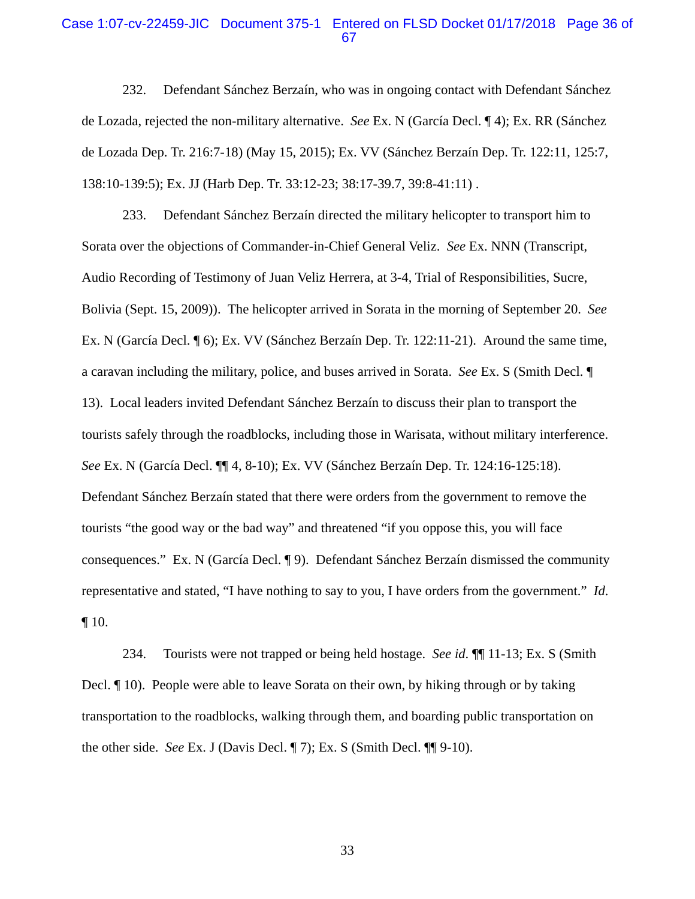232. Defendant Sánchez Berzaín, who was in ongoing contact with Defendant Sánchez de Lozada, rejected the non-military alternative. *See* Ex. N (García Decl. ¶ 4); Ex. RR (Sánchez de Lozada Dep. Tr. 216:7-18) (May 15, 2015); Ex. VV (Sánchez Berzaín Dep. Tr. 122:11, 125:7, 138:10-139:5); Ex. JJ (Harb Dep. Tr. 33:12-23; 38:17-39.7, 39:8-41:11) .

233. Defendant Sánchez Berzaín directed the military helicopter to transport him to Sorata over the objections of Commander-in-Chief General Veliz. *See* Ex. NNN (Transcript, Audio Recording of Testimony of Juan Veliz Herrera, at 3-4, Trial of Responsibilities, Sucre, Bolivia (Sept. 15, 2009)). The helicopter arrived in Sorata in the morning of September 20. *See* Ex. N (García Decl. ¶ 6); Ex. VV (Sánchez Berzaín Dep. Tr. 122:11-21). Around the same time, a caravan including the military, police, and buses arrived in Sorata. *See* Ex. S (Smith Decl. ¶ 13). Local leaders invited Defendant Sánchez Berzaín to discuss their plan to transport the tourists safely through the roadblocks, including those in Warisata, without military interference. *See* Ex. N (García Decl. ¶¶ 4, 8-10); Ex. VV (Sánchez Berzaín Dep. Tr. 124:16-125:18). Defendant Sánchez Berzaín stated that there were orders from the government to remove the tourists "the good way or the bad way" and threatened "if you oppose this, you will face consequences." Ex. N (García Decl. ¶ 9). Defendant Sánchez Berzaín dismissed the community representative and stated, "I have nothing to say to you, I have orders from the government." *Id.* ¶ 10.

234. Tourists were not trapped or being held hostage. *See id.* ¶¶ 11-13; Ex. S (Smith Decl. ¶ 10). People were able to leave Sorata on their own, by hiking through or by taking transportation to the roadblocks, walking through them, and boarding public transportation on the other side. *See* Ex. J (Davis Decl. ¶ 7); Ex. S (Smith Decl. ¶¶ 9-10).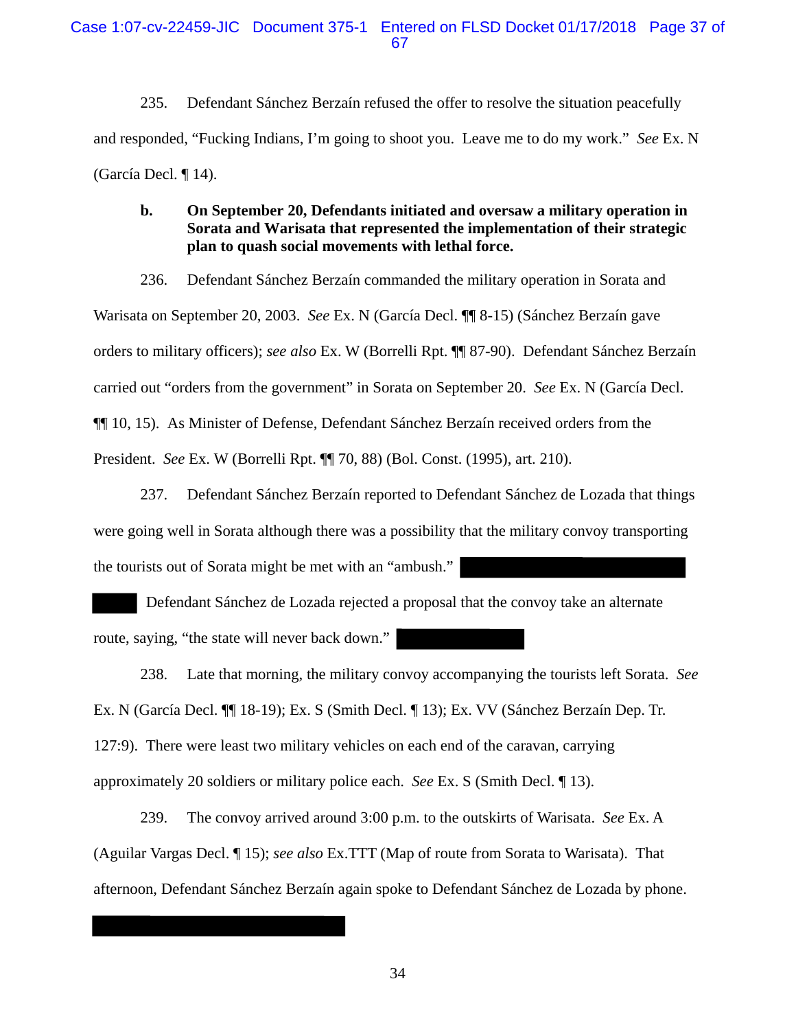235. Defendant Sánchez Berzaín refused the offer to resolve the situation peacefully and responded, "Fucking Indians, I'm going to shoot you. Leave me to do my work." *See* Ex. N (García Decl. ¶ 14).

**b. On September 20, Defendants initiated and oversaw a military operation in Sorata and Warisata that represented the implementation of their strategic plan to quash social movements with lethal force.**

236. Defendant Sánchez Berzaín commanded the military operation in Sorata and Warisata on September 20, 2003. *See* Ex. N (García Decl. ¶¶ 8-15) (Sánchez Berzaín gave orders to military officers); *see also* Ex. W (Borrelli Rpt. ¶¶ 87-90). Defendant Sánchez Berzaín carried out "orders from the government" in Sorata on September 20. *See* Ex. N (García Decl. ¶¶ 10, 15). As Minister of Defense, Defendant Sánchez Berzaín received orders from the President. *See* Ex. W (Borrelli Rpt. ¶¶ 70, 88) (Bol. Const. (1995), art. 210).

237. Defendant Sánchez Berzaín reported to Defendant Sánchez de Lozada that things were going well in Sorata although there was a possibility that the military convoy transporting the tourists out of Sorata might be met with an "ambush." [REDACTED] Defendant Sánchez de Lozada rejected a proposal that the convoy take an alternate route, saying, "the state will never back down." [REDACTED]

238. Late that morning, the military convoy accompanying the tourists left Sorata. *See* Ex. N (García Decl. ¶¶ 18-19); Ex. S (Smith Decl. ¶ 13); Ex. VV (Sánchez Berzaín Dep. Tr. 127:9). There were least two military vehicles on each end of the caravan, carrying approximately 20 soldiers or military police each. *See* Ex. S (Smith Decl. ¶ 13).

239. The convoy arrived around 3:00 p.m. to the outskirts of Warisata. *See* Ex. A (Aguilar Vargas Decl. ¶ 15); *see also* Ex.TTT (Map of route from Sorata to Warisata). That afternoon, Defendant Sánchez Berzaín again spoke to Defendant Sánchez de Lozada by phone. [REDACTED]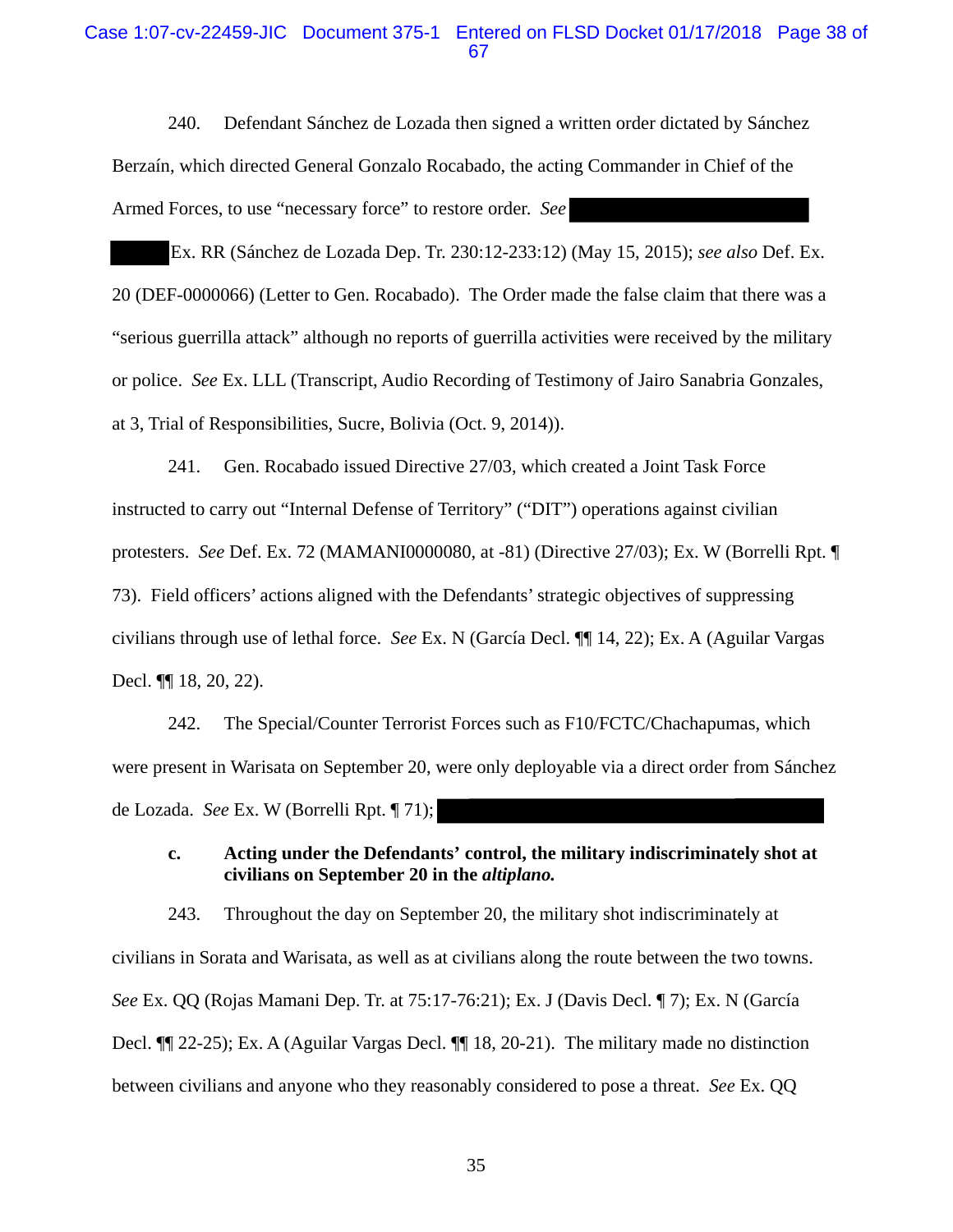240. Defendant Sánchez de Lozada then signed a written order dictated by Sánchez Berzaín, which directed General Gonzalo Rocabado, the acting Commander in Chief of the Armed Forces, to use "necessary force" to restore order. *See* ████████████████ ████ Ex. RR (Sánchez de Lozada Dep. Tr. 230:12-233:12) (May 15, 2015); *see also* Def. Ex. 20 (DEF-0000066) (Letter to Gen. Rocabado). The Order made the false claim that there was a "serious guerrilla attack" although no reports of guerrilla activities were received by the military or police. *See* Ex. LLL (Transcript, Audio Recording of Testimony of Jairo Sanabria Gonzales, at 3, Trial of Responsibilities, Sucre, Bolivia (Oct. 9, 2014)).

241. Gen. Rocabado issued Directive 27/03, which created a Joint Task Force instructed to carry out "Internal Defense of Territory" ("DIT") operations against civilian protesters. *See* Def. Ex. 72 (MAMANI0000080, at -81) (Directive 27/03); Ex. W (Borrelli Rpt. ¶ 73). Field officers' actions aligned with the Defendants' strategic objectives of suppressing civilians through use of lethal force. *See* Ex. N (García Decl. ¶¶ 14, 22); Ex. A (Aguilar Vargas Decl. ¶¶ 18, 20, 22).

242. The Special/Counter Terrorist Forces such as F10/FCTC/Chachapumas, which were present in Warisata on September 20, were only deployable via a direct order from Sánchez de Lozada. *See* Ex. W (Borrelli Rpt. ¶ 71); ████████████████████████

**c. Acting under the Defendants' control, the military indiscriminately shot at civilians on September 20 in the *altiplano.***

243. Throughout the day on September 20, the military shot indiscriminately at civilians in Sorata and Warisata, as well as at civilians along the route between the two towns. *See* Ex. QQ (Rojas Mamani Dep. Tr. at 75:17-76:21); Ex. J (Davis Decl. ¶ 7); Ex. N (García Decl. ¶¶ 22-25); Ex. A (Aguilar Vargas Decl. ¶¶ 18, 20-21). The military made no distinction between civilians and anyone who they reasonably considered to pose a threat. *See* Ex. QQ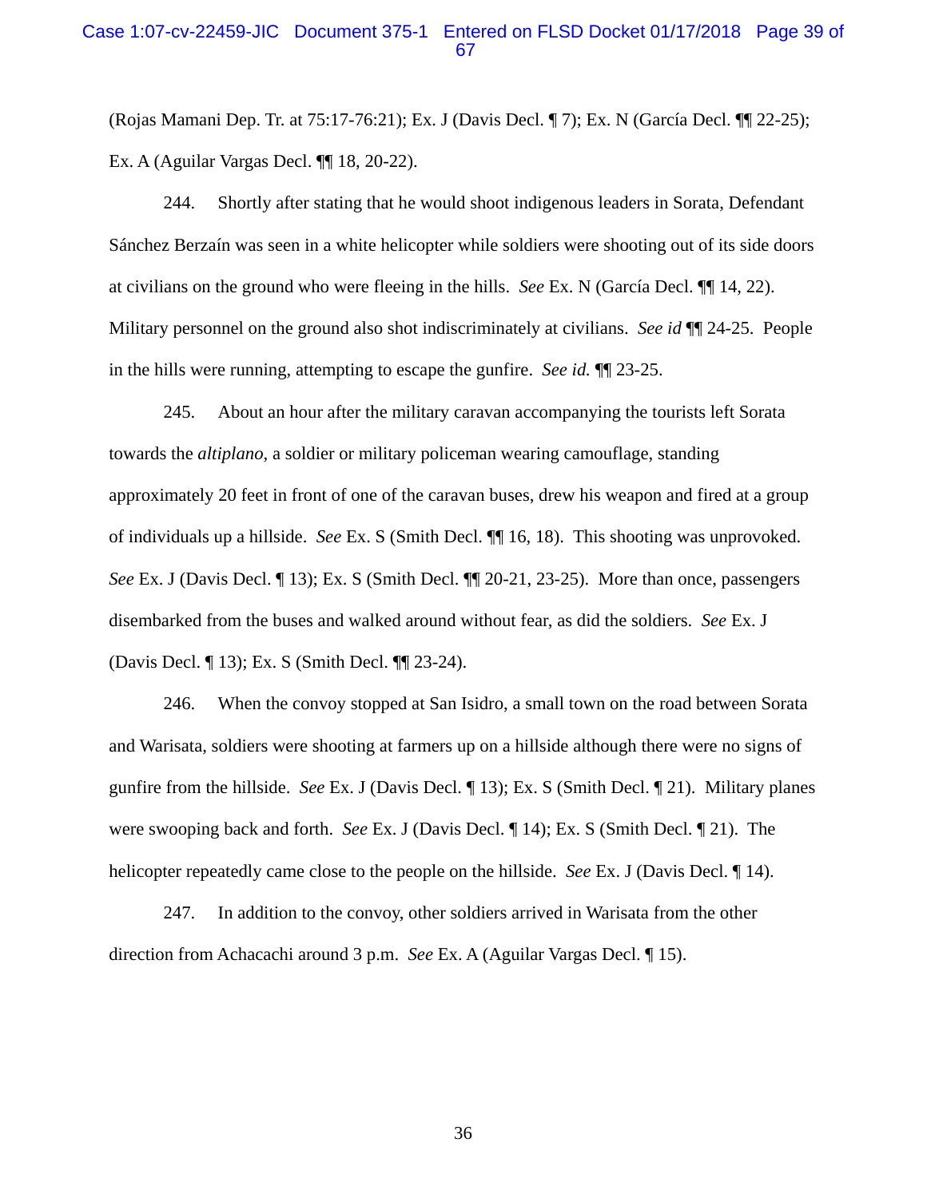(Rojas Mamani Dep. Tr. at 75:17-76:21); Ex. J (Davis Decl. ¶ 7); Ex. N (García Decl. ¶¶ 22-25); Ex. A (Aguilar Vargas Decl. ¶¶ 18, 20-22).

244. Shortly after stating that he would shoot indigenous leaders in Sorata, Defendant Sánchez Berzaín was seen in a white helicopter while soldiers were shooting out of its side doors at civilians on the ground who were fleeing in the hills. *See* Ex. N (García Decl. ¶¶ 14, 22). Military personnel on the ground also shot indiscriminately at civilians. *See id* ¶¶ 24-25. People in the hills were running, attempting to escape the gunfire. *See id.* ¶¶ 23-25.

245. About an hour after the military caravan accompanying the tourists left Sorata towards the *altiplano*, a soldier or military policeman wearing camouflage, standing approximately 20 feet in front of one of the caravan buses, drew his weapon and fired at a group of individuals up a hillside. *See* Ex. S (Smith Decl. ¶¶ 16, 18). This shooting was unprovoked. *See* Ex. J (Davis Decl. ¶ 13); Ex. S (Smith Decl. ¶¶ 20-21, 23-25). More than once, passengers disembarked from the buses and walked around without fear, as did the soldiers. *See* Ex. J (Davis Decl. ¶ 13); Ex. S (Smith Decl. ¶¶ 23-24).

246. When the convoy stopped at San Isidro, a small town on the road between Sorata and Warisata, soldiers were shooting at farmers up on a hillside although there were no signs of gunfire from the hillside. *See* Ex. J (Davis Decl. ¶ 13); Ex. S (Smith Decl. ¶ 21). Military planes were swooping back and forth. *See* Ex. J (Davis Decl. ¶ 14); Ex. S (Smith Decl. ¶ 21). The helicopter repeatedly came close to the people on the hillside. *See* Ex. J (Davis Decl. ¶ 14).

247. In addition to the convoy, other soldiers arrived in Warisata from the other direction from Achacachi around 3 p.m. *See* Ex. A (Aguilar Vargas Decl. ¶ 15).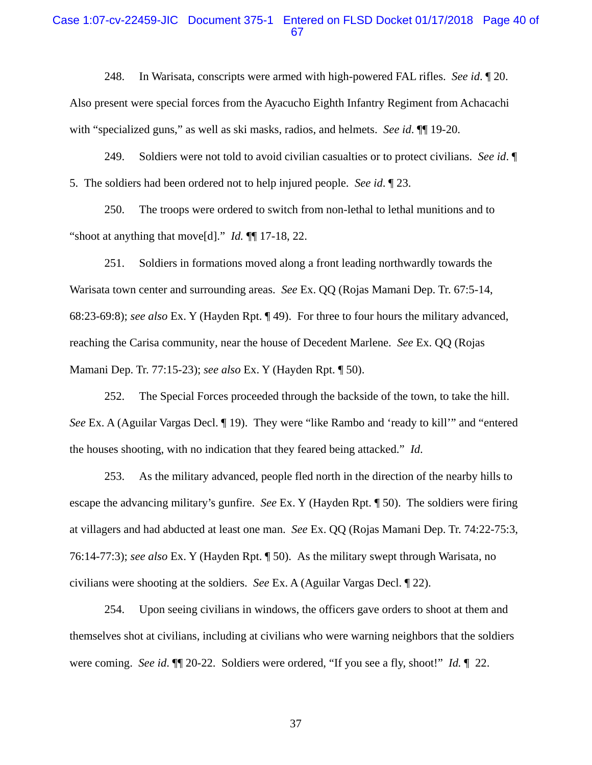248. In Warisata, conscripts were armed with high-powered FAL rifles. *See id.* ¶ 20. Also present were special forces from the Ayacucho Eighth Infantry Regiment from Achacachi with "specialized guns," as well as ski masks, radios, and helmets. *See id.* ¶¶ 19-20.

249. Soldiers were not told to avoid civilian casualties or to protect civilians. *See id*. ¶ 5. The soldiers had been ordered not to help injured people. *See id*. ¶ 23.

250. The troops were ordered to switch from non-lethal to lethal munitions and to "shoot at anything that move[d]." *Id.* ¶¶ 17-18, 22.

251. Soldiers in formations moved along a front leading northwardly towards the Warisata town center and surrounding areas. *See* Ex. QQ (Rojas Mamani Dep. Tr. 67:5-14, 68:23-69:8); *see also* Ex. Y (Hayden Rpt. ¶ 49). For three to four hours the military advanced, reaching the Carisa community, near the house of Decedent Marlene. *See* Ex. QQ (Rojas Mamani Dep. Tr. 77:15-23); *see also* Ex. Y (Hayden Rpt. ¶ 50).

252. The Special Forces proceeded through the backside of the town, to take the hill. *See* Ex. A (Aguilar Vargas Decl. ¶ 19). They were "like Rambo and 'ready to kill'" and "entered the houses shooting, with no indication that they feared being attacked." *Id.*

253. As the military advanced, people fled north in the direction of the nearby hills to escape the advancing military's gunfire. *See* Ex. Y (Hayden Rpt. ¶ 50). The soldiers were firing at villagers and had abducted at least one man. *See* Ex. QQ (Rojas Mamani Dep. Tr. 74:22-75:3, 76:14-77:3); *see also* Ex. Y (Hayden Rpt. ¶ 50). As the military swept through Warisata, no civilians were shooting at the soldiers. *See* Ex. A (Aguilar Vargas Decl. ¶ 22).

254. Upon seeing civilians in windows, the officers gave orders to shoot at them and themselves shot at civilians, including at civilians who were warning neighbors that the soldiers were coming. *See id.* ¶¶ 20-22. Soldiers were ordered, "If you see a fly, shoot!" *Id.* ¶ 22.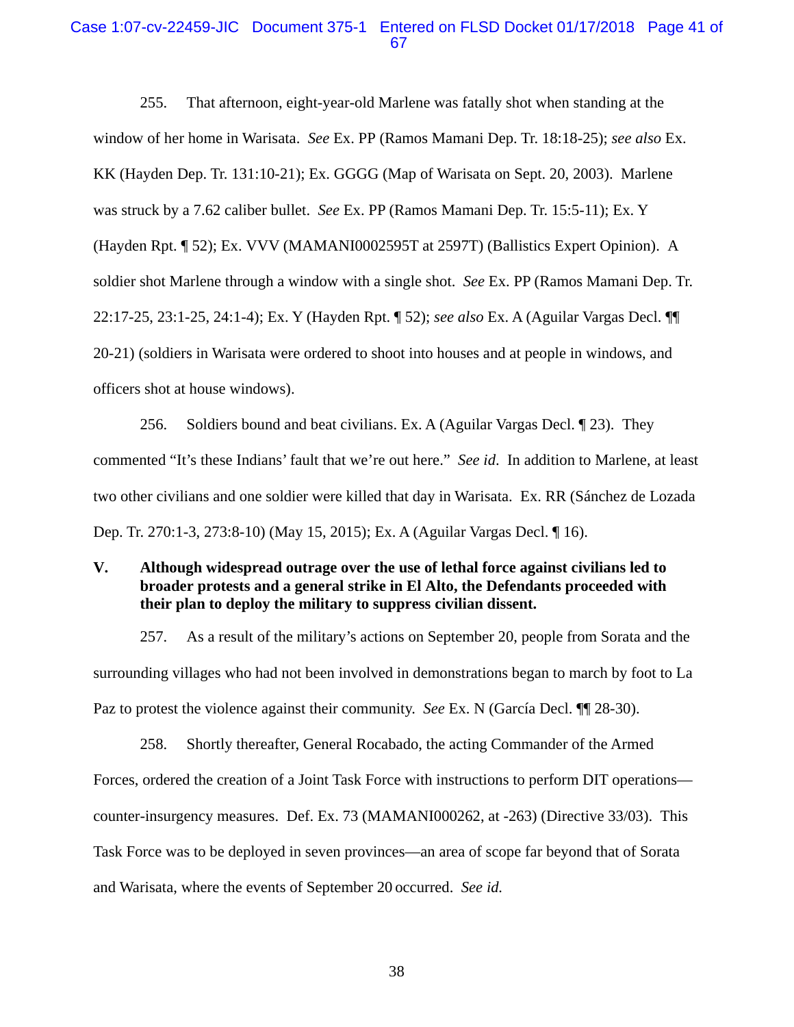255. That afternoon, eight-year-old Marlene was fatally shot when standing at the window of her home in Warisata. *See* Ex. PP (Ramos Mamani Dep. Tr. 18:18-25); *see also* Ex. KK (Hayden Dep. Tr. 131:10-21); Ex. GGGG (Map of Warisata on Sept. 20, 2003). Marlene was struck by a 7.62 caliber bullet. *See* Ex. PP (Ramos Mamani Dep. Tr. 15:5-11); Ex. Y (Hayden Rpt. ¶ 52); Ex. VVV (MAMANI0002595T at 2597T) (Ballistics Expert Opinion). A soldier shot Marlene through a window with a single shot. *See* Ex. PP (Ramos Mamani Dep. Tr. 22:17-25, 23:1-25, 24:1-4); Ex. Y (Hayden Rpt. ¶ 52); *see also* Ex. A (Aguilar Vargas Decl. ¶¶ 20-21) (soldiers in Warisata were ordered to shoot into houses and at people in windows, and officers shot at house windows).

256. Soldiers bound and beat civilians. Ex. A (Aguilar Vargas Decl. ¶ 23). They commented "It's these Indians' fault that we're out here." *See id.* In addition to Marlene, at least two other civilians and one soldier were killed that day in Warisata. Ex. RR (Sánchez de Lozada Dep. Tr. 270:1-3, 273:8-10) (May 15, 2015); Ex. A (Aguilar Vargas Decl. ¶ 16).

## V. Although widespread outrage over the use of lethal force against civilians led to broader protests and a general strike in El Alto, the Defendants proceeded with their plan to deploy the military to suppress civilian dissent.

257. As a result of the military's actions on September 20, people from Sorata and the surrounding villages who had not been involved in demonstrations began to march by foot to La Paz to protest the violence against their community. *See* Ex. N (García Decl. ¶¶ 28-30).

258. Shortly thereafter, General Rocabado, the acting Commander of the Armed Forces, ordered the creation of a Joint Task Force with instructions to perform DIT operations—counter-insurgency measures. Def. Ex. 73 (MAMANI000262, at -263) (Directive 33/03). This Task Force was to be deployed in seven provinces—an area of scope far beyond that of Sorata and Warisata, where the events of September 20 occurred. *See id.*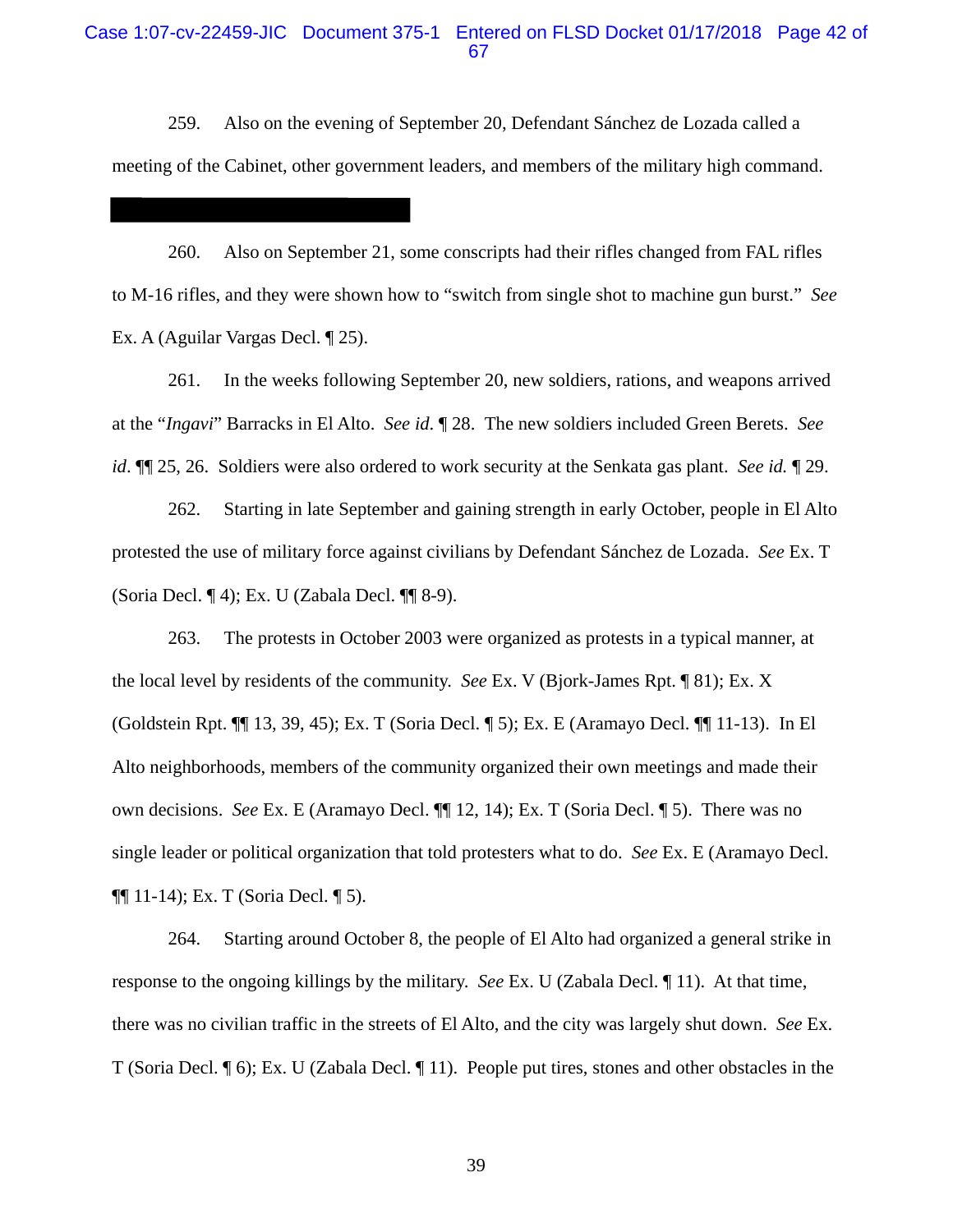259. Also on the evening of September 20, Defendant Sánchez de Lozada called a meeting of the Cabinet, other government leaders, and members of the military high command.

260. Also on September 21, some conscripts had their rifles changed from FAL rifles to M-16 rifles, and they were shown how to "switch from single shot to machine gun burst." *See* Ex. A (Aguilar Vargas Decl. ¶ 25).

261. In the weeks following September 20, new soldiers, rations, and weapons arrived at the "*Ingavi*" Barracks in El Alto. *See id.* ¶ 28. The new soldiers included Green Berets. *See id.* ¶¶ 25, 26. Soldiers were also ordered to work security at the Senkata gas plant. *See id.* ¶ 29.

262. Starting in late September and gaining strength in early October, people in El Alto protested the use of military force against civilians by Defendant Sánchez de Lozada. *See* Ex. T (Soria Decl. ¶ 4); Ex. U (Zabala Decl. ¶¶ 8-9).

263. The protests in October 2003 were organized as protests in a typical manner, at the local level by residents of the community. *See* Ex. V (Bjork-James Rpt. ¶ 81); Ex. X (Goldstein Rpt. ¶¶ 13, 39, 45); Ex. T (Soria Decl. ¶ 5); Ex. E (Aramayo Decl. ¶¶ 11-13). In El Alto neighborhoods, members of the community organized their own meetings and made their own decisions. *See* Ex. E (Aramayo Decl. ¶¶ 12, 14); Ex. T (Soria Decl. ¶ 5). There was no single leader or political organization that told protesters what to do. *See* Ex. E (Aramayo Decl. ¶¶ 11-14); Ex. T (Soria Decl. ¶ 5).

264. Starting around October 8, the people of El Alto had organized a general strike in response to the ongoing killings by the military. *See* Ex. U (Zabala Decl. ¶ 11). At that time, there was no civilian traffic in the streets of El Alto, and the city was largely shut down. *See* Ex. T (Soria Decl. ¶ 6); Ex. U (Zabala Decl. ¶ 11). People put tires, stones and other obstacles in the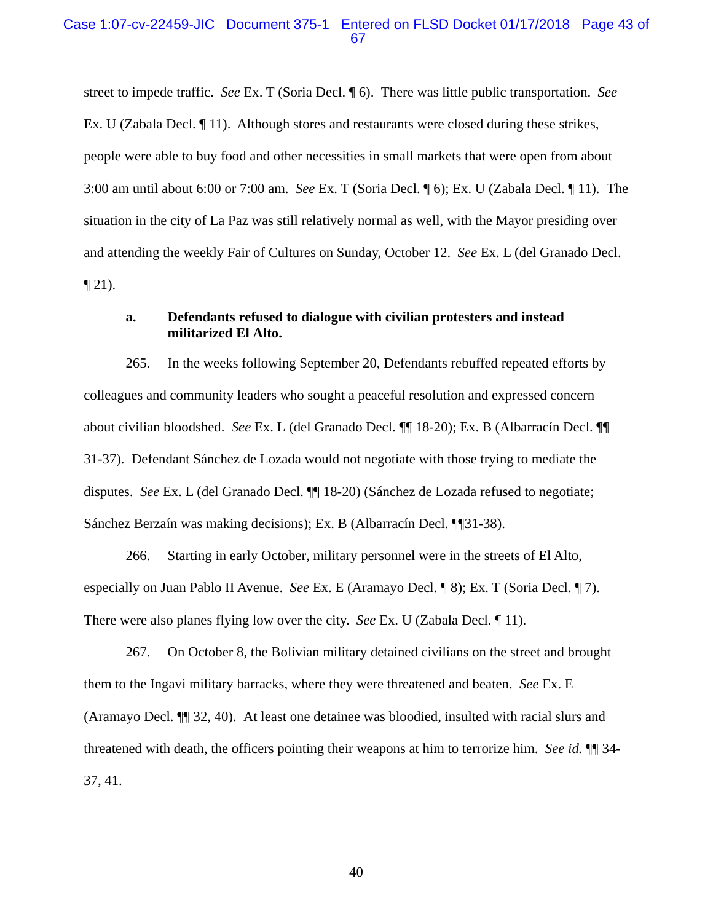street to impede traffic. *See* Ex. T (Soria Decl. ¶ 6). There was little public transportation. *See* Ex. U (Zabala Decl. ¶ 11). Although stores and restaurants were closed during these strikes, people were able to buy food and other necessities in small markets that were open from about 3:00 am until about 6:00 or 7:00 am. *See* Ex. T (Soria Decl. ¶ 6); Ex. U (Zabala Decl. ¶ 11). The situation in the city of La Paz was still relatively normal as well, with the Mayor presiding over and attending the weekly Fair of Cultures on Sunday, October 12. *See* Ex. L (del Granado Decl. ¶ 21).

**a. Defendants refused to dialogue with civilian protesters and instead militarized El Alto.**

265. In the weeks following September 20, Defendants rebuffed repeated efforts by colleagues and community leaders who sought a peaceful resolution and expressed concern about civilian bloodshed. *See* Ex. L (del Granado Decl. ¶¶ 18-20); Ex. B (Albarracín Decl. ¶¶ 31-37). Defendant Sánchez de Lozada would not negotiate with those trying to mediate the disputes. *See* Ex. L (del Granado Decl. ¶¶ 18-20) (Sánchez de Lozada refused to negotiate; Sánchez Berzaín was making decisions); Ex. B (Albarracín Decl. ¶¶31-38).

266. Starting in early October, military personnel were in the streets of El Alto, especially on Juan Pablo II Avenue. *See* Ex. E (Aramayo Decl. ¶ 8); Ex. T (Soria Decl. ¶ 7). There were also planes flying low over the city. *See* Ex. U (Zabala Decl. ¶ 11).

267. On October 8, the Bolivian military detained civilians on the street and brought them to the Ingavi military barracks, where they were threatened and beaten. *See* Ex. E (Aramayo Decl. ¶¶ 32, 40). At least one detainee was bloodied, insulted with racial slurs and threatened with death, the officers pointing their weapons at him to terrorize him. *See id.* ¶¶ 34-37, 41.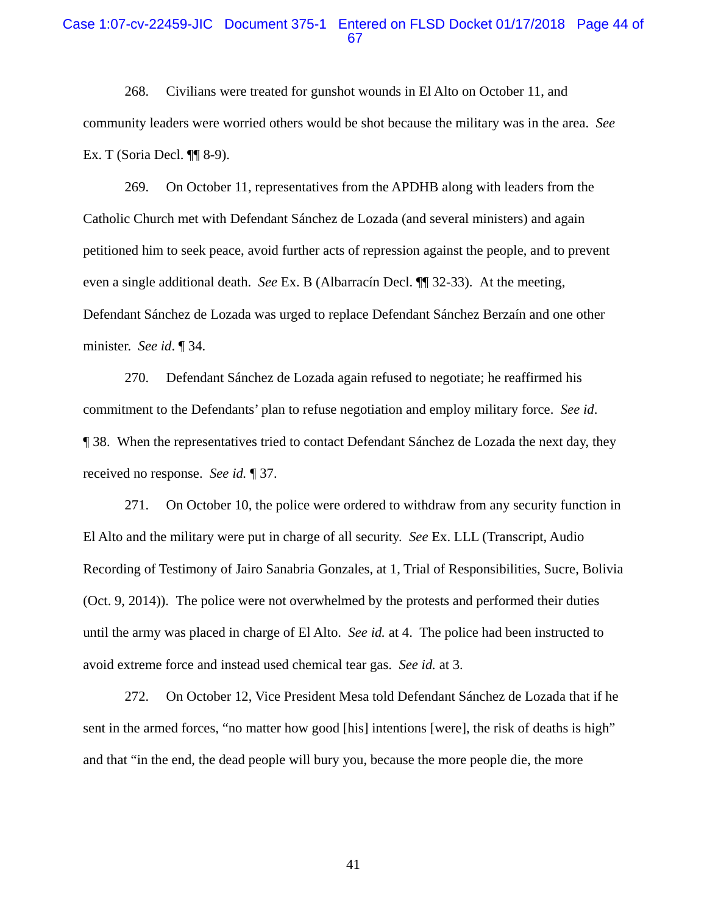268. Civilians were treated for gunshot wounds in El Alto on October 11, and community leaders were worried others would be shot because the military was in the area. *See* Ex. T (Soria Decl. ¶¶ 8-9).

269. On October 11, representatives from the APDHB along with leaders from the Catholic Church met with Defendant Sánchez de Lozada (and several ministers) and again petitioned him to seek peace, avoid further acts of repression against the people, and to prevent even a single additional death. *See* Ex. B (Albarracín Decl. ¶¶ 32-33). At the meeting, Defendant Sánchez de Lozada was urged to replace Defendant Sánchez Berzaín and one other minister. *See id*. ¶ 34.

270. Defendant Sánchez de Lozada again refused to negotiate; he reaffirmed his commitment to the Defendants' plan to refuse negotiation and employ military force. *See id*. ¶ 38. When the representatives tried to contact Defendant Sánchez de Lozada the next day, they received no response. *See id.* ¶ 37.

271. On October 10, the police were ordered to withdraw from any security function in El Alto and the military were put in charge of all security. *See* Ex. LLL (Transcript, Audio Recording of Testimony of Jairo Sanabria Gonzales, at 1, Trial of Responsibilities, Sucre, Bolivia (Oct. 9, 2014)). The police were not overwhelmed by the protests and performed their duties until the army was placed in charge of El Alto. *See id.* at 4. The police had been instructed to avoid extreme force and instead used chemical tear gas. *See id.* at 3.

272. On October 12, Vice President Mesa told Defendant Sánchez de Lozada that if he sent in the armed forces, "no matter how good [his] intentions [were], the risk of deaths is high" and that "in the end, the dead people will bury you, because the more people die, the more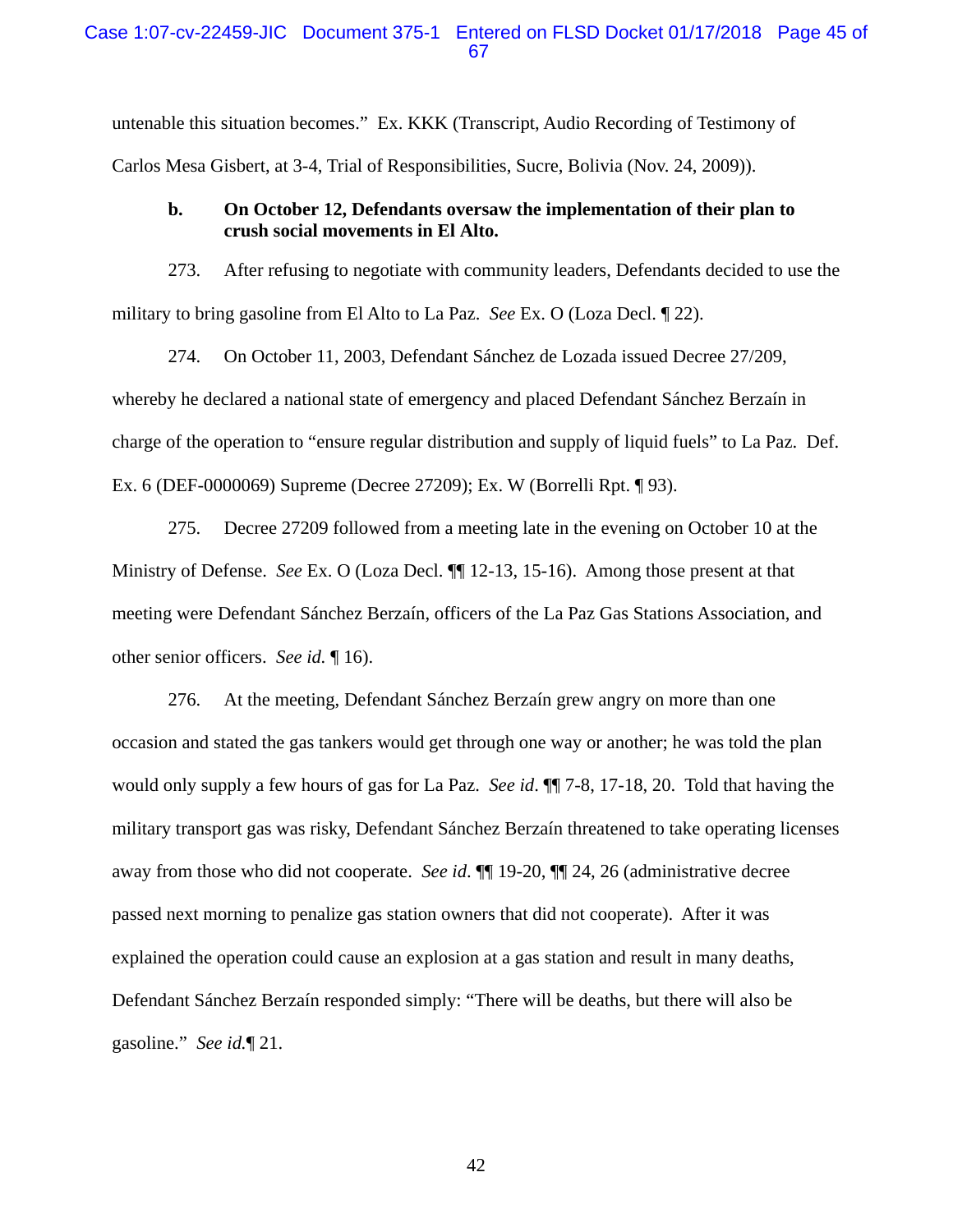untenable this situation becomes." Ex. KKK (Transcript, Audio Recording of Testimony of Carlos Mesa Gisbert, at 3-4, Trial of Responsibilities, Sucre, Bolivia (Nov. 24, 2009)).

**b. On October 12, Defendants oversaw the implementation of their plan to crush social movements in El Alto.**

273. After refusing to negotiate with community leaders, Defendants decided to use the military to bring gasoline from El Alto to La Paz. *See* Ex. O (Loza Decl. ¶ 22).

274. On October 11, 2003, Defendant Sánchez de Lozada issued Decree 27/209, whereby he declared a national state of emergency and placed Defendant Sánchez Berzaín in charge of the operation to "ensure regular distribution and supply of liquid fuels" to La Paz. Def. Ex. 6 (DEF-0000069) Supreme (Decree 27209); Ex. W (Borrelli Rpt. ¶ 93).

275. Decree 27209 followed from a meeting late in the evening on October 10 at the Ministry of Defense. *See* Ex. O (Loza Decl. ¶¶ 12-13, 15-16). Among those present at that meeting were Defendant Sánchez Berzaín, officers of the La Paz Gas Stations Association, and other senior officers. *See id.* ¶ 16).

276. At the meeting, Defendant Sánchez Berzaín grew angry on more than one occasion and stated the gas tankers would get through one way or another; he was told the plan would only supply a few hours of gas for La Paz. *See id*. ¶¶ 7-8, 17-18, 20. Told that having the military transport gas was risky, Defendant Sánchez Berzaín threatened to take operating licenses away from those who did not cooperate. *See id*. ¶¶ 19-20, ¶¶ 24, 26 (administrative decree passed next morning to penalize gas station owners that did not cooperate). After it was explained the operation could cause an explosion at a gas station and result in many deaths, Defendant Sánchez Berzaín responded simply: "There will be deaths, but there will also be gasoline." *See id.*¶ 21.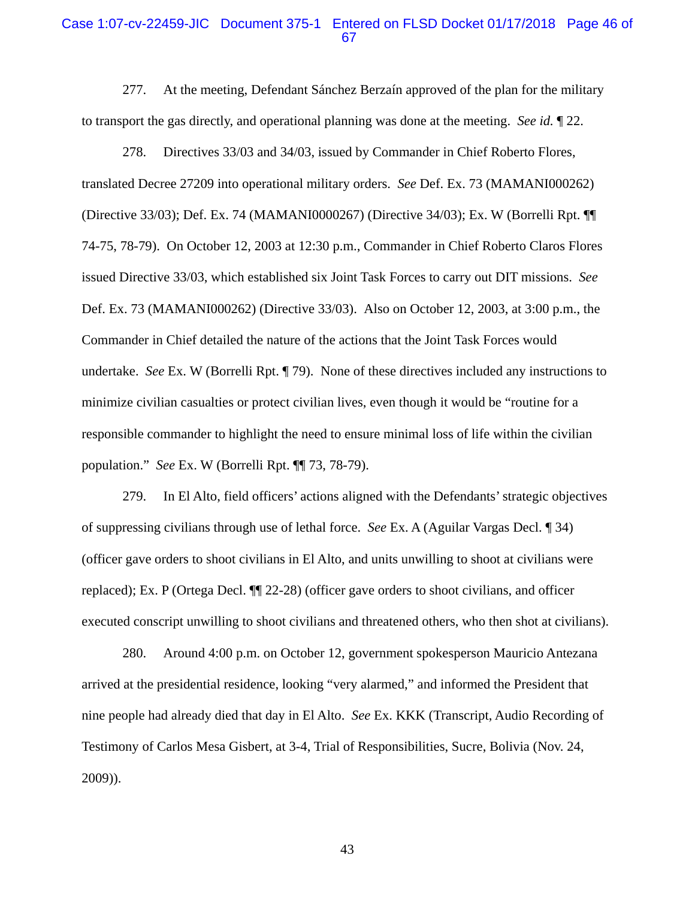277. At the meeting, Defendant Sánchez Berzaín approved of the plan for the military to transport the gas directly, and operational planning was done at the meeting. *See id.* ¶ 22.

278. Directives 33/03 and 34/03, issued by Commander in Chief Roberto Flores, translated Decree 27209 into operational military orders. *See* Def. Ex. 73 (MAMANI000262) (Directive 33/03); Def. Ex. 74 (MAMANI0000267) (Directive 34/03); Ex. W (Borrelli Rpt. ¶¶ 74-75, 78-79). On October 12, 2003 at 12:30 p.m., Commander in Chief Roberto Claros Flores issued Directive 33/03, which established six Joint Task Forces to carry out DIT missions. *See* Def. Ex. 73 (MAMANI000262) (Directive 33/03). Also on October 12, 2003, at 3:00 p.m., the Commander in Chief detailed the nature of the actions that the Joint Task Forces would undertake. *See* Ex. W (Borrelli Rpt. ¶ 79). None of these directives included any instructions to minimize civilian casualties or protect civilian lives, even though it would be "routine for a responsible commander to highlight the need to ensure minimal loss of life within the civilian population." *See* Ex. W (Borrelli Rpt. ¶¶ 73, 78-79).

279. In El Alto, field officers' actions aligned with the Defendants' strategic objectives of suppressing civilians through use of lethal force. *See* Ex. A (Aguilar Vargas Decl. ¶ 34) (officer gave orders to shoot civilians in El Alto, and units unwilling to shoot at civilians were replaced); Ex. P (Ortega Decl. ¶¶ 22-28) (officer gave orders to shoot civilians, and officer executed conscript unwilling to shoot civilians and threatened others, who then shot at civilians).

280. Around 4:00 p.m. on October 12, government spokesperson Mauricio Antezana arrived at the presidential residence, looking "very alarmed," and informed the President that nine people had already died that day in El Alto. *See* Ex. KKK (Transcript, Audio Recording of Testimony of Carlos Mesa Gisbert, at 3-4, Trial of Responsibilities, Sucre, Bolivia (Nov. 24, 2009)).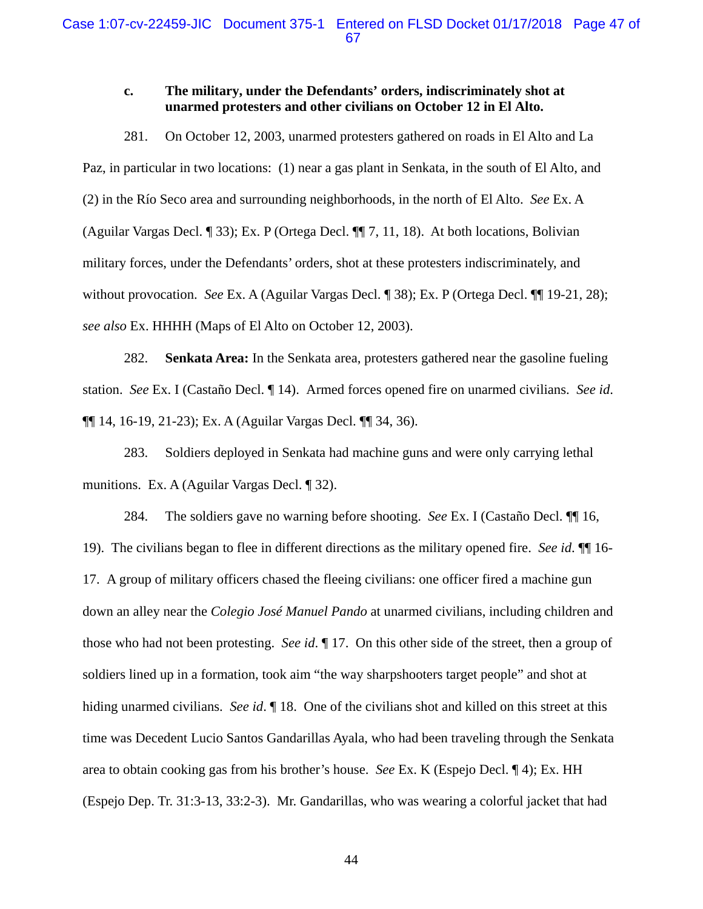### c. The military, under the Defendants' orders, indiscriminately shot at unarmed protesters and other civilians on October 12 in El Alto.

281. On October 12, 2003, unarmed protesters gathered on roads in El Alto and La Paz, in particular in two locations: (1) near a gas plant in Senkata, in the south of El Alto, and (2) in the Río Seco area and surrounding neighborhoods, in the north of El Alto. *See* Ex. A (Aguilar Vargas Decl. ¶ 33); Ex. P (Ortega Decl. ¶¶ 7, 11, 18). At both locations, Bolivian military forces, under the Defendants' orders, shot at these protesters indiscriminately, and without provocation. *See* Ex. A (Aguilar Vargas Decl. ¶ 38); Ex. P (Ortega Decl. ¶¶ 19-21, 28); *see also* Ex. HHHH (Maps of El Alto on October 12, 2003).

282. **Senkata Area:** In the Senkata area, protesters gathered near the gasoline fueling station. *See* Ex. I (Castaño Decl. ¶ 14). Armed forces opened fire on unarmed civilians. *See id.* ¶¶ 14, 16-19, 21-23); Ex. A (Aguilar Vargas Decl. ¶¶ 34, 36).

283. Soldiers deployed in Senkata had machine guns and were only carrying lethal munitions. Ex. A (Aguilar Vargas Decl. ¶ 32).

284. The soldiers gave no warning before shooting. *See* Ex. I (Castaño Decl. ¶¶ 16, 19). The civilians began to flee in different directions as the military opened fire. *See id.* ¶¶ 16-17. A group of military officers chased the fleeing civilians: one officer fired a machine gun down an alley near the *Colegio José Manuel Pando* at unarmed civilians, including children and those who had not been protesting. *See id.* ¶ 17. On this other side of the street, then a group of soldiers lined up in a formation, took aim "the way sharpshooters target people" and shot at hiding unarmed civilians. *See id.* ¶ 18. One of the civilians shot and killed on this street at this time was Decedent Lucio Santos Gandarillas Ayala, who had been traveling through the Senkata area to obtain cooking gas from his brother's house. *See* Ex. K (Espejo Decl. ¶ 4); Ex. HH (Espejo Dep. Tr. 31:3-13, 33:2-3). Mr. Gandarillas, who was wearing a colorful jacket that had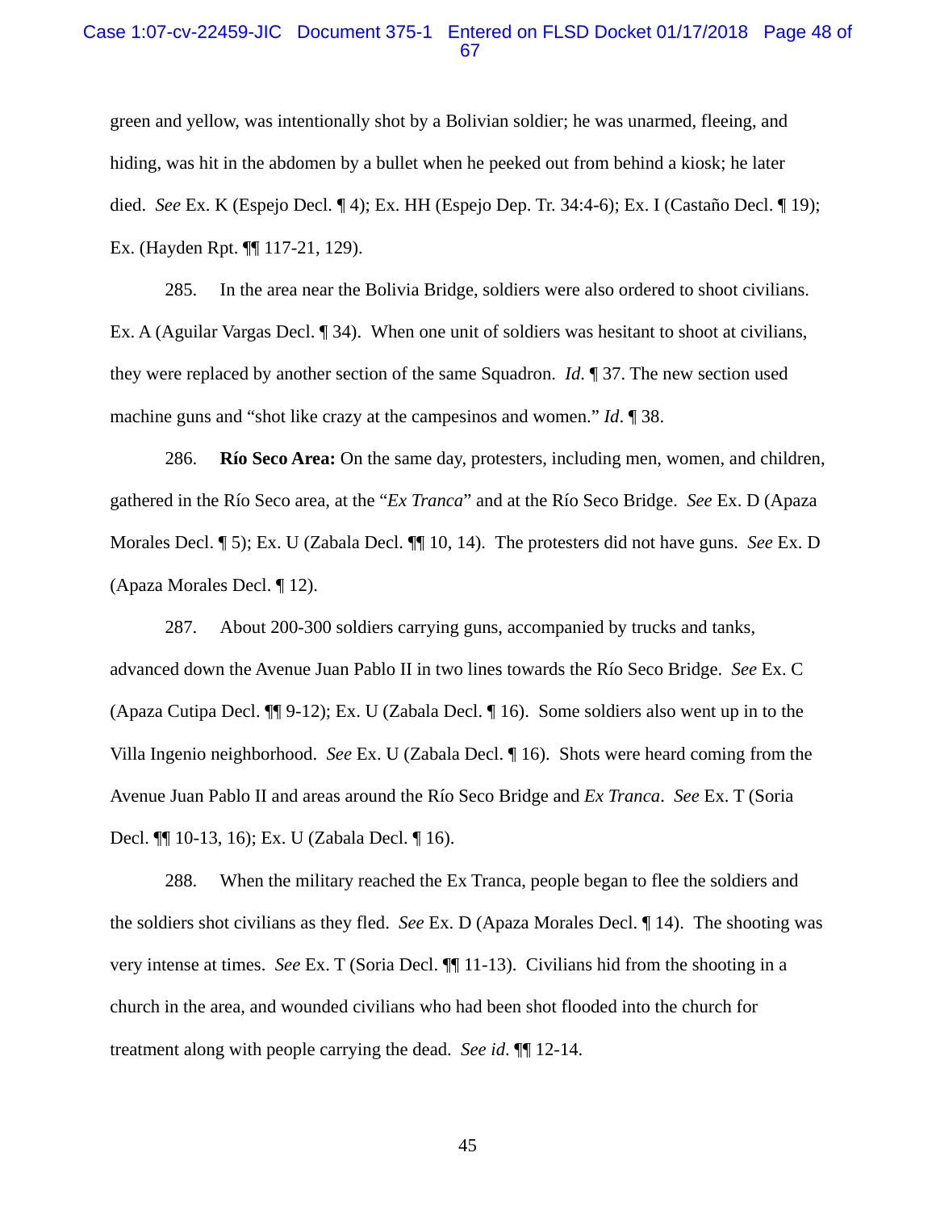green and yellow, was intentionally shot by a Bolivian soldier; he was unarmed, fleeing, and hiding, was hit in the abdomen by a bullet when he peeked out from behind a kiosk; he later died. *See* Ex. K (Espejo Decl. ¶ 4); Ex. HH (Espejo Dep. Tr. 34:4-6); Ex. I (Castaño Decl. ¶ 19); Ex. (Hayden Rpt. ¶¶ 117-21, 129).

285. In the area near the Bolivia Bridge, soldiers were also ordered to shoot civilians. Ex. A (Aguilar Vargas Decl. ¶ 34). When one unit of soldiers was hesitant to shoot at civilians, they were replaced by another section of the same Squadron. *Id.* ¶ 37. The new section used machine guns and "shot like crazy at the campesinos and women." *Id*. ¶ 38.

286. **Río Seco Area:** On the same day, protesters, including men, women, and children, gathered in the Río Seco area, at the "*Ex Tranca*" and at the Río Seco Bridge. *See* Ex. D (Apaza Morales Decl. ¶ 5); Ex. U (Zabala Decl. ¶¶ 10, 14). The protesters did not have guns. *See* Ex. D (Apaza Morales Decl. ¶ 12).

287. About 200-300 soldiers carrying guns, accompanied by trucks and tanks, advanced down the Avenue Juan Pablo II in two lines towards the Río Seco Bridge. *See* Ex. C (Apaza Cutipa Decl. ¶¶ 9-12); Ex. U (Zabala Decl. ¶ 16). Some soldiers also went up in to the Villa Ingenio neighborhood. *See* Ex. U (Zabala Decl. ¶ 16). Shots were heard coming from the Avenue Juan Pablo II and areas around the Río Seco Bridge and *Ex Tranca*. *See* Ex. T (Soria Decl. ¶¶ 10-13, 16); Ex. U (Zabala Decl. ¶ 16).

288. When the military reached the Ex Tranca, people began to flee the soldiers and the soldiers shot civilians as they fled. *See* Ex. D (Apaza Morales Decl. ¶ 14). The shooting was very intense at times. *See* Ex. T (Soria Decl. ¶¶ 11-13). Civilians hid from the shooting in a church in the area, and wounded civilians who had been shot flooded into the church for treatment along with people carrying the dead. *See id*. ¶¶ 12-14.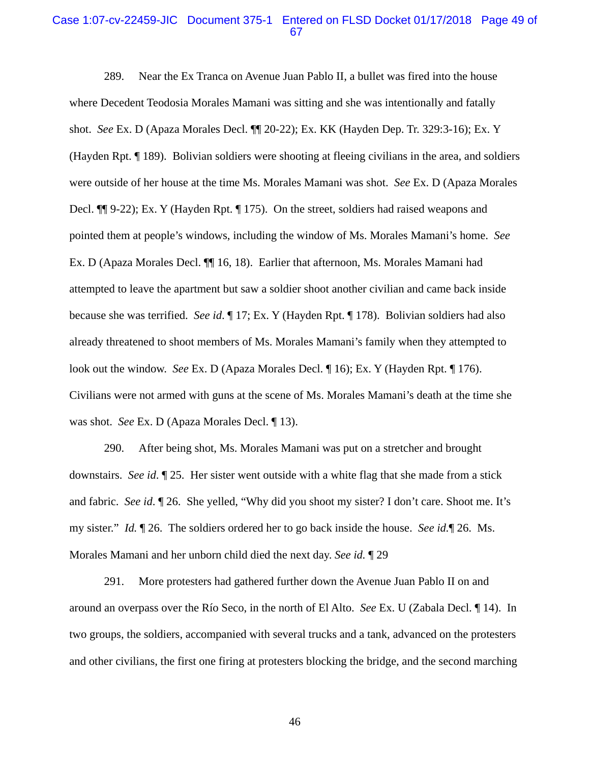289. Near the Ex Tranca on Avenue Juan Pablo II, a bullet was fired into the house where Decedent Teodosia Morales Mamani was sitting and she was intentionally and fatally shot. *See* Ex. D (Apaza Morales Decl. ¶¶ 20-22); Ex. KK (Hayden Dep. Tr. 329:3-16); Ex. Y (Hayden Rpt. ¶ 189). Bolivian soldiers were shooting at fleeing civilians in the area, and soldiers were outside of her house at the time Ms. Morales Mamani was shot. *See* Ex. D (Apaza Morales Decl. ¶¶ 9-22); Ex. Y (Hayden Rpt. ¶ 175). On the street, soldiers had raised weapons and pointed them at people's windows, including the window of Ms. Morales Mamani's home. *See* Ex. D (Apaza Morales Decl. ¶¶ 16, 18). Earlier that afternoon, Ms. Morales Mamani had attempted to leave the apartment but saw a soldier shoot another civilian and came back inside because she was terrified. *See id.* ¶ 17; Ex. Y (Hayden Rpt. ¶ 178). Bolivian soldiers had also already threatened to shoot members of Ms. Morales Mamani's family when they attempted to look out the window. *See* Ex. D (Apaza Morales Decl. ¶ 16); Ex. Y (Hayden Rpt. ¶ 176). Civilians were not armed with guns at the scene of Ms. Morales Mamani's death at the time she was shot. *See* Ex. D (Apaza Morales Decl. ¶ 13).

290. After being shot, Ms. Morales Mamani was put on a stretcher and brought downstairs. *See id.* ¶ 25. Her sister went outside with a white flag that she made from a stick and fabric. *See id.* ¶ 26. She yelled, "Why did you shoot my sister? I don't care. Shoot me. It's my sister." *Id.* ¶ 26. The soldiers ordered her to go back inside the house. *See id.*¶ 26. Ms. Morales Mamani and her unborn child died the next day. *See id.* ¶ 29

291. More protesters had gathered further down the Avenue Juan Pablo II on and around an overpass over the Río Seco, in the north of El Alto. *See* Ex. U (Zabala Decl. ¶ 14). In two groups, the soldiers, accompanied with several trucks and a tank, advanced on the protesters and other civilians, the first one firing at protesters blocking the bridge, and the second marching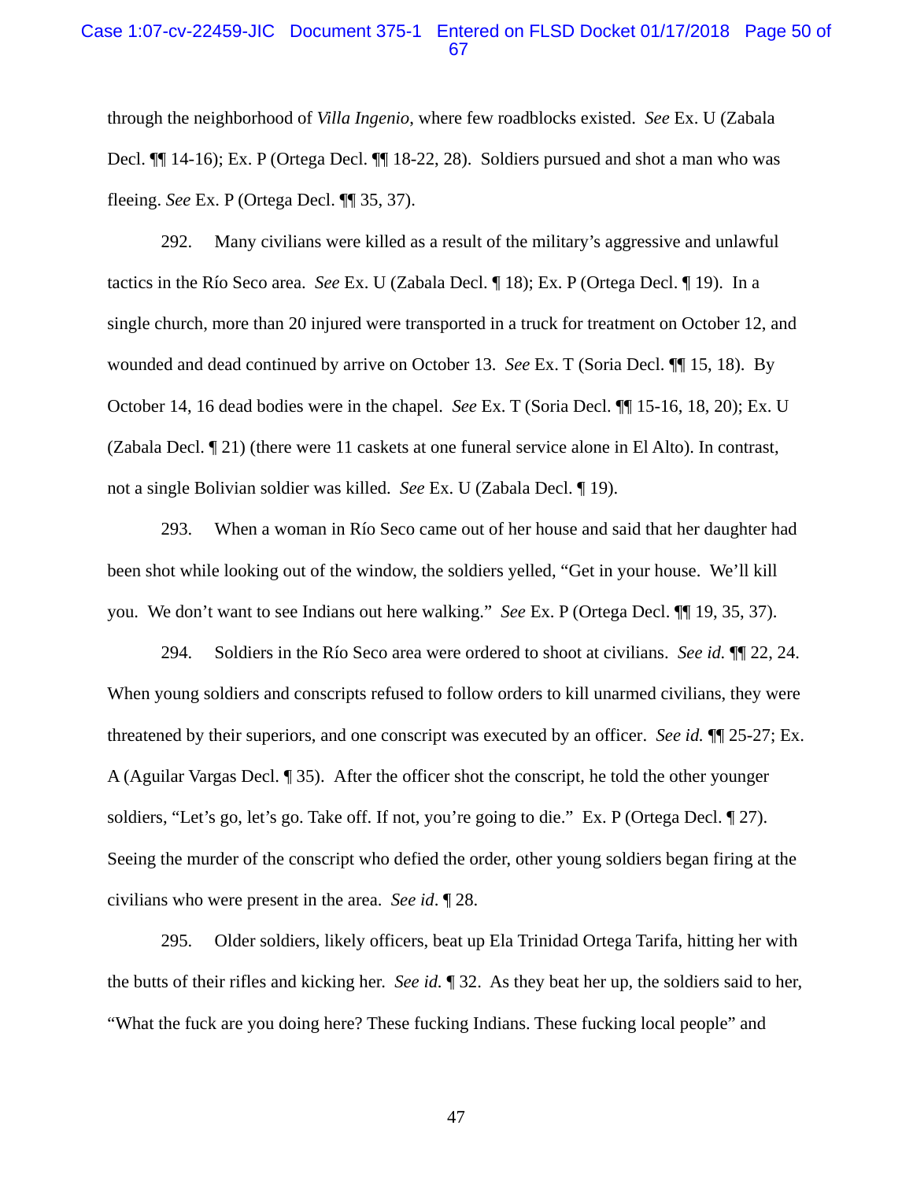through the neighborhood of *Villa Ingenio*, where few roadblocks existed. *See* Ex. U (Zabala Decl. ¶¶ 14-16); Ex. P (Ortega Decl. ¶¶ 18-22, 28). Soldiers pursued and shot a man who was fleeing. *See* Ex. P (Ortega Decl. ¶¶ 35, 37).

292. Many civilians were killed as a result of the military's aggressive and unlawful tactics in the Río Seco area. *See* Ex. U (Zabala Decl. ¶ 18); Ex. P (Ortega Decl. ¶ 19). In a single church, more than 20 injured were transported in a truck for treatment on October 12, and wounded and dead continued by arrive on October 13. *See* Ex. T (Soria Decl. ¶¶ 15, 18). By October 14, 16 dead bodies were in the chapel. *See* Ex. T (Soria Decl. ¶¶ 15-16, 18, 20); Ex. U (Zabala Decl. ¶ 21) (there were 11 caskets at one funeral service alone in El Alto). In contrast, not a single Bolivian soldier was killed. *See* Ex. U (Zabala Decl. ¶ 19).

293. When a woman in Río Seco came out of her house and said that her daughter had been shot while looking out of the window, the soldiers yelled, "Get in your house. We'll kill you. We don't want to see Indians out here walking." *See* Ex. P (Ortega Decl. ¶¶ 19, 35, 37).

294. Soldiers in the Río Seco area were ordered to shoot at civilians. *See id.* ¶¶ 22, 24. When young soldiers and conscripts refused to follow orders to kill unarmed civilians, they were threatened by their superiors, and one conscript was executed by an officer. *See id.* ¶¶ 25-27; Ex. A (Aguilar Vargas Decl. ¶ 35). After the officer shot the conscript, he told the other younger soldiers, "Let's go, let's go. Take off. If not, you're going to die." Ex. P (Ortega Decl. ¶ 27). Seeing the murder of the conscript who defied the order, other young soldiers began firing at the civilians who were present in the area. *See id*. ¶ 28.

295. Older soldiers, likely officers, beat up Ela Trinidad Ortega Tarifa, hitting her with the butts of their rifles and kicking her. *See id.* ¶ 32. As they beat her up, the soldiers said to her, "What the fuck are you doing here? These fucking Indians. These fucking local people" and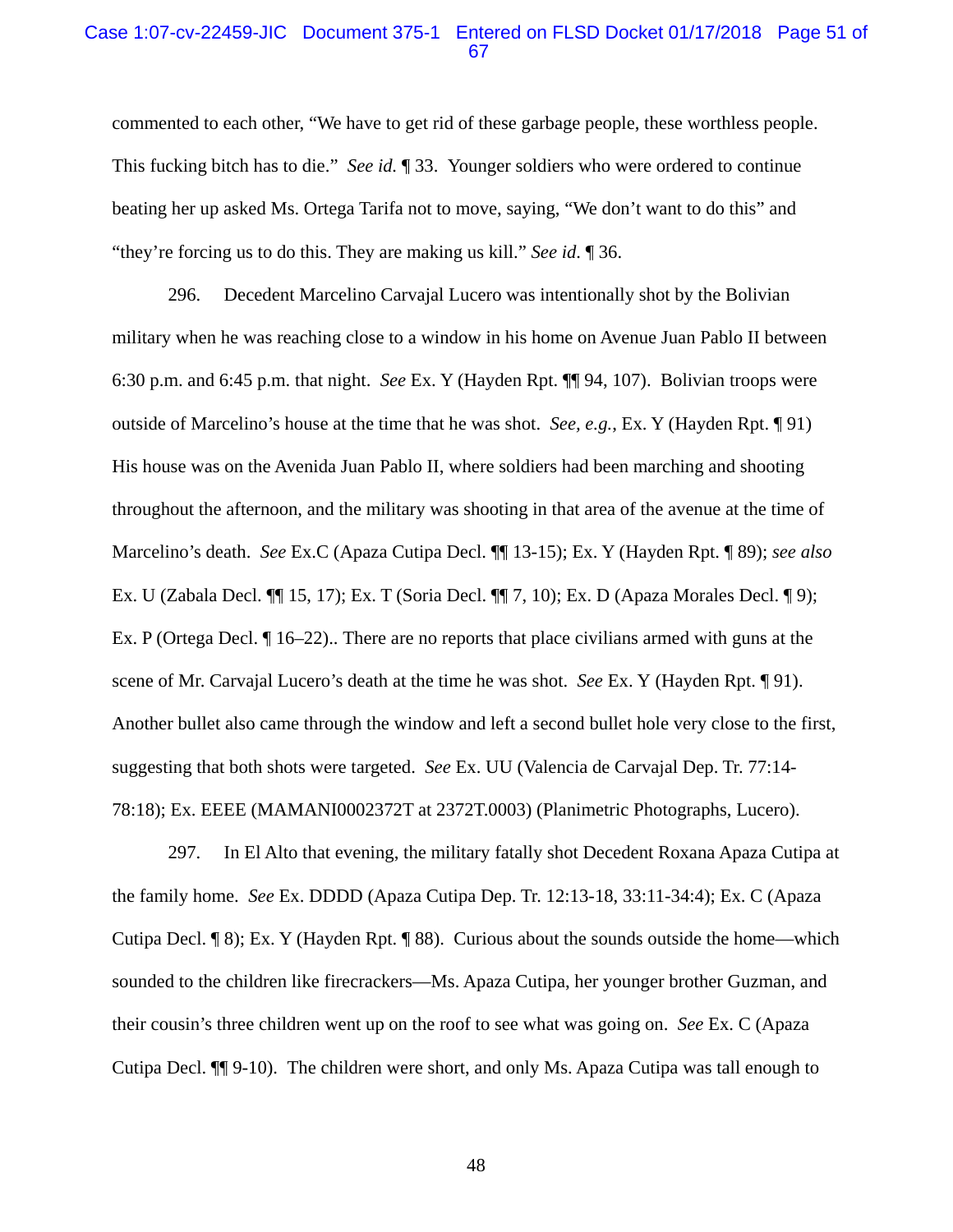commented to each other, "We have to get rid of these garbage people, these worthless people. This fucking bitch has to die." *See id.* ¶ 33. Younger soldiers who were ordered to continue beating her up asked Ms. Ortega Tarifa not to move, saying, "We don't want to do this" and "they're forcing us to do this. They are making us kill." *See id.* ¶ 36.

296. Decedent Marcelino Carvajal Lucero was intentionally shot by the Bolivian military when he was reaching close to a window in his home on Avenue Juan Pablo II between 6:30 p.m. and 6:45 p.m. that night. *See* Ex. Y (Hayden Rpt. ¶¶ 94, 107). Bolivian troops were outside of Marcelino's house at the time that he was shot. *See, e.g.*, Ex. Y (Hayden Rpt. ¶ 91) His house was on the Avenida Juan Pablo II, where soldiers had been marching and shooting throughout the afternoon, and the military was shooting in that area of the avenue at the time of Marcelino's death. *See* Ex.C (Apaza Cutipa Decl. ¶¶ 13-15); Ex. Y (Hayden Rpt. ¶ 89); *see also* Ex. U (Zabala Decl. ¶¶ 15, 17); Ex. T (Soria Decl. ¶¶ 7, 10); Ex. D (Apaza Morales Decl. ¶ 9); Ex. P (Ortega Decl. ¶ 16–22).. There are no reports that place civilians armed with guns at the scene of Mr. Carvajal Lucero's death at the time he was shot. *See* Ex. Y (Hayden Rpt. ¶ 91). Another bullet also came through the window and left a second bullet hole very close to the first, suggesting that both shots were targeted. *See* Ex. UU (Valencia de Carvajal Dep. Tr. 77:14-78:18); Ex. EEEE (MAMANI0002372T at 2372T.0003) (Planimetric Photographs, Lucero).

297. In El Alto that evening, the military fatally shot Decedent Roxana Apaza Cutipa at the family home. *See* Ex. DDDD (Apaza Cutipa Dep. Tr. 12:13-18, 33:11-34:4); Ex. C (Apaza Cutipa Decl. ¶ 8); Ex. Y (Hayden Rpt. ¶ 88). Curious about the sounds outside the home—which sounded to the children like firecrackers—Ms. Apaza Cutipa, her younger brother Guzman, and their cousin's three children went up on the roof to see what was going on. *See* Ex. C (Apaza Cutipa Decl. ¶¶ 9-10). The children were short, and only Ms. Apaza Cutipa was tall enough to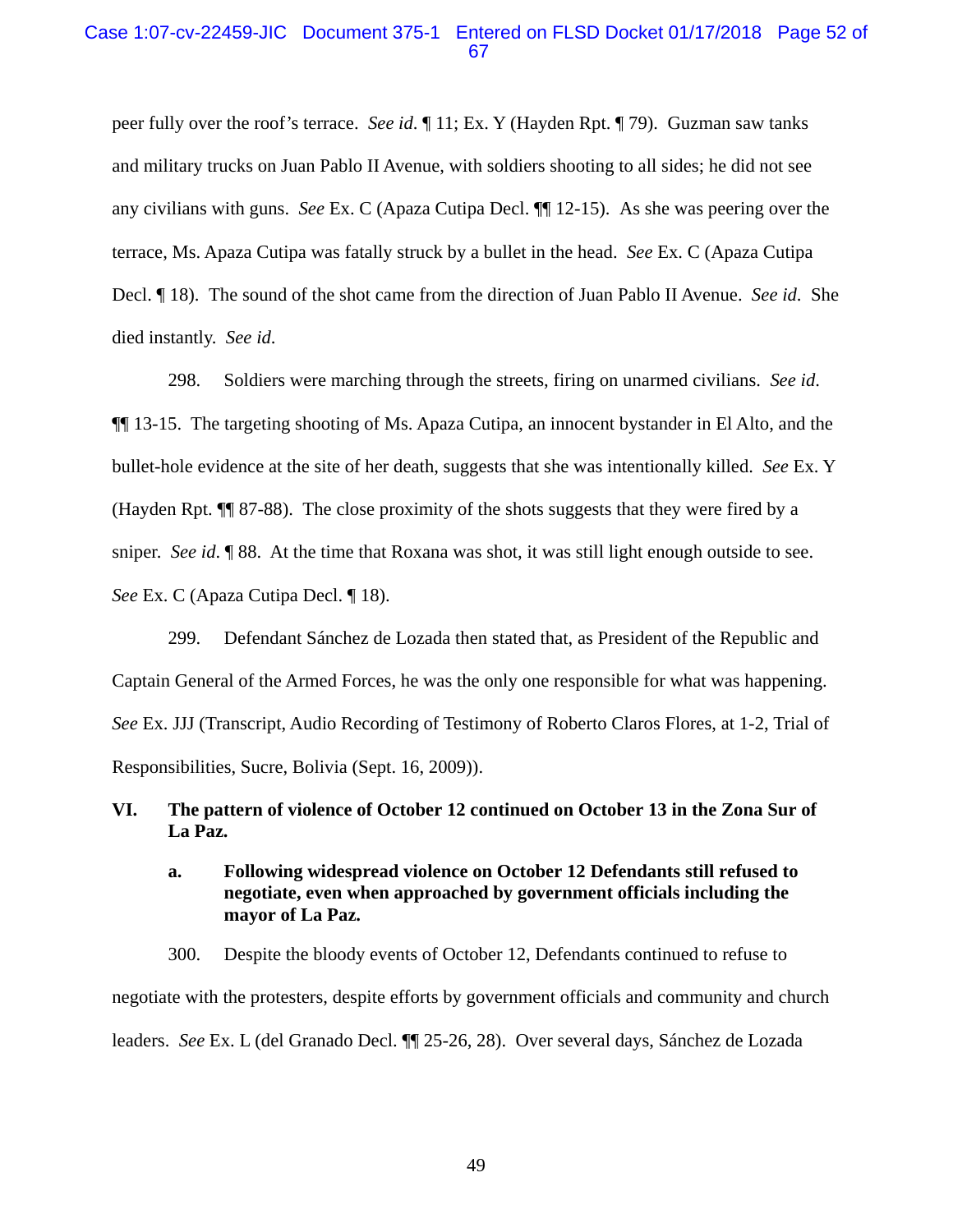peer fully over the roof's terrace. *See id.* ¶ 11; Ex. Y (Hayden Rpt. ¶ 79). Guzman saw tanks and military trucks on Juan Pablo II Avenue, with soldiers shooting to all sides; he did not see any civilians with guns. *See* Ex. C (Apaza Cutipa Decl. ¶¶ 12-15). As she was peering over the terrace, Ms. Apaza Cutipa was fatally struck by a bullet in the head. *See* Ex. C (Apaza Cutipa Decl. ¶ 18). The sound of the shot came from the direction of Juan Pablo II Avenue. *See id.* She died instantly. *See id.*

298. Soldiers were marching through the streets, firing on unarmed civilians. *See id.* ¶¶ 13-15. The targeting shooting of Ms. Apaza Cutipa, an innocent bystander in El Alto, and the bullet-hole evidence at the site of her death, suggests that she was intentionally killed. *See* Ex. Y (Hayden Rpt. ¶¶ 87-88). The close proximity of the shots suggests that they were fired by a sniper. *See id.* ¶ 88. At the time that Roxana was shot, it was still light enough outside to see. *See* Ex. C (Apaza Cutipa Decl. ¶ 18).

299. Defendant Sánchez de Lozada then stated that, as President of the Republic and Captain General of the Armed Forces, he was the only one responsible for what was happening. *See* Ex. JJJ (Transcript, Audio Recording of Testimony of Roberto Claros Flores, at 1-2, Trial of Responsibilities, Sucre, Bolivia (Sept. 16, 2009)).

## VI. The pattern of violence of October 12 continued on October 13 in the Zona Sur of La Paz.

### a. Following widespread violence on October 12 Defendants still refused to negotiate, even when approached by government officials including the mayor of La Paz.

300. Despite the bloody events of October 12, Defendants continued to refuse to negotiate with the protesters, despite efforts by government officials and community and church leaders. *See* Ex. L (del Granado Decl. ¶¶ 25-26, 28). Over several days, Sánchez de Lozada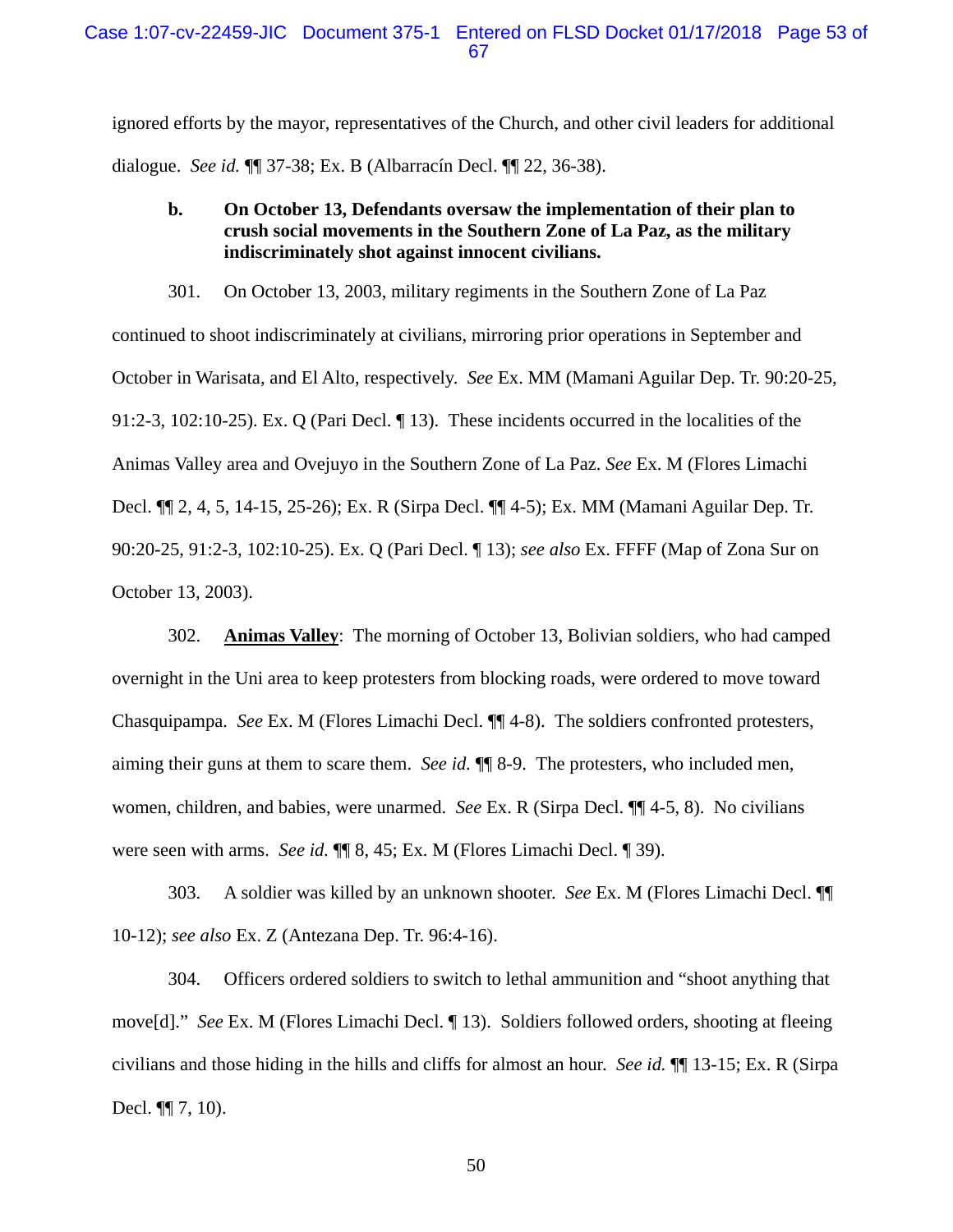ignored efforts by the mayor, representatives of the Church, and other civil leaders for additional dialogue. *See id.* ¶¶ 37-38; Ex. B (Albarracín Decl. ¶¶ 22, 36-38).

**b. On October 13, Defendants oversaw the implementation of their plan to crush social movements in the Southern Zone of La Paz, as the military indiscriminately shot against innocent civilians.**

301. On October 13, 2003, military regiments in the Southern Zone of La Paz continued to shoot indiscriminately at civilians, mirroring prior operations in September and October in Warisata, and El Alto, respectively. *See* Ex. MM (Mamani Aguilar Dep. Tr. 90:20-25, 91:2-3, 102:10-25). Ex. Q (Pari Decl. ¶ 13). These incidents occurred in the localities of the Animas Valley area and Ovejuyo in the Southern Zone of La Paz. *See* Ex. M (Flores Limachi Decl. ¶¶ 2, 4, 5, 14-15, 25-26); Ex. R (Sirpa Decl. ¶¶ 4-5); Ex. MM (Mamani Aguilar Dep. Tr. 90:20-25, 91:2-3, 102:10-25). Ex. Q (Pari Decl. ¶ 13); *see also* Ex. FFFF (Map of Zona Sur on October 13, 2003).

302. **Animas Valley**: The morning of October 13, Bolivian soldiers, who had camped overnight in the Uni area to keep protesters from blocking roads, were ordered to move toward Chasquipampa. *See* Ex. M (Flores Limachi Decl. ¶¶ 4-8). The soldiers confronted protesters, aiming their guns at them to scare them. *See id.* ¶¶ 8-9. The protesters, who included men, women, children, and babies, were unarmed. *See* Ex. R (Sirpa Decl. ¶¶ 4-5, 8). No civilians were seen with arms. *See id.* ¶¶ 8, 45; Ex. M (Flores Limachi Decl. ¶ 39).

303. A soldier was killed by an unknown shooter. *See* Ex. M (Flores Limachi Decl. ¶¶ 10-12); *see also* Ex. Z (Antezana Dep. Tr. 96:4-16).

304. Officers ordered soldiers to switch to lethal ammunition and "shoot anything that move[d]." *See* Ex. M (Flores Limachi Decl. ¶ 13). Soldiers followed orders, shooting at fleeing civilians and those hiding in the hills and cliffs for almost an hour. *See id.* ¶¶ 13-15; Ex. R (Sirpa Decl. ¶¶ 7, 10).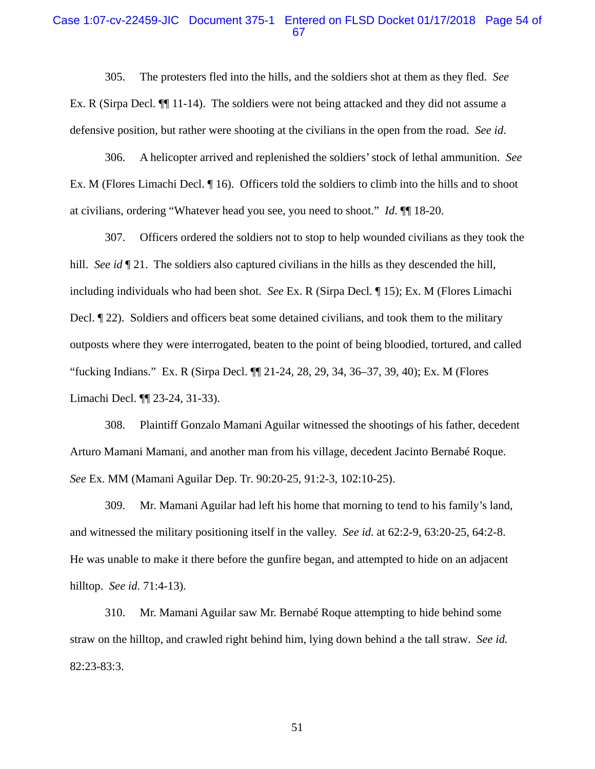305. The protesters fled into the hills, and the soldiers shot at them as they fled. *See* Ex. R (Sirpa Decl. ¶¶ 11-14). The soldiers were not being attacked and they did not assume a defensive position, but rather were shooting at the civilians in the open from the road. *See id.*

306. A helicopter arrived and replenished the soldiers' stock of lethal ammunition. *See* Ex. M (Flores Limachi Decl. ¶ 16). Officers told the soldiers to climb into the hills and to shoot at civilians, ordering "Whatever head you see, you need to shoot." *Id.* ¶¶ 18-20.

307. Officers ordered the soldiers not to stop to help wounded civilians as they took the hill. *See id* ¶ 21. The soldiers also captured civilians in the hills as they descended the hill, including individuals who had been shot. *See* Ex. R (Sirpa Decl. ¶ 15); Ex. M (Flores Limachi Decl. ¶ 22). Soldiers and officers beat some detained civilians, and took them to the military outposts where they were interrogated, beaten to the point of being bloodied, tortured, and called "fucking Indians." Ex. R (Sirpa Decl. ¶¶ 21-24, 28, 29, 34, 36–37, 39, 40); Ex. M (Flores Limachi Decl. ¶¶ 23-24, 31-33).

308. Plaintiff Gonzalo Mamani Aguilar witnessed the shootings of his father, decedent Arturo Mamani Mamani, and another man from his village, decedent Jacinto Bernabé Roque. *See* Ex. MM (Mamani Aguilar Dep. Tr. 90:20-25, 91:2-3, 102:10-25).

309. Mr. Mamani Aguilar had left his home that morning to tend to his family's land, and witnessed the military positioning itself in the valley. *See id.* at 62:2-9, 63:20-25, 64:2-8. He was unable to make it there before the gunfire began, and attempted to hide on an adjacent hilltop. *See id.* 71:4-13).

310. Mr. Mamani Aguilar saw Mr. Bernabé Roque attempting to hide behind some straw on the hilltop, and crawled right behind him, lying down behind a the tall straw. *See id.* 82:23-83:3.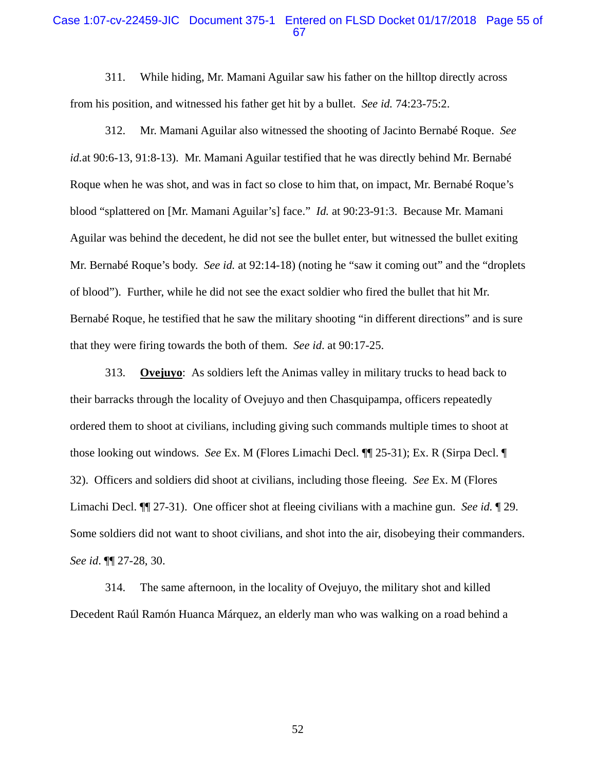311. While hiding, Mr. Mamani Aguilar saw his father on the hilltop directly across from his position, and witnessed his father get hit by a bullet. *See id.* 74:23-75:2.

312. Mr. Mamani Aguilar also witnessed the shooting of Jacinto Bernabé Roque. *See id.*at 90:6-13, 91:8-13). Mr. Mamani Aguilar testified that he was directly behind Mr. Bernabé Roque when he was shot, and was in fact so close to him that, on impact, Mr. Bernabé Roque's blood "splattered on [Mr. Mamani Aguilar's] face." *Id.* at 90:23-91:3. Because Mr. Mamani Aguilar was behind the decedent, he did not see the bullet enter, but witnessed the bullet exiting Mr. Bernabé Roque's body. *See id.* at 92:14-18) (noting he "saw it coming out" and the "droplets of blood"). Further, while he did not see the exact soldier who fired the bullet that hit Mr. Bernabé Roque, he testified that he saw the military shooting "in different directions" and is sure that they were firing towards the both of them. *See id*. at 90:17-25.

313. **<u>Ovejuyo</u>**: As soldiers left the Animas valley in military trucks to head back to their barracks through the locality of Ovejuyo and then Chasquipampa, officers repeatedly ordered them to shoot at civilians, including giving such commands multiple times to shoot at those looking out windows. *See* Ex. M (Flores Limachi Decl. ¶¶ 25-31); Ex. R (Sirpa Decl. ¶ 32). Officers and soldiers did shoot at civilians, including those fleeing. *See* Ex. M (Flores Limachi Decl. ¶¶ 27-31). One officer shot at fleeing civilians with a machine gun. *See id.* ¶ 29. Some soldiers did not want to shoot civilians, and shot into the air, disobeying their commanders. *See id*. ¶¶ 27-28, 30.

314. The same afternoon, in the locality of Ovejuyo, the military shot and killed Decedent Raúl Ramón Huanca Márquez, an elderly man who was walking on a road behind a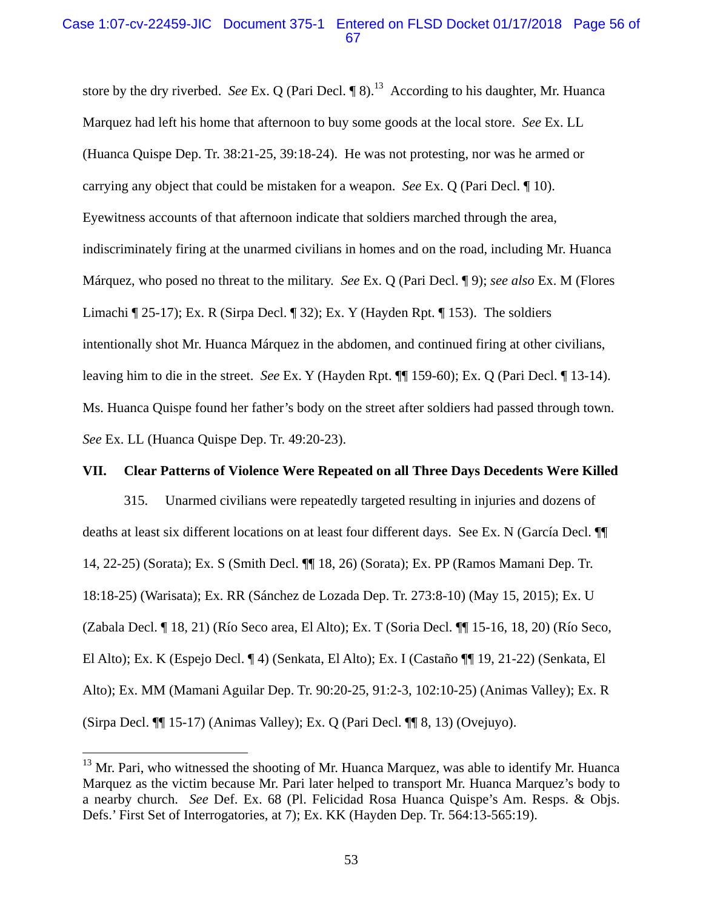store by the dry riverbed. *See* Ex. Q (Pari Decl. ¶ 8).[13] According to his daughter, Mr. Huanca Marquez had left his home that afternoon to buy some goods at the local store. *See* Ex. LL (Huanca Quispe Dep. Tr. 38:21-25, 39:18-24). He was not protesting, nor was he armed or carrying any object that could be mistaken for a weapon. *See* Ex. Q (Pari Decl. ¶ 10). Eyewitness accounts of that afternoon indicate that soldiers marched through the area, indiscriminately firing at the unarmed civilians in homes and on the road, including Mr. Huanca Márquez, who posed no threat to the military. *See* Ex. Q (Pari Decl. ¶ 9); *see also* Ex. M (Flores Limachi ¶ 25-17); Ex. R (Sirpa Decl. ¶ 32); Ex. Y (Hayden Rpt. ¶ 153). The soldiers intentionally shot Mr. Huanca Márquez in the abdomen, and continued firing at other civilians, leaving him to die in the street. *See* Ex. Y (Hayden Rpt. ¶¶ 159-60); Ex. Q (Pari Decl. ¶ 13-14). Ms. Huanca Quispe found her father's body on the street after soldiers had passed through town. *See* Ex. LL (Huanca Quispe Dep. Tr. 49:20-23).

## VII. Clear Patterns of Violence Were Repeated on all Three Days Decedents Were Killed

315. Unarmed civilians were repeatedly targeted resulting in injuries and dozens of deaths at least six different locations on at least four different days. See Ex. N (García Decl. ¶¶ 14, 22-25) (Sorata); Ex. S (Smith Decl. ¶¶ 18, 26) (Sorata); Ex. PP (Ramos Mamani Dep. Tr. 18:18-25) (Warisata); Ex. RR (Sánchez de Lozada Dep. Tr. 273:8-10) (May 15, 2015); Ex. U (Zabala Decl. ¶ 18, 21) (Río Seco area, El Alto); Ex. T (Soria Decl. ¶¶ 15-16, 18, 20) (Río Seco, El Alto); Ex. K (Espejo Decl. ¶ 4) (Senkata, El Alto); Ex. I (Castaño ¶¶ 19, 21-22) (Senkata, El Alto); Ex. MM (Mamani Aguilar Dep. Tr. 90:20-25, 91:2-3, 102:10-25) (Animas Valley); Ex. R (Sirpa Decl. ¶¶ 15-17) (Animas Valley); Ex. Q (Pari Decl. ¶¶ 8, 13) (Ovejuyo).

---

[13] Mr. Pari, who witnessed the shooting of Mr. Huanca Marquez, was able to identify Mr. Huanca Marquez as the victim because Mr. Pari later helped to transport Mr. Huanca Marquez's body to a nearby church. *See* Def. Ex. 68 (Pl. Felicidad Rosa Huanca Quispe's Am. Resps. & Objs. Defs.' First Set of Interrogatories, at 7); Ex. KK (Hayden Dep. Tr. 564:13-565:19).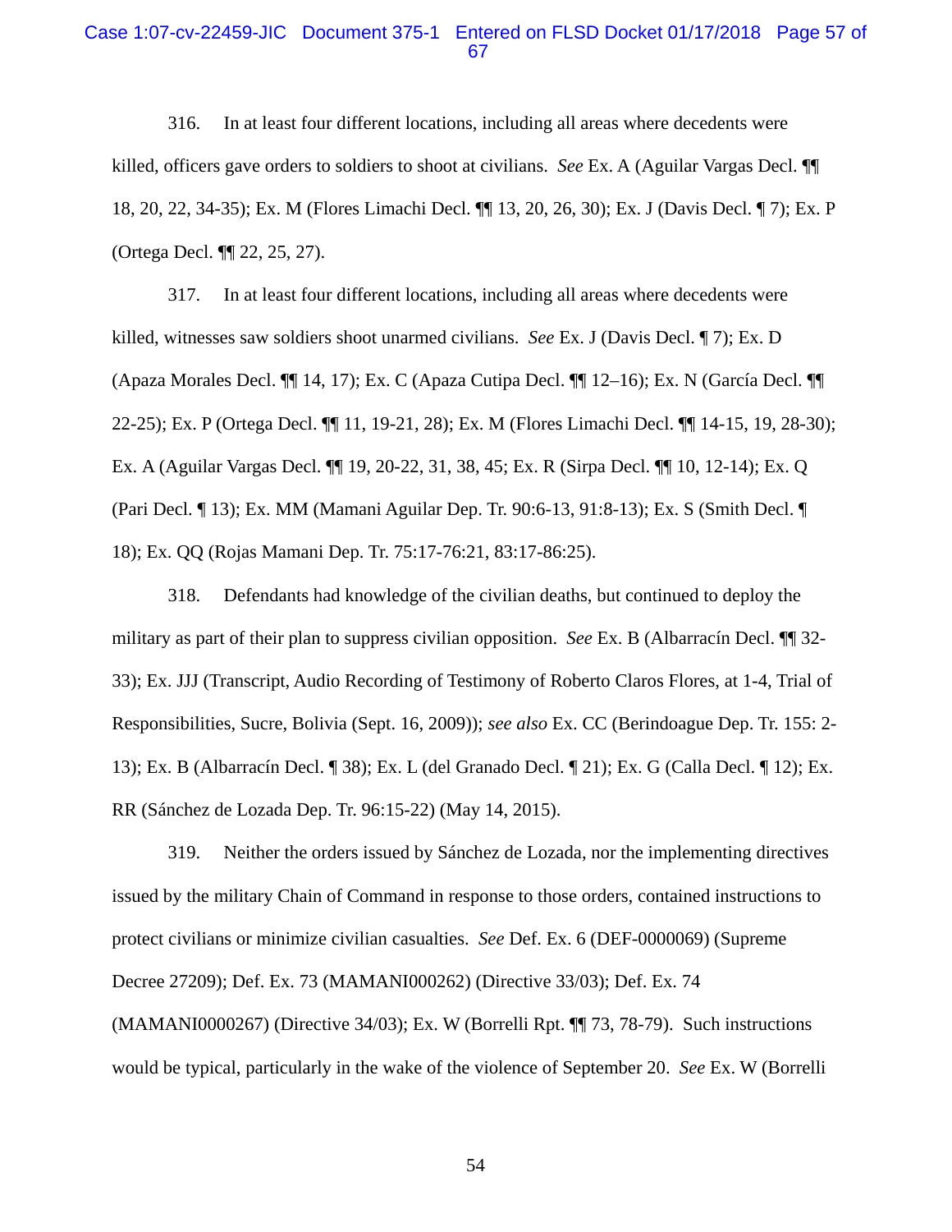316. In at least four different locations, including all areas where decedents were killed, officers gave orders to soldiers to shoot at civilians. *See* Ex. A (Aguilar Vargas Decl. ¶¶ 18, 20, 22, 34-35); Ex. M (Flores Limachi Decl. ¶¶ 13, 20, 26, 30); Ex. J (Davis Decl. ¶ 7); Ex. P (Ortega Decl. ¶¶ 22, 25, 27).

317. In at least four different locations, including all areas where decedents were killed, witnesses saw soldiers shoot unarmed civilians. *See* Ex. J (Davis Decl. ¶ 7); Ex. D (Apaza Morales Decl. ¶¶ 14, 17); Ex. C (Apaza Cutipa Decl. ¶¶ 12–16); Ex. N (García Decl. ¶¶ 22-25); Ex. P (Ortega Decl. ¶¶ 11, 19-21, 28); Ex. M (Flores Limachi Decl. ¶¶ 14-15, 19, 28-30); Ex. A (Aguilar Vargas Decl. ¶¶ 19, 20-22, 31, 38, 45; Ex. R (Sirpa Decl. ¶¶ 10, 12-14); Ex. Q (Pari Decl. ¶ 13); Ex. MM (Mamani Aguilar Dep. Tr. 90:6-13, 91:8-13); Ex. S (Smith Decl. ¶ 18); Ex. QQ (Rojas Mamani Dep. Tr. 75:17-76:21, 83:17-86:25).

318. Defendants had knowledge of the civilian deaths, but continued to deploy the military as part of their plan to suppress civilian opposition. *See* Ex. B (Albarracín Decl. ¶¶ 32-33); Ex. JJJ (Transcript, Audio Recording of Testimony of Roberto Claros Flores, at 1-4, Trial of Responsibilities, Sucre, Bolivia (Sept. 16, 2009)); *see also* Ex. CC (Berindoague Dep. Tr. 155: 2-13); Ex. B (Albarracín Decl. ¶ 38); Ex. L (del Granado Decl. ¶ 21); Ex. G (Calla Decl. ¶ 12); Ex. RR (Sánchez de Lozada Dep. Tr. 96:15-22) (May 14, 2015).

319. Neither the orders issued by Sánchez de Lozada, nor the implementing directives issued by the military Chain of Command in response to those orders, contained instructions to protect civilians or minimize civilian casualties. *See* Def. Ex. 6 (DEF-0000069) (Supreme Decree 27209); Def. Ex. 73 (MAMANI000262) (Directive 33/03); Def. Ex. 74 (MAMANI0000267) (Directive 34/03); Ex. W (Borrelli Rpt. ¶¶ 73, 78-79). Such instructions would be typical, particularly in the wake of the violence of September 20. *See* Ex. W (Borrelli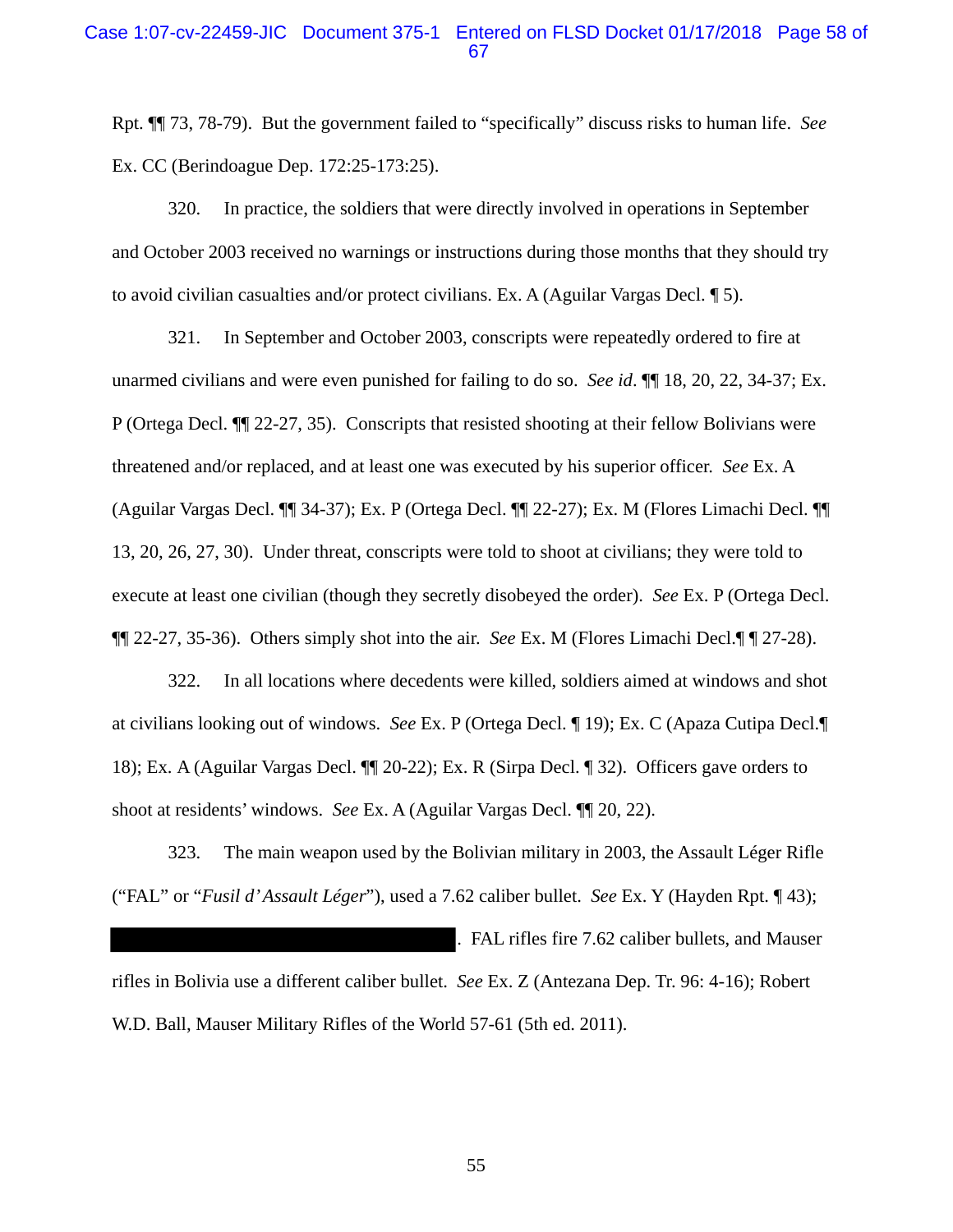Rpt. ¶¶ 73, 78-79). But the government failed to "specifically" discuss risks to human life. *See* Ex. CC (Berindoague Dep. 172:25-173:25).

320. In practice, the soldiers that were directly involved in operations in September and October 2003 received no warnings or instructions during those months that they should try to avoid civilian casualties and/or protect civilians. Ex. A (Aguilar Vargas Decl. ¶ 5).

321. In September and October 2003, conscripts were repeatedly ordered to fire at unarmed civilians and were even punished for failing to do so. *See id*. ¶¶ 18, 20, 22, 34-37; Ex. P (Ortega Decl. ¶¶ 22-27, 35). Conscripts that resisted shooting at their fellow Bolivians were threatened and/or replaced, and at least one was executed by his superior officer. *See* Ex. A (Aguilar Vargas Decl. ¶¶ 34-37); Ex. P (Ortega Decl. ¶¶ 22-27); Ex. M (Flores Limachi Decl. ¶¶ 13, 20, 26, 27, 30). Under threat, conscripts were told to shoot at civilians; they were told to execute at least one civilian (though they secretly disobeyed the order). *See* Ex. P (Ortega Decl. ¶¶ 22-27, 35-36). Others simply shot into the air. *See* Ex. M (Flores Limachi Decl.¶ ¶ 27-28).

322. In all locations where decedents were killed, soldiers aimed at windows and shot at civilians looking out of windows. *See* Ex. P (Ortega Decl. ¶ 19); Ex. C (Apaza Cutipa Decl.¶ 18); Ex. A (Aguilar Vargas Decl. ¶¶ 20-22); Ex. R (Sirpa Decl. ¶ 32). Officers gave orders to shoot at residents' windows. *See* Ex. A (Aguilar Vargas Decl. ¶¶ 20, 22).

323. The main weapon used by the Bolivian military in 2003, the Assault Léger Rifle ("FAL" or "*Fusil d'Assault Léger*"), used a 7.62 caliber bullet. *See* Ex. Y (Hayden Rpt. ¶ 43); [REDACTED]. FAL rifles fire 7.62 caliber bullets, and Mauser rifles in Bolivia use a different caliber bullet. *See* Ex. Z (Antezana Dep. Tr. 96: 4-16); Robert W.D. Ball, Mauser Military Rifles of the World 57-61 (5th ed. 2011).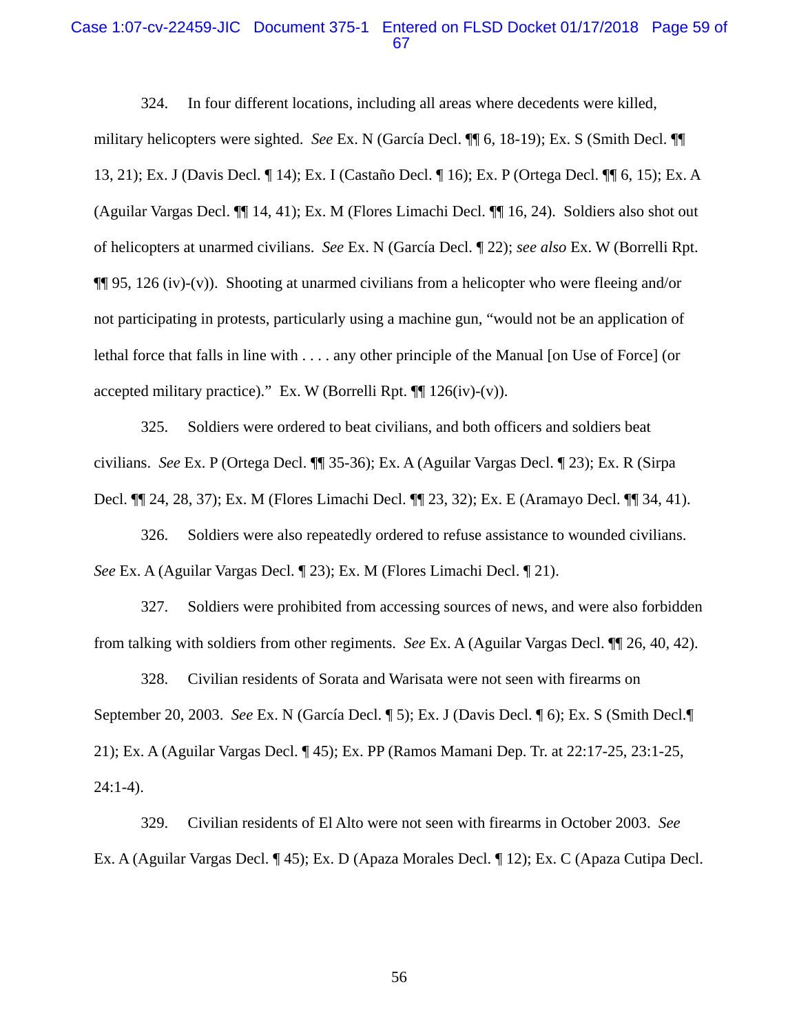324. In four different locations, including all areas where decedents were killed, military helicopters were sighted. *See* Ex. N (García Decl. ¶¶ 6, 18-19); Ex. S (Smith Decl. ¶¶ 13, 21); Ex. J (Davis Decl. ¶ 14); Ex. I (Castaño Decl. ¶ 16); Ex. P (Ortega Decl. ¶¶ 6, 15); Ex. A (Aguilar Vargas Decl. ¶¶ 14, 41); Ex. M (Flores Limachi Decl. ¶¶ 16, 24). Soldiers also shot out of helicopters at unarmed civilians. *See* Ex. N (García Decl. ¶ 22); *see also* Ex. W (Borrelli Rpt. ¶¶ 95, 126 (iv)-(v)). Shooting at unarmed civilians from a helicopter who were fleeing and/or not participating in protests, particularly using a machine gun, "would not be an application of lethal force that falls in line with . . . . any other principle of the Manual [on Use of Force] (or accepted military practice)." Ex. W (Borrelli Rpt. ¶¶ 126(iv)-(v)).

325. Soldiers were ordered to beat civilians, and both officers and soldiers beat civilians. *See* Ex. P (Ortega Decl. ¶¶ 35-36); Ex. A (Aguilar Vargas Decl. ¶ 23); Ex. R (Sirpa Decl. ¶¶ 24, 28, 37); Ex. M (Flores Limachi Decl. ¶¶ 23, 32); Ex. E (Aramayo Decl. ¶¶ 34, 41).

326. Soldiers were also repeatedly ordered to refuse assistance to wounded civilians. *See* Ex. A (Aguilar Vargas Decl. ¶ 23); Ex. M (Flores Limachi Decl. ¶ 21).

327. Soldiers were prohibited from accessing sources of news, and were also forbidden from talking with soldiers from other regiments. *See* Ex. A (Aguilar Vargas Decl. ¶¶ 26, 40, 42).

328. Civilian residents of Sorata and Warisata were not seen with firearms on September 20, 2003. *See* Ex. N (García Decl. ¶ 5); Ex. J (Davis Decl. ¶ 6); Ex. S (Smith Decl.¶ 21); Ex. A (Aguilar Vargas Decl. ¶ 45); Ex. PP (Ramos Mamani Dep. Tr. at 22:17-25, 23:1-25, 24:1-4).

329. Civilian residents of El Alto were not seen with firearms in October 2003. *See* Ex. A (Aguilar Vargas Decl. ¶ 45); Ex. D (Apaza Morales Decl. ¶ 12); Ex. C (Apaza Cutipa Decl.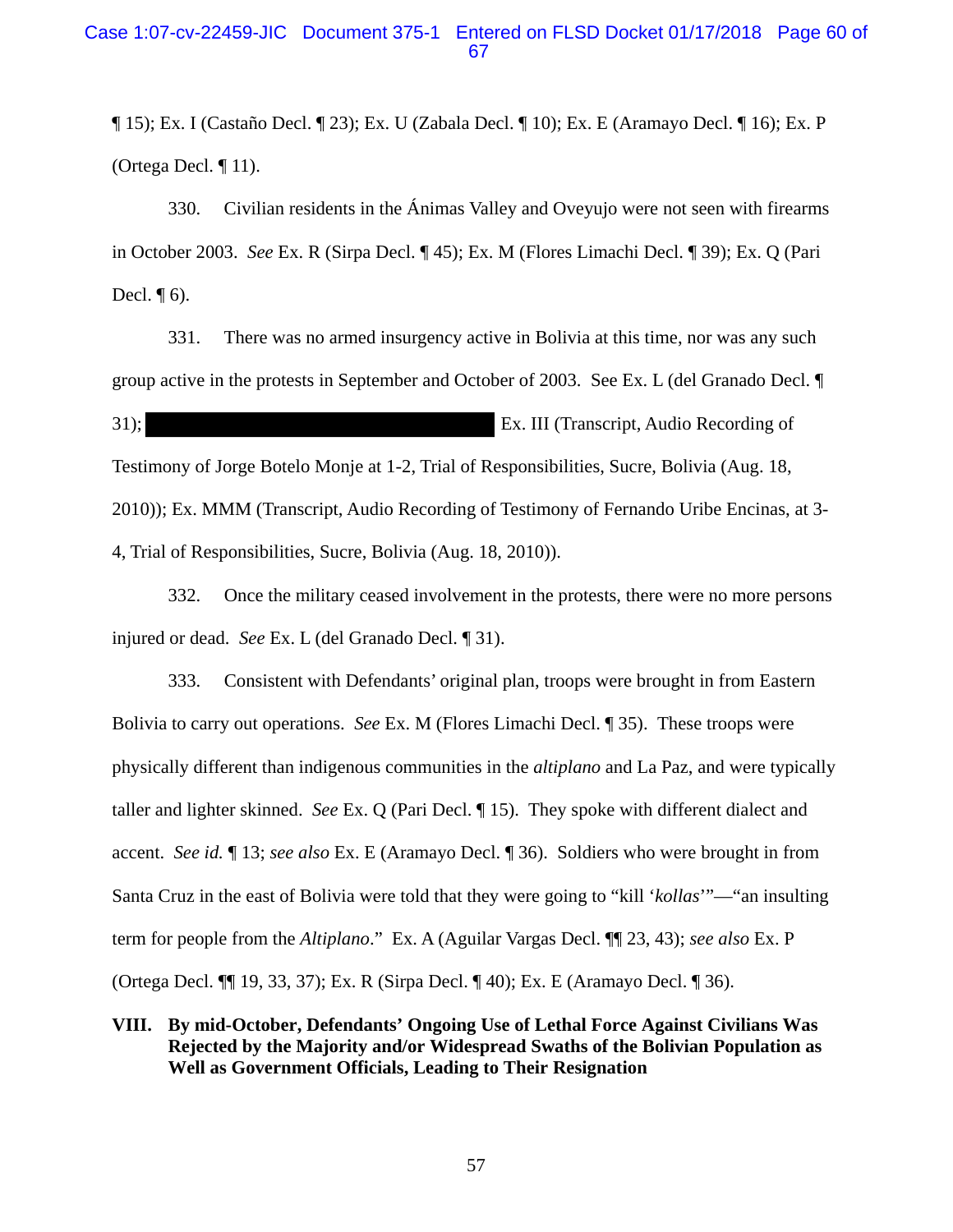¶ 15); Ex. I (Castaño Decl. ¶ 23); Ex. U (Zabala Decl. ¶ 10); Ex. E (Aramayo Decl. ¶ 16); Ex. P (Ortega Decl. ¶ 11).

330. Civilian residents in the Ánimas Valley and Oveyujo were not seen with firearms in October 2003. *See* Ex. R (Sirpa Decl. ¶ 45); Ex. M (Flores Limachi Decl. ¶ 39); Ex. Q (Pari Decl. ¶ 6).

331. There was no armed insurgency active in Bolivia at this time, nor was any such group active in the protests in September and October of 2003. See Ex. L (del Granado Decl. ¶ 31); [REDACTED] Ex. III (Transcript, Audio Recording of Testimony of Jorge Botelo Monje at 1-2, Trial of Responsibilities, Sucre, Bolivia (Aug. 18, 2010)); Ex. MMM (Transcript, Audio Recording of Testimony of Fernando Uribe Encinas, at 3-4, Trial of Responsibilities, Sucre, Bolivia (Aug. 18, 2010)).

332. Once the military ceased involvement in the protests, there were no more persons injured or dead. *See* Ex. L (del Granado Decl. ¶ 31).

333. Consistent with Defendants' original plan, troops were brought in from Eastern Bolivia to carry out operations. *See* Ex. M (Flores Limachi Decl. ¶ 35). These troops were physically different than indigenous communities in the *altiplano* and La Paz, and were typically taller and lighter skinned. *See* Ex. Q (Pari Decl. ¶ 15). They spoke with different dialect and accent. *See id.* ¶ 13; *see also* Ex. E (Aramayo Decl. ¶ 36). Soldiers who were brought in from Santa Cruz in the east of Bolivia were told that they were going to "kill '*kollas*'"—"an insulting term for people from the *Altiplano*." Ex. A (Aguilar Vargas Decl. ¶¶ 23, 43); *see also* Ex. P (Ortega Decl. ¶¶ 19, 33, 37); Ex. R (Sirpa Decl. ¶ 40); Ex. E (Aramayo Decl. ¶ 36).

## VIII. By mid-October, Defendants' Ongoing Use of Lethal Force Against Civilians Was Rejected by the Majority and/or Widespread Swaths of the Bolivian Population as Well as Government Officials, Leading to Their Resignation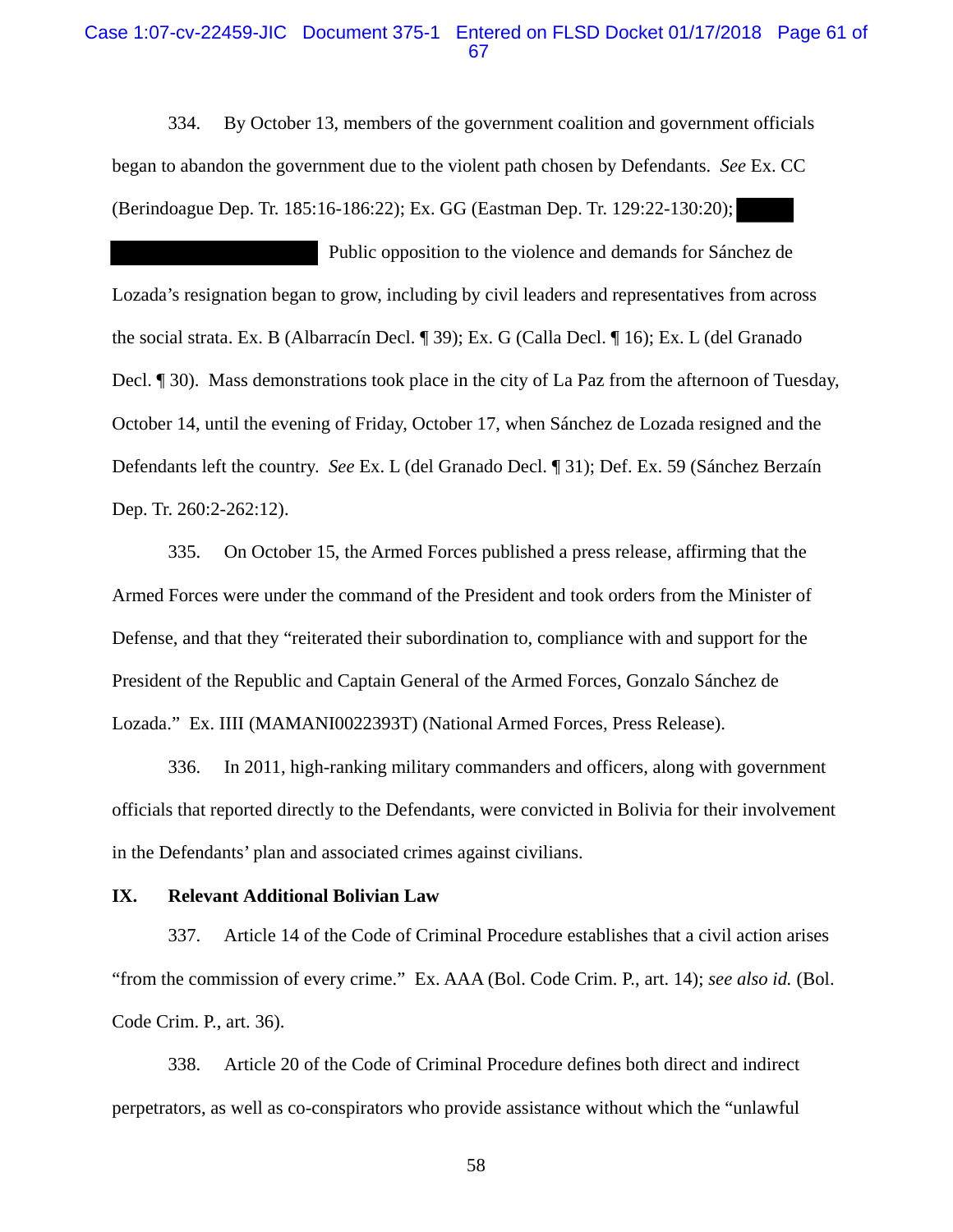334. By October 13, members of the government coalition and government officials began to abandon the government due to the violent path chosen by Defendants. *See* Ex. CC (Berindoague Dep. Tr. 185:16-186:22); Ex. GG (Eastman Dep. Tr. 129:22-130:20); ██████ ████████████████ Public opposition to the violence and demands for Sánchez de Lozada's resignation began to grow, including by civil leaders and representatives from across the social strata. Ex. B (Albarracín Decl. ¶ 39); Ex. G (Calla Decl. ¶ 16); Ex. L (del Granado Decl. ¶ 30). Mass demonstrations took place in the city of La Paz from the afternoon of Tuesday, October 14, until the evening of Friday, October 17, when Sánchez de Lozada resigned and the Defendants left the country. *See* Ex. L (del Granado Decl. ¶ 31); Def. Ex. 59 (Sánchez Berzaín Dep. Tr. 260:2-262:12).

335. On October 15, the Armed Forces published a press release, affirming that the Armed Forces were under the command of the President and took orders from the Minister of Defense, and that they "reiterated their subordination to, compliance with and support for the President of the Republic and Captain General of the Armed Forces, Gonzalo Sánchez de Lozada." Ex. IIII (MAMANI0022393T) (National Armed Forces, Press Release).

336. In 2011, high-ranking military commanders and officers, along with government officials that reported directly to the Defendants, were convicted in Bolivia for their involvement in the Defendants' plan and associated crimes against civilians.

## IX. Relevant Additional Bolivian Law

337. Article 14 of the Code of Criminal Procedure establishes that a civil action arises "from the commission of every crime." Ex. AAA (Bol. Code Crim. P., art. 14); *see also id.* (Bol. Code Crim. P., art. 36).

338. Article 20 of the Code of Criminal Procedure defines both direct and indirect perpetrators, as well as co-conspirators who provide assistance without which the "unlawful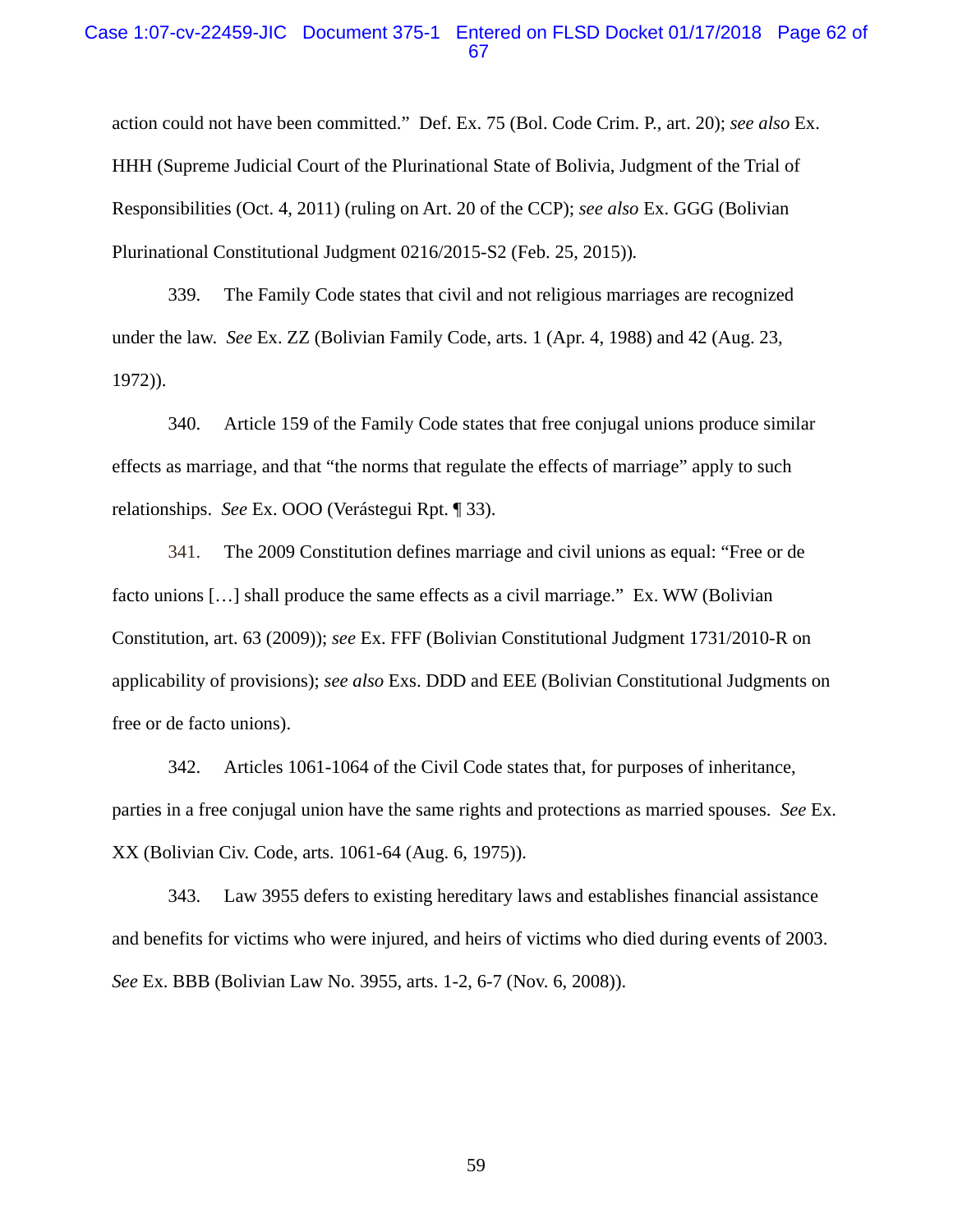action could not have been committed." Def. Ex. 75 (Bol. Code Crim. P., art. 20); *see also* Ex. HHH (Supreme Judicial Court of the Plurinational State of Bolivia, Judgment of the Trial of Responsibilities (Oct. 4, 2011) (ruling on Art. 20 of the CCP); *see also* Ex. GGG (Bolivian Plurinational Constitutional Judgment 0216/2015-S2 (Feb. 25, 2015)).

339. The Family Code states that civil and not religious marriages are recognized under the law. *See* Ex. ZZ (Bolivian Family Code, arts. 1 (Apr. 4, 1988) and 42 (Aug. 23, 1972)).

340. Article 159 of the Family Code states that free conjugal unions produce similar effects as marriage, and that "the norms that regulate the effects of marriage" apply to such relationships. *See* Ex. OOO (Verástegui Rpt. ¶ 33).

341. The 2009 Constitution defines marriage and civil unions as equal: "Free or de facto unions […] shall produce the same effects as a civil marriage." Ex. WW (Bolivian Constitution, art. 63 (2009)); *see* Ex. FFF (Bolivian Constitutional Judgment 1731/2010-R on applicability of provisions); *see also* Exs. DDD and EEE (Bolivian Constitutional Judgments on free or de facto unions).

342. Articles 1061-1064 of the Civil Code states that, for purposes of inheritance, parties in a free conjugal union have the same rights and protections as married spouses. *See* Ex. XX (Bolivian Civ. Code, arts. 1061-64 (Aug. 6, 1975)).

343. Law 3955 defers to existing hereditary laws and establishes financial assistance and benefits for victims who were injured, and heirs of victims who died during events of 2003. *See* Ex. BBB (Bolivian Law No. 3955, arts. 1-2, 6-7 (Nov. 6, 2008)).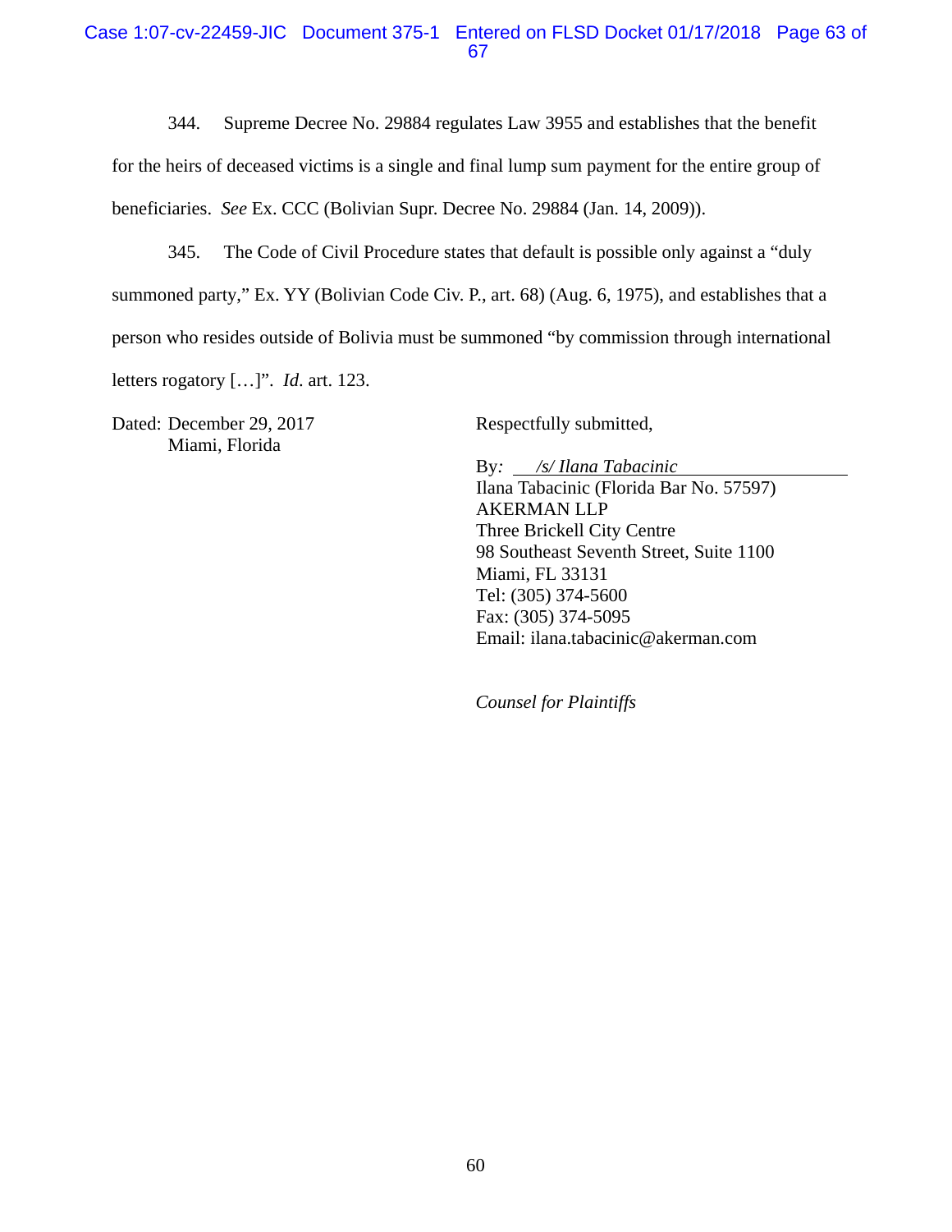344. Supreme Decree No. 29884 regulates Law 3955 and establishes that the benefit for the heirs of deceased victims is a single and final lump sum payment for the entire group of beneficiaries. *See* Ex. CCC (Bolivian Supr. Decree No. 29884 (Jan. 14, 2009)).

345. The Code of Civil Procedure states that default is possible only against a "duly summoned party," Ex. YY (Bolivian Code Civ. P., art. 68) (Aug. 6, 1975), and establishes that a person who resides outside of Bolivia must be summoned "by commission through international letters rogatory […]". *Id.* art. 123.

Dated: December 29, 2017
Miami, Florida

Respectfully submitted,

By: *\/s/ Ilana Tabacinic*
Ilana Tabacinic (Florida Bar No. 57597)
AKERMAN LLP
Three Brickell City Centre
98 Southeast Seventh Street, Suite 1100
Miami, FL 33131
Tel: (305) 374-5600
Fax: (305) 374-5095
Email: ilana.tabacinic@akerman.com

*Counsel for Plaintiffs*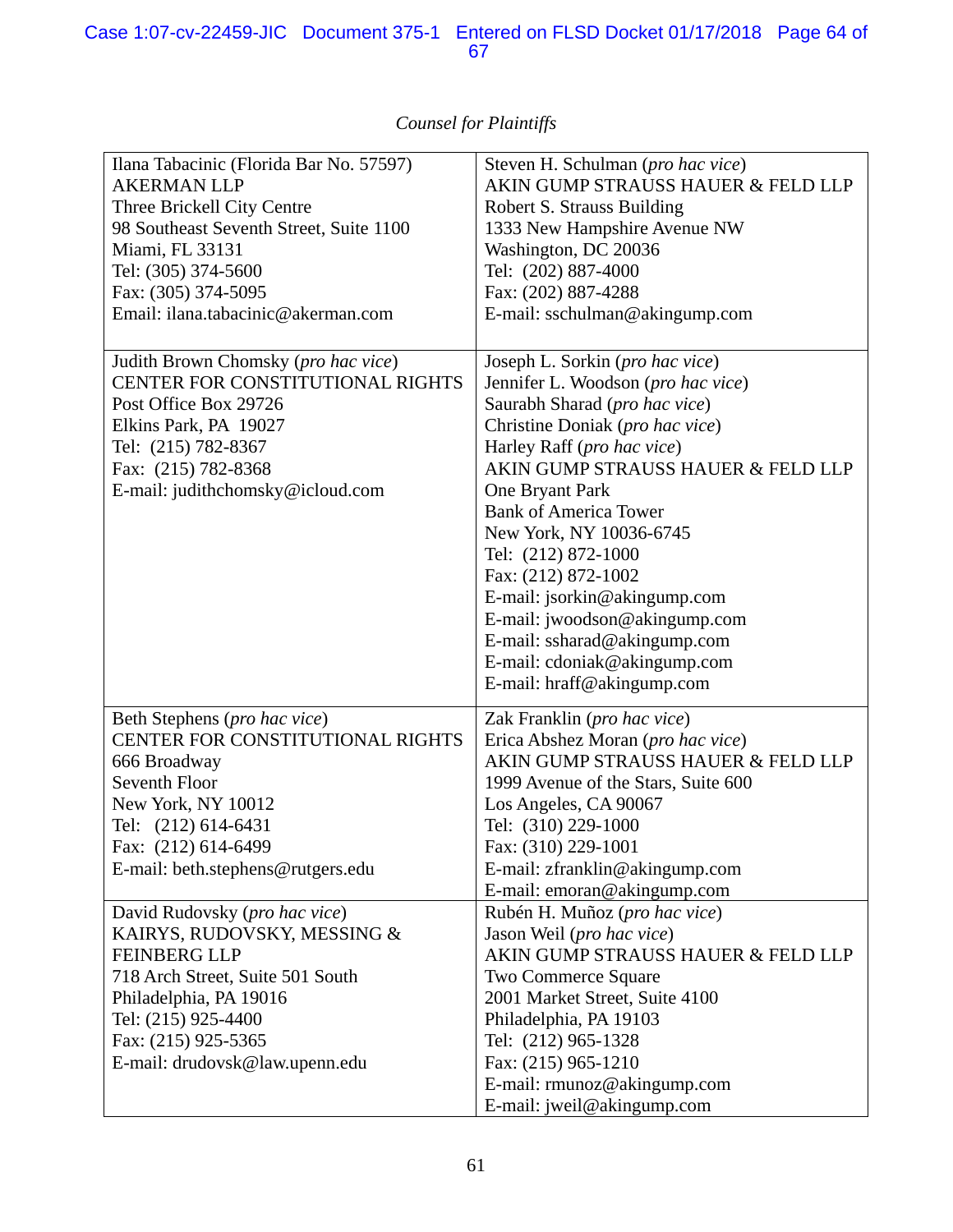*Counsel for Plaintiffs*

| | |
|---|---|
| Ilana Tabacinic (Florida Bar No. 57597)<br>AKERMAN LLP<br>Three Brickell City Centre<br>98 Southeast Seventh Street, Suite 1100<br>Miami, FL 33131<br>Tel: (305) 374-5600<br>Fax: (305) 374-5095<br>Email: ilana.tabacinic@akerman.com | Steven H. Schulman (*pro hac vice*)<br>AKIN GUMP STRAUSS HAUER & FELD LLP<br>Robert S. Strauss Building<br>1333 New Hampshire Avenue NW<br>Washington, DC 20036<br>Tel: (202) 887-4000<br>Fax: (202) 887-4288<br>E-mail: sschulman@akingump.com |
| Judith Brown Chomsky (*pro hac vice*)<br>CENTER FOR CONSTITUTIONAL RIGHTS<br>Post Office Box 29726<br>Elkins Park, PA 19027<br>Tel: (215) 782-8367<br>Fax: (215) 782-8368<br>E-mail: judithchomsky@icloud.com | Joseph L. Sorkin (*pro hac vice*)<br>Jennifer L. Woodson (*pro hac vice*)<br>Saurabh Sharad (*pro hac vice*)<br>Christine Doniak (*pro hac vice*)<br>Harley Raff (*pro hac vice*)<br>AKIN GUMP STRAUSS HAUER & FELD LLP<br>One Bryant Park<br>Bank of America Tower<br>New York, NY 10036-6745<br>Tel: (212) 872-1000<br>Fax: (212) 872-1002<br>E-mail: jsorkin@akingump.com<br>E-mail: jwoodson@akingump.com<br>E-mail: ssharad@akingump.com<br>E-mail: cdoniak@akingump.com<br>E-mail: hraff@akingump.com |
| Beth Stephens (*pro hac vice*)<br>CENTER FOR CONSTITUTIONAL RIGHTS<br>666 Broadway<br>Seventh Floor<br>New York, NY 10012<br>Tel: (212) 614-6431<br>Fax: (212) 614-6499<br>E-mail: beth.stephens@rutgers.edu | Zak Franklin (*pro hac vice*)<br>Erica Abshez Moran (*pro hac vice*)<br>AKIN GUMP STRAUSS HAUER & FELD LLP<br>1999 Avenue of the Stars, Suite 600<br>Los Angeles, CA 90067<br>Tel: (310) 229-1000<br>Fax: (310) 229-1001<br>E-mail: zfranklin@akingump.com<br>E-mail: emoran@akingump.com |
| David Rudovsky (*pro hac vice*)<br>KAIRYS, RUDOVSKY, MESSING & FEINBERG LLP<br>718 Arch Street, Suite 501 South<br>Philadelphia, PA 19016<br>Tel: (215) 925-4400<br>Fax: (215) 925-5365<br>E-mail: drudovsk@law.upenn.edu | Rubén H. Muñoz (*pro hac vice*)<br>Jason Weil (*pro hac vice*)<br>AKIN GUMP STRAUSS HAUER & FELD LLP<br>Two Commerce Square<br>2001 Market Street, Suite 4100<br>Philadelphia, PA 19103<br>Tel: (212) 965-1328<br>Fax: (215) 965-1210<br>E-mail: rmunoz@akingump.com<br>E-mail: jweil@akingump.com |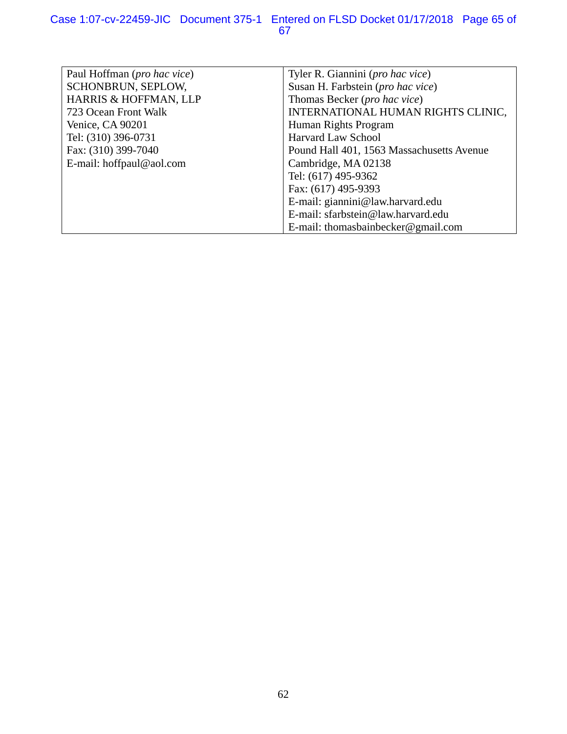| Paul Hoffman (*pro hac vice*)<br>SCHONBRUN, SEPLOW,<br>HARRIS & HOFFMAN, LLP<br>723 Ocean Front Walk<br>Venice, CA 90201<br>Tel: (310) 396-0731<br>Fax: (310) 399-7040<br>E-mail: hoffpaul@aol.com | Tyler R. Giannini (*pro hac vice*)<br>Susan H. Farbstein (*pro hac vice*)<br>Thomas Becker (*pro hac vice*)<br>INTERNATIONAL HUMAN RIGHTS CLINIC,<br>Human Rights Program<br>Harvard Law School<br>Pound Hall 401, 1563 Massachusetts Avenue<br>Cambridge, MA 02138<br>Tel: (617) 495-9362<br>Fax: (617) 495-9393<br>E-mail: giannini@law.harvard.edu<br>E-mail: sfarbstein@law.harvard.edu<br>E-mail: thomasbainbecker@gmail.com |
|---|---|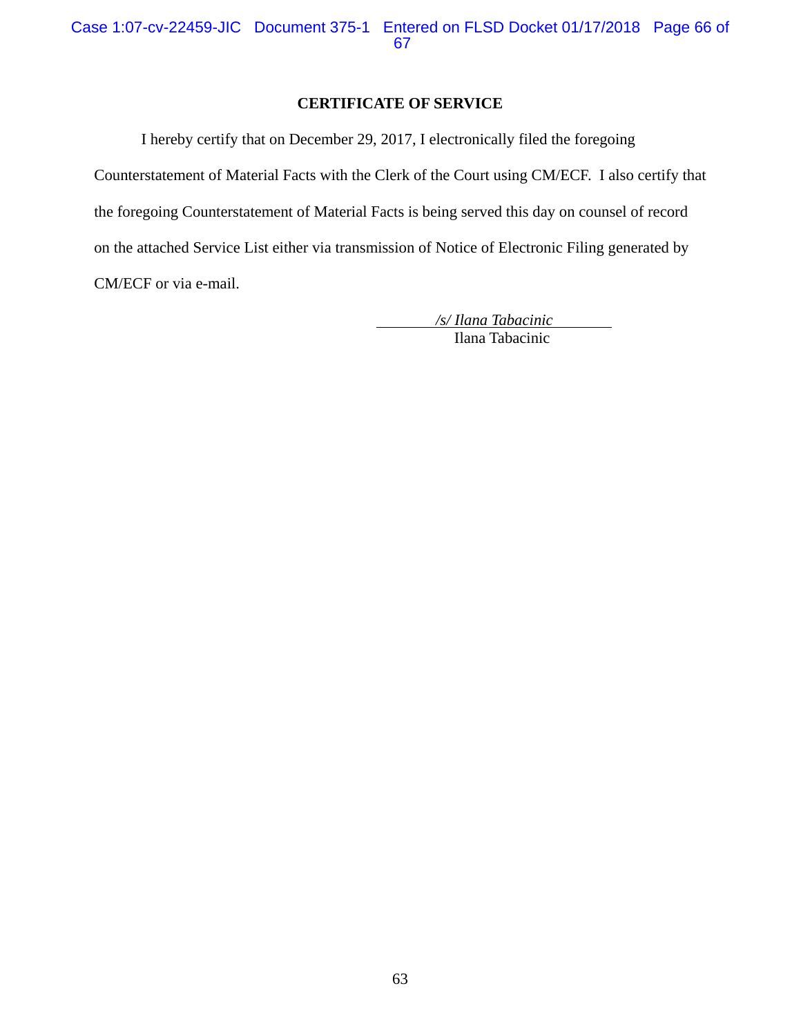## CERTIFICATE OF SERVICE

I hereby certify that on December 29, 2017, I electronically filed the foregoing Counterstatement of Material Facts with the Clerk of the Court using CM/ECF. I also certify that the foregoing Counterstatement of Material Facts is being served this day on counsel of record on the attached Service List either via transmission of Notice of Electronic Filing generated by CM/ECF or via e-mail.

*/s/ Ilana Tabacinic*
Ilana Tabacinic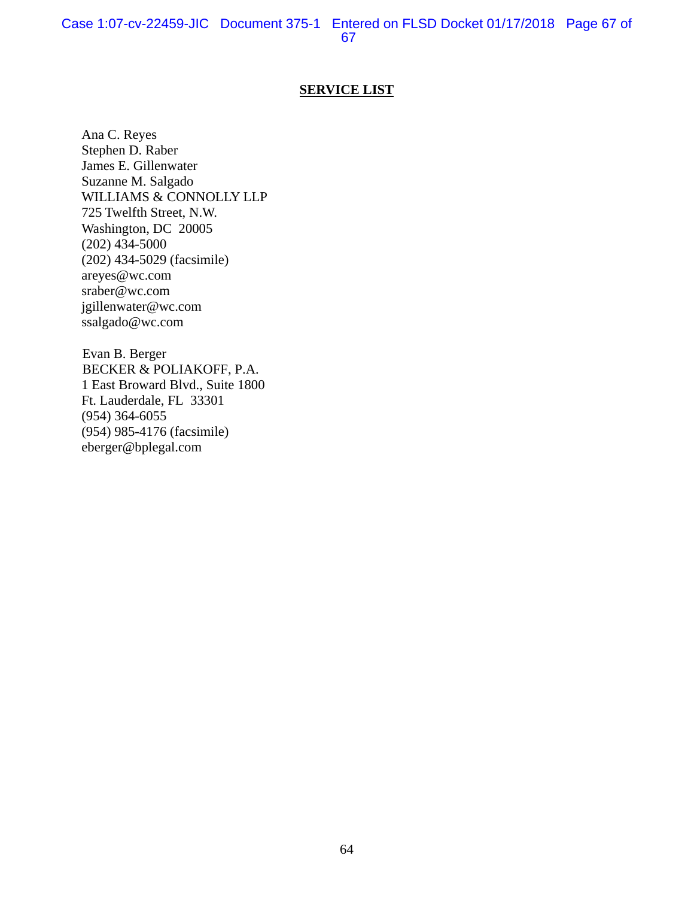**SERVICE LIST**

Ana C. Reyes
Stephen D. Raber
James E. Gillenwater
Suzanne M. Salgado
WILLIAMS & CONNOLLY LLP
725 Twelfth Street, N.W.
Washington, DC 20005
(202) 434-5000
(202) 434-5029 (facsimile)
areyes@wc.com
sraber@wc.com
jgillenwater@wc.com
ssalgado@wc.com

Evan B. Berger
BECKER & POLIAKOFF, P.A.
1 East Broward Blvd., Suite 1800
Ft. Lauderdale, FL 33301
(954) 364-6055
(954) 985-4176 (facsimile)
eberger@bplegal.com